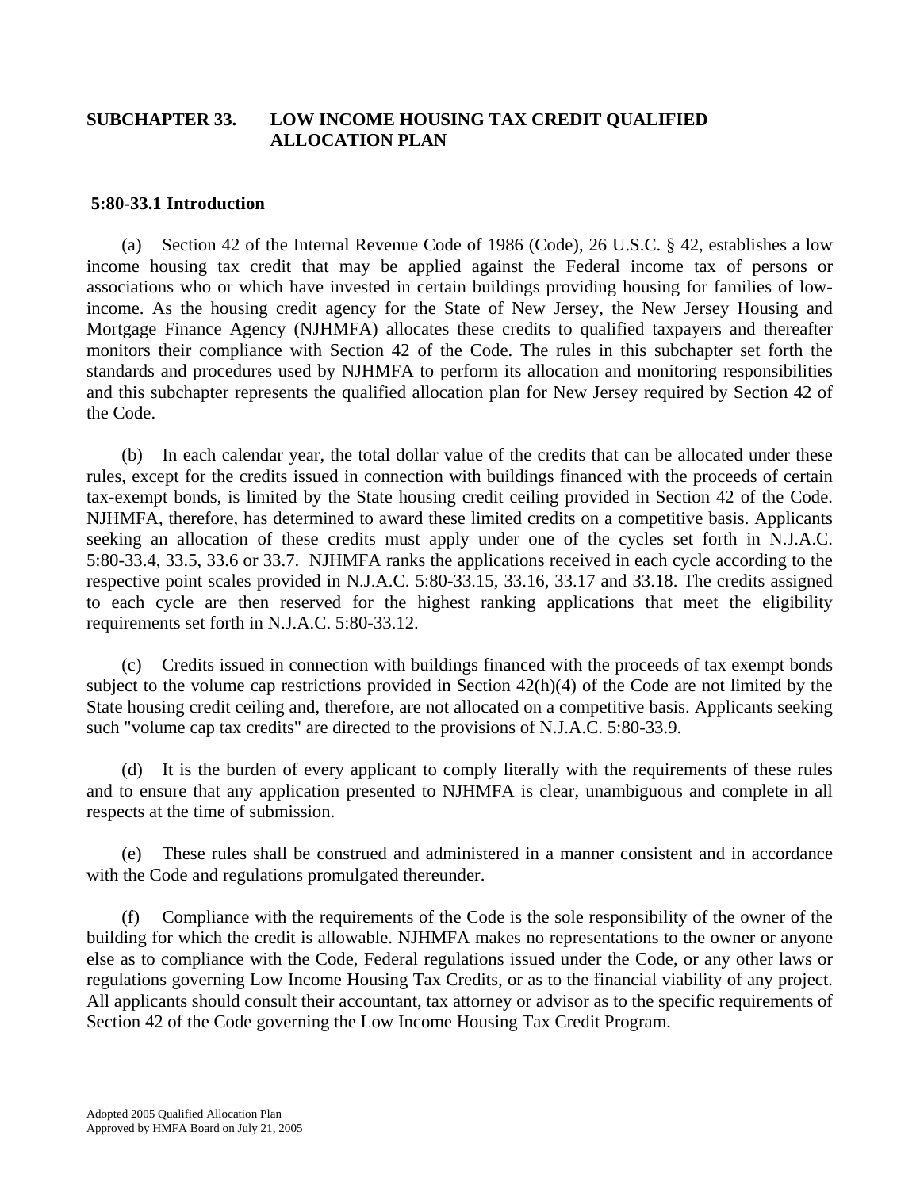## SUBCHAPTER 33. LOW INCOME HOUSING TAX CREDIT QUALIFIED ALLOCATION PLAN

### 5:80-33.1 Introduction

(a) Section 42 of the Internal Revenue Code of 1986 (Code), 26 U.S.C. § 42, establishes a low income housing tax credit that may be applied against the Federal income tax of persons or associations who or which have invested in certain buildings providing housing for families of low-income. As the housing credit agency for the State of New Jersey, the New Jersey Housing and Mortgage Finance Agency (NJHMFA) allocates these credits to qualified taxpayers and thereafter monitors their compliance with Section 42 of the Code. The rules in this subchapter set forth the standards and procedures used by NJHMFA to perform its allocation and monitoring responsibilities and this subchapter represents the qualified allocation plan for New Jersey required by Section 42 of the Code.

(b) In each calendar year, the total dollar value of the credits that can be allocated under these rules, except for the credits issued in connection with buildings financed with the proceeds of certain tax-exempt bonds, is limited by the State housing credit ceiling provided in Section 42 of the Code. NJHMFA, therefore, has determined to award these limited credits on a competitive basis. Applicants seeking an allocation of these credits must apply under one of the cycles set forth in N.J.A.C. 5:80-33.4, 33.5, 33.6 or 33.7. NJHMFA ranks the applications received in each cycle according to the respective point scales provided in N.J.A.C. 5:80-33.15, 33.16, 33.17 and 33.18. The credits assigned to each cycle are then reserved for the highest ranking applications that meet the eligibility requirements set forth in N.J.A.C. 5:80-33.12.

(c) Credits issued in connection with buildings financed with the proceeds of tax exempt bonds subject to the volume cap restrictions provided in Section 42(h)(4) of the Code are not limited by the State housing credit ceiling and, therefore, are not allocated on a competitive basis. Applicants seeking such "volume cap tax credits" are directed to the provisions of N.J.A.C. 5:80-33.9.

(d) It is the burden of every applicant to comply literally with the requirements of these rules and to ensure that any application presented to NJHMFA is clear, unambiguous and complete in all respects at the time of submission.

(e) These rules shall be construed and administered in a manner consistent and in accordance with the Code and regulations promulgated thereunder.

(f) Compliance with the requirements of the Code is the sole responsibility of the owner of the building for which the credit is allowable. NJHMFA makes no representations to the owner or anyone else as to compliance with the Code, Federal regulations issued under the Code, or any other laws or regulations governing Low Income Housing Tax Credits, or as to the financial viability of any project. All applicants should consult their accountant, tax attorney or advisor as to the specific requirements of Section 42 of the Code governing the Low Income Housing Tax Credit Program.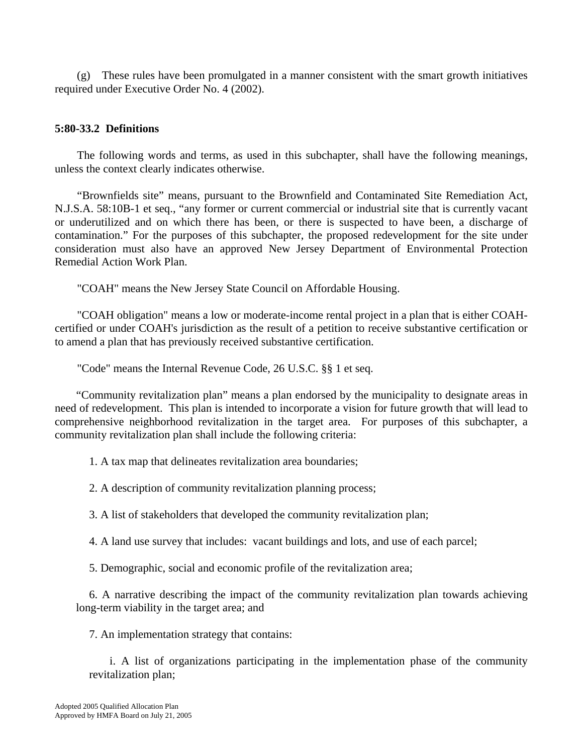(g) These rules have been promulgated in a manner consistent with the smart growth initiatives required under Executive Order No. 4 (2002).

**5:80-33.2 Definitions**

The following words and terms, as used in this subchapter, shall have the following meanings, unless the context clearly indicates otherwise.

"Brownfields site" means, pursuant to the Brownfield and Contaminated Site Remediation Act, N.J.S.A. 58:10B-1 et seq., "any former or current commercial or industrial site that is currently vacant or underutilized and on which there has been, or there is suspected to have been, a discharge of contamination." For the purposes of this subchapter, the proposed redevelopment for the site under consideration must also have an approved New Jersey Department of Environmental Protection Remedial Action Work Plan.

"COAH" means the New Jersey State Council on Affordable Housing.

"COAH obligation" means a low or moderate-income rental project in a plan that is either COAH-certified or under COAH's jurisdiction as the result of a petition to receive substantive certification or to amend a plan that has previously received substantive certification.

"Code" means the Internal Revenue Code, 26 U.S.C. §§ 1 et seq.

"Community revitalization plan" means a plan endorsed by the municipality to designate areas in need of redevelopment. This plan is intended to incorporate a vision for future growth that will lead to comprehensive neighborhood revitalization in the target area. For purposes of this subchapter, a community revitalization plan shall include the following criteria:

1. A tax map that delineates revitalization area boundaries;

2. A description of community revitalization planning process;

3. A list of stakeholders that developed the community revitalization plan;

4. A land use survey that includes: vacant buildings and lots, and use of each parcel;

5. Demographic, social and economic profile of the revitalization area;

6. A narrative describing the impact of the community revitalization plan towards achieving long-term viability in the target area; and

7. An implementation strategy that contains:

   i. A list of organizations participating in the implementation phase of the community revitalization plan;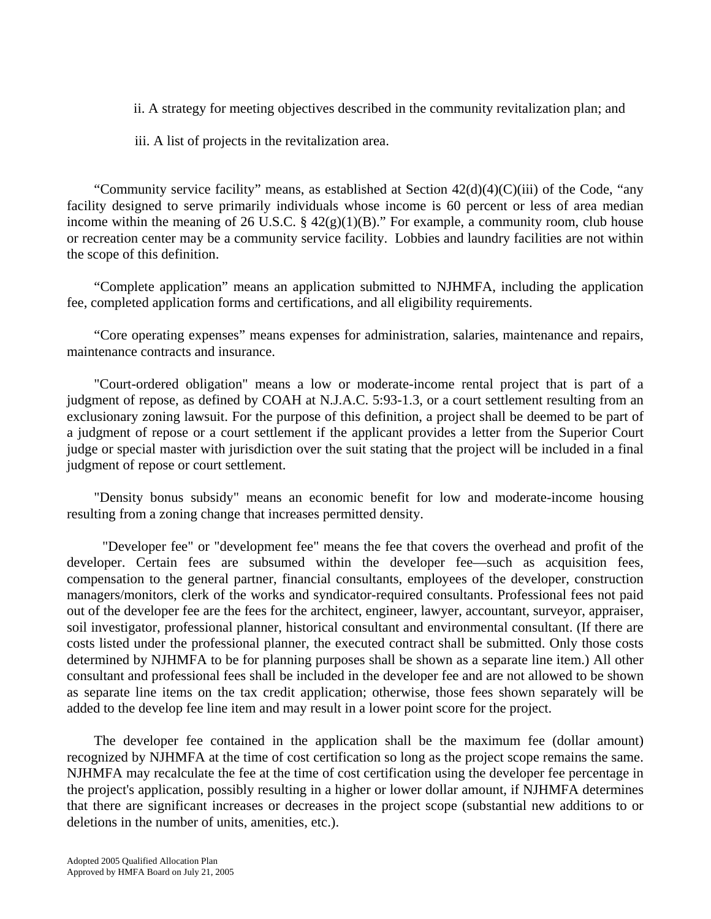ii. A strategy for meeting objectives described in the community revitalization plan; and

iii. A list of projects in the revitalization area.

"Community service facility" means, as established at Section 42(d)(4)(C)(iii) of the Code, "any facility designed to serve primarily individuals whose income is 60 percent or less of area median income within the meaning of 26 U.S.C. § 42(g)(1)(B)." For example, a community room, club house or recreation center may be a community service facility. Lobbies and laundry facilities are not within the scope of this definition.

"Complete application" means an application submitted to NJHMFA, including the application fee, completed application forms and certifications, and all eligibility requirements.

"Core operating expenses" means expenses for administration, salaries, maintenance and repairs, maintenance contracts and insurance.

"Court-ordered obligation" means a low or moderate-income rental project that is part of a judgment of repose, as defined by COAH at N.J.A.C. 5:93-1.3, or a court settlement resulting from an exclusionary zoning lawsuit. For the purpose of this definition, a project shall be deemed to be part of a judgment of repose or a court settlement if the applicant provides a letter from the Superior Court judge or special master with jurisdiction over the suit stating that the project will be included in a final judgment of repose or court settlement.

"Density bonus subsidy" means an economic benefit for low and moderate-income housing resulting from a zoning change that increases permitted density.

"Developer fee" or "development fee" means the fee that covers the overhead and profit of the developer. Certain fees are subsumed within the developer fee—such as acquisition fees, compensation to the general partner, financial consultants, employees of the developer, construction managers/monitors, clerk of the works and syndicator-required consultants. Professional fees not paid out of the developer fee are the fees for the architect, engineer, lawyer, accountant, surveyor, appraiser, soil investigator, professional planner, historical consultant and environmental consultant. (If there are costs listed under the professional planner, the executed contract shall be submitted. Only those costs determined by NJHMFA to be for planning purposes shall be shown as a separate line item.) All other consultant and professional fees shall be included in the developer fee and are not allowed to be shown as separate line items on the tax credit application; otherwise, those fees shown separately will be added to the develop fee line item and may result in a lower point score for the project.

The developer fee contained in the application shall be the maximum fee (dollar amount) recognized by NJHMFA at the time of cost certification so long as the project scope remains the same. NJHMFA may recalculate the fee at the time of cost certification using the developer fee percentage in the project's application, possibly resulting in a higher or lower dollar amount, if NJHMFA determines that there are significant increases or decreases in the project scope (substantial new additions to or deletions in the number of units, amenities, etc.).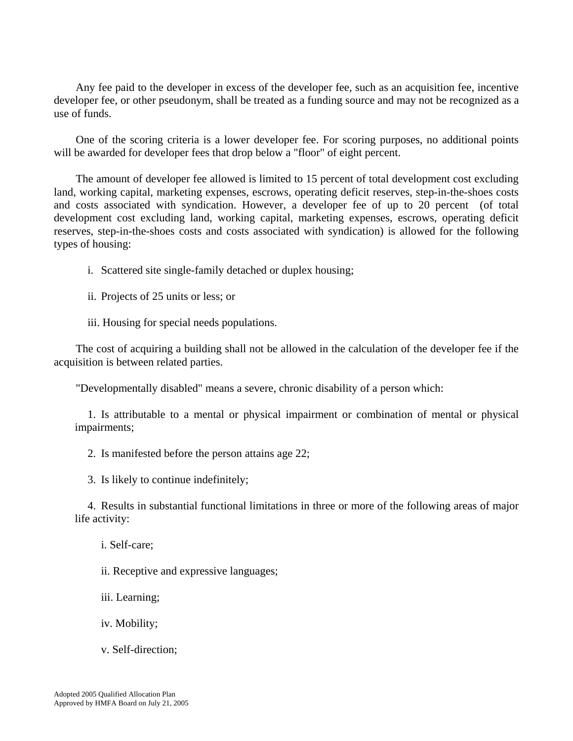Any fee paid to the developer in excess of the developer fee, such as an acquisition fee, incentive developer fee, or other pseudonym, shall be treated as a funding source and may not be recognized as a use of funds.

One of the scoring criteria is a lower developer fee. For scoring purposes, no additional points will be awarded for developer fees that drop below a "floor" of eight percent.

The amount of developer fee allowed is limited to 15 percent of total development cost excluding land, working capital, marketing expenses, escrows, operating deficit reserves, step-in-the-shoes costs and costs associated with syndication. However, a developer fee of up to 20 percent (of total development cost excluding land, working capital, marketing expenses, escrows, operating deficit reserves, step-in-the-shoes costs and costs associated with syndication) is allowed for the following types of housing:

i. Scattered site single-family detached or duplex housing;

ii. Projects of 25 units or less; or

iii. Housing for special needs populations.

The cost of acquiring a building shall not be allowed in the calculation of the developer fee if the acquisition is between related parties.

"Developmentally disabled" means a severe, chronic disability of a person which:

1. Is attributable to a mental or physical impairment or combination of mental or physical impairments;

2. Is manifested before the person attains age 22;

3. Is likely to continue indefinitely;

4. Results in substantial functional limitations in three or more of the following areas of major life activity:

i. Self-care;

ii. Receptive and expressive languages;

iii. Learning;

iv. Mobility;

v. Self-direction;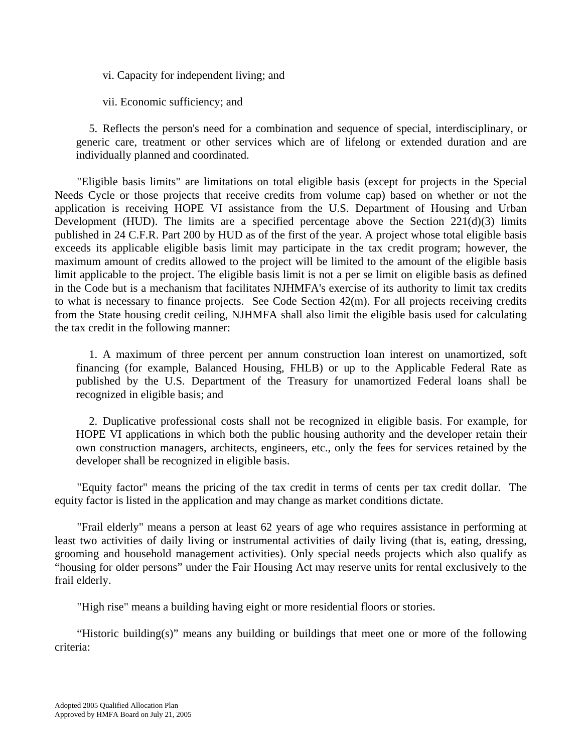vi. Capacity for independent living; and

vii. Economic sufficiency; and

5. Reflects the person's need for a combination and sequence of special, interdisciplinary, or generic care, treatment or other services which are of lifelong or extended duration and are individually planned and coordinated.

"Eligible basis limits" are limitations on total eligible basis (except for projects in the Special Needs Cycle or those projects that receive credits from volume cap) based on whether or not the application is receiving HOPE VI assistance from the U.S. Department of Housing and Urban Development (HUD). The limits are a specified percentage above the Section 221(d)(3) limits published in 24 C.F.R. Part 200 by HUD as of the first of the year. A project whose total eligible basis exceeds its applicable eligible basis limit may participate in the tax credit program; however, the maximum amount of credits allowed to the project will be limited to the amount of the eligible basis limit applicable to the project. The eligible basis limit is not a per se limit on eligible basis as defined in the Code but is a mechanism that facilitates NJHMFA's exercise of its authority to limit tax credits to what is necessary to finance projects. See Code Section 42(m). For all projects receiving credits from the State housing credit ceiling, NJHMFA shall also limit the eligible basis used for calculating the tax credit in the following manner:

1. A maximum of three percent per annum construction loan interest on unamortized, soft financing (for example, Balanced Housing, FHLB) or up to the Applicable Federal Rate as published by the U.S. Department of the Treasury for unamortized Federal loans shall be recognized in eligible basis; and

2. Duplicative professional costs shall not be recognized in eligible basis. For example, for HOPE VI applications in which both the public housing authority and the developer retain their own construction managers, architects, engineers, etc., only the fees for services retained by the developer shall be recognized in eligible basis.

"Equity factor" means the pricing of the tax credit in terms of cents per tax credit dollar. The equity factor is listed in the application and may change as market conditions dictate.

"Frail elderly" means a person at least 62 years of age who requires assistance in performing at least two activities of daily living or instrumental activities of daily living (that is, eating, dressing, grooming and household management activities). Only special needs projects which also qualify as "housing for older persons" under the Fair Housing Act may reserve units for rental exclusively to the frail elderly.

"High rise" means a building having eight or more residential floors or stories.

"Historic building(s)" means any building or buildings that meet one or more of the following criteria: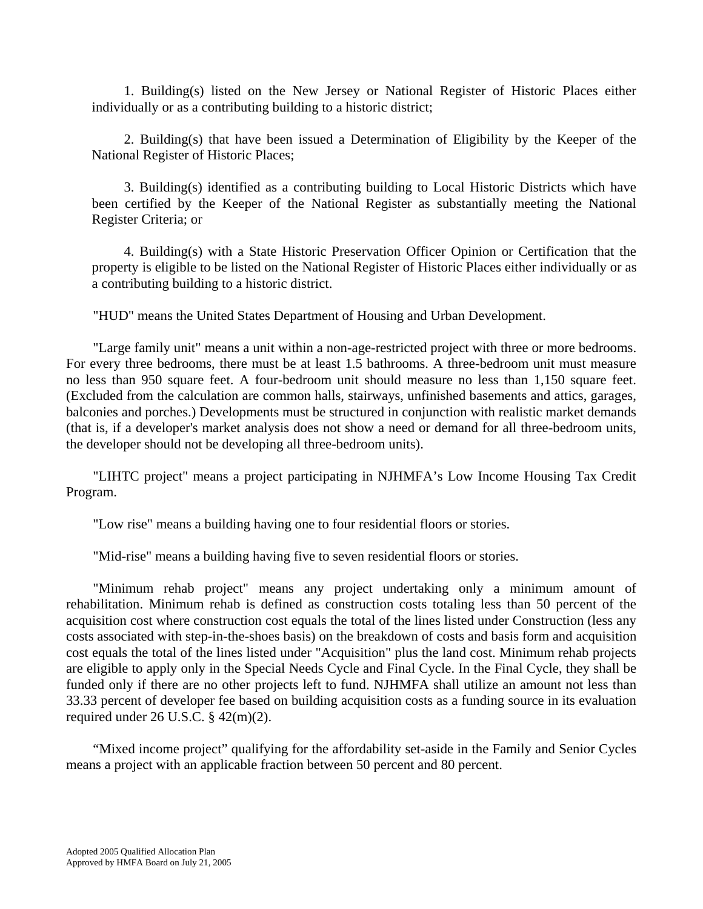1. Building(s) listed on the New Jersey or National Register of Historic Places either individually or as a contributing building to a historic district;

2. Building(s) that have been issued a Determination of Eligibility by the Keeper of the National Register of Historic Places;

3. Building(s) identified as a contributing building to Local Historic Districts which have been certified by the Keeper of the National Register as substantially meeting the National Register Criteria; or

4. Building(s) with a State Historic Preservation Officer Opinion or Certification that the property is eligible to be listed on the National Register of Historic Places either individually or as a contributing building to a historic district.

"HUD" means the United States Department of Housing and Urban Development.

"Large family unit" means a unit within a non-age-restricted project with three or more bedrooms. For every three bedrooms, there must be at least 1.5 bathrooms. A three-bedroom unit must measure no less than 950 square feet. A four-bedroom unit should measure no less than 1,150 square feet. (Excluded from the calculation are common halls, stairways, unfinished basements and attics, garages, balconies and porches.) Developments must be structured in conjunction with realistic market demands (that is, if a developer's market analysis does not show a need or demand for all three-bedroom units, the developer should not be developing all three-bedroom units).

"LIHTC project" means a project participating in NJHMFA's Low Income Housing Tax Credit Program.

"Low rise" means a building having one to four residential floors or stories.

"Mid-rise" means a building having five to seven residential floors or stories.

"Minimum rehab project" means any project undertaking only a minimum amount of rehabilitation. Minimum rehab is defined as construction costs totaling less than 50 percent of the acquisition cost where construction cost equals the total of the lines listed under Construction (less any costs associated with step-in-the-shoes basis) on the breakdown of costs and basis form and acquisition cost equals the total of the lines listed under "Acquisition" plus the land cost. Minimum rehab projects are eligible to apply only in the Special Needs Cycle and Final Cycle. In the Final Cycle, they shall be funded only if there are no other projects left to fund. NJHMFA shall utilize an amount not less than 33.33 percent of developer fee based on building acquisition costs as a funding source in its evaluation required under 26 U.S.C. § 42(m)(2).

"Mixed income project" qualifying for the affordability set-aside in the Family and Senior Cycles means a project with an applicable fraction between 50 percent and 80 percent.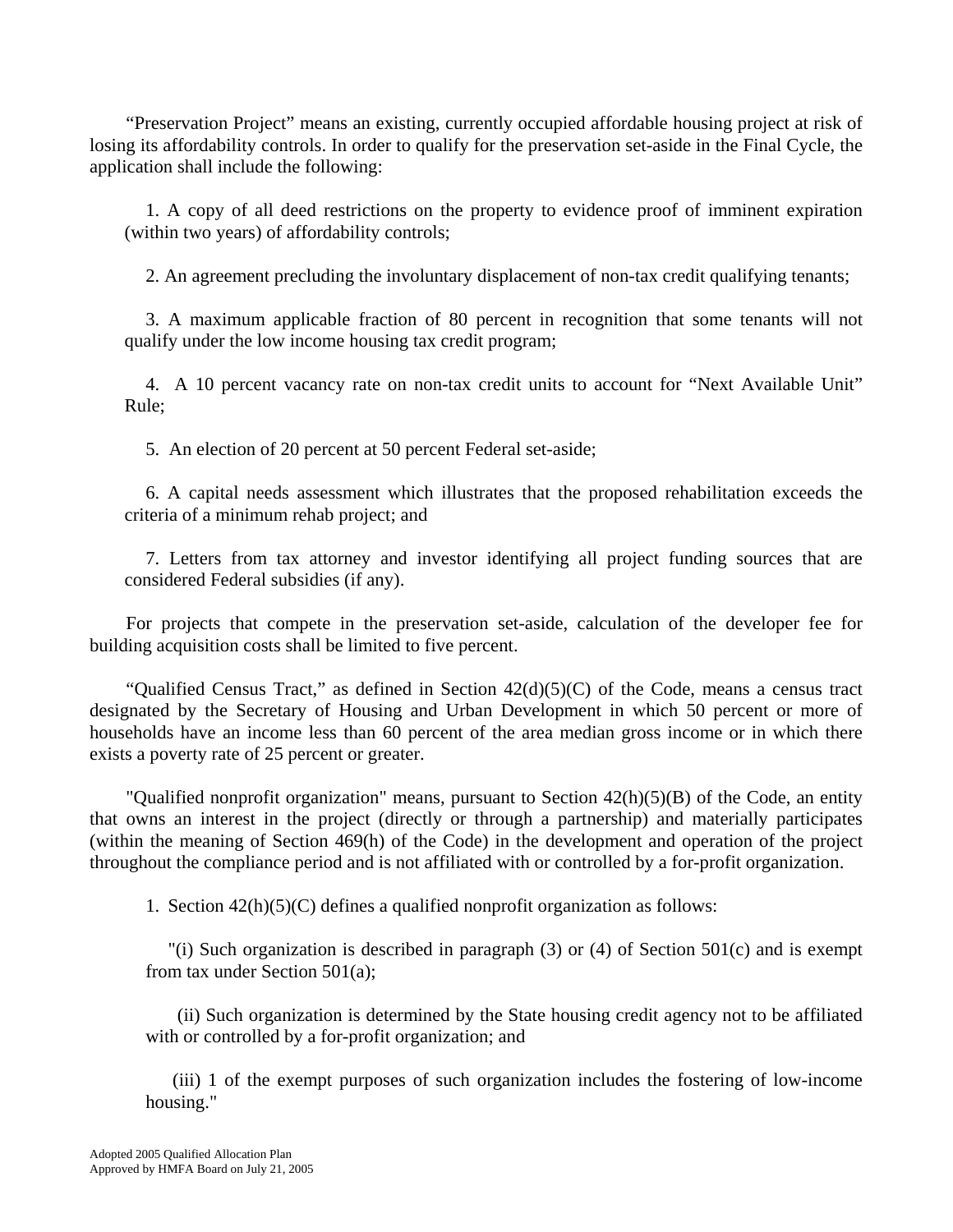"Preservation Project" means an existing, currently occupied affordable housing project at risk of losing its affordability controls. In order to qualify for the preservation set-aside in the Final Cycle, the application shall include the following:

1. A copy of all deed restrictions on the property to evidence proof of imminent expiration (within two years) of affordability controls;

2. An agreement precluding the involuntary displacement of non-tax credit qualifying tenants;

3. A maximum applicable fraction of 80 percent in recognition that some tenants will not qualify under the low income housing tax credit program;

4. A 10 percent vacancy rate on non-tax credit units to account for "Next Available Unit" Rule;

5. An election of 20 percent at 50 percent Federal set-aside;

6. A capital needs assessment which illustrates that the proposed rehabilitation exceeds the criteria of a minimum rehab project; and

7. Letters from tax attorney and investor identifying all project funding sources that are considered Federal subsidies (if any).

For projects that compete in the preservation set-aside, calculation of the developer fee for building acquisition costs shall be limited to five percent.

"Qualified Census Tract," as defined in Section 42(d)(5)(C) of the Code, means a census tract designated by the Secretary of Housing and Urban Development in which 50 percent or more of households have an income less than 60 percent of the area median gross income or in which there exists a poverty rate of 25 percent or greater.

"Qualified nonprofit organization" means, pursuant to Section 42(h)(5)(B) of the Code, an entity that owns an interest in the project (directly or through a partnership) and materially participates (within the meaning of Section 469(h) of the Code) in the development and operation of the project throughout the compliance period and is not affiliated with or controlled by a for-profit organization.

1. Section 42(h)(5)(C) defines a qualified nonprofit organization as follows:

"(i) Such organization is described in paragraph (3) or (4) of Section 501(c) and is exempt from tax under Section 501(a);

(ii) Such organization is determined by the State housing credit agency not to be affiliated with or controlled by a for-profit organization; and

(iii) 1 of the exempt purposes of such organization includes the fostering of low-income housing."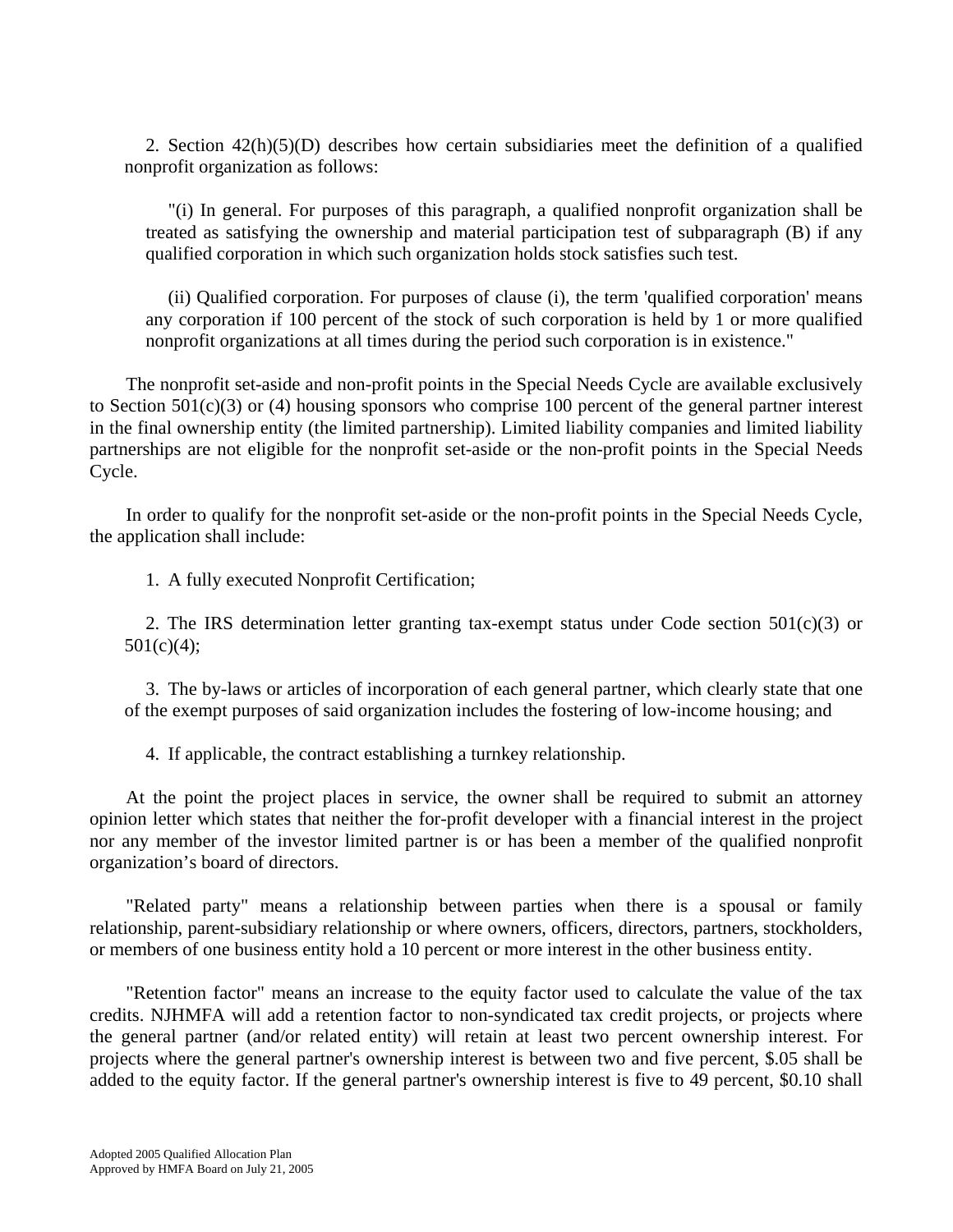2. Section 42(h)(5)(D) describes how certain subsidiaries meet the definition of a qualified nonprofit organization as follows:

"(i) In general. For purposes of this paragraph, a qualified nonprofit organization shall be treated as satisfying the ownership and material participation test of subparagraph (B) if any qualified corporation in which such organization holds stock satisfies such test.

(ii) Qualified corporation. For purposes of clause (i), the term 'qualified corporation' means any corporation if 100 percent of the stock of such corporation is held by 1 or more qualified nonprofit organizations at all times during the period such corporation is in existence."

The nonprofit set-aside and non-profit points in the Special Needs Cycle are available exclusively to Section 501(c)(3) or (4) housing sponsors who comprise 100 percent of the general partner interest in the final ownership entity (the limited partnership). Limited liability companies and limited liability partnerships are not eligible for the nonprofit set-aside or the non-profit points in the Special Needs Cycle.

In order to qualify for the nonprofit set-aside or the non-profit points in the Special Needs Cycle, the application shall include:

1. A fully executed Nonprofit Certification;

2. The IRS determination letter granting tax-exempt status under Code section 501(c)(3) or 501(c)(4);

3. The by-laws or articles of incorporation of each general partner, which clearly state that one of the exempt purposes of said organization includes the fostering of low-income housing; and

4. If applicable, the contract establishing a turnkey relationship.

At the point the project places in service, the owner shall be required to submit an attorney opinion letter which states that neither the for-profit developer with a financial interest in the project nor any member of the investor limited partner is or has been a member of the qualified nonprofit organization's board of directors.

"Related party" means a relationship between parties when there is a spousal or family relationship, parent-subsidiary relationship or where owners, officers, directors, partners, stockholders, or members of one business entity hold a 10 percent or more interest in the other business entity.

"Retention factor" means an increase to the equity factor used to calculate the value of the tax credits. NJHMFA will add a retention factor to non-syndicated tax credit projects, or projects where the general partner (and/or related entity) will retain at least two percent ownership interest. For projects where the general partner's ownership interest is between two and five percent, $.05 shall be added to the equity factor. If the general partner's ownership interest is five to 49 percent, $0.10 shall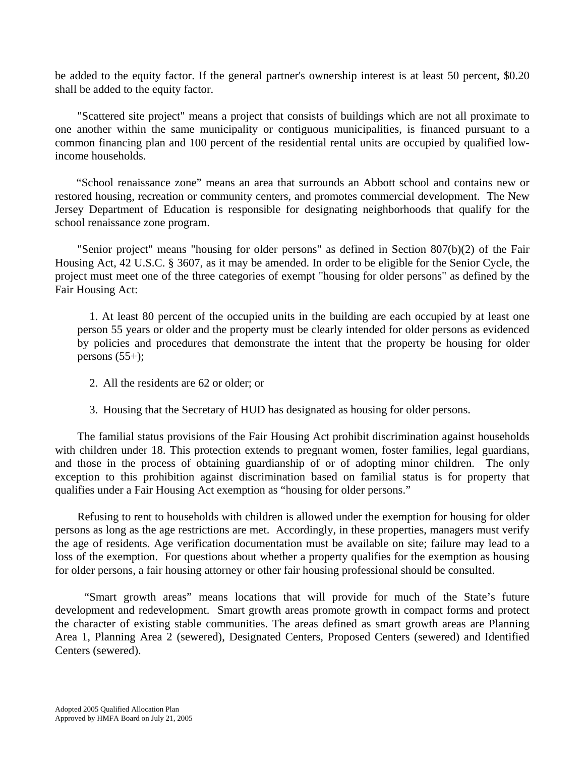be added to the equity factor. If the general partner's ownership interest is at least 50 percent, $0.20 shall be added to the equity factor.

"Scattered site project" means a project that consists of buildings which are not all proximate to one another within the same municipality or contiguous municipalities, is financed pursuant to a common financing plan and 100 percent of the residential rental units are occupied by qualified low-income households.

"School renaissance zone" means an area that surrounds an Abbott school and contains new or restored housing, recreation or community centers, and promotes commercial development. The New Jersey Department of Education is responsible for designating neighborhoods that qualify for the school renaissance zone program.

"Senior project" means "housing for older persons" as defined in Section 807(b)(2) of the Fair Housing Act, 42 U.S.C. § 3607, as it may be amended. In order to be eligible for the Senior Cycle, the project must meet one of the three categories of exempt "housing for older persons" as defined by the Fair Housing Act:

1. At least 80 percent of the occupied units in the building are each occupied by at least one person 55 years or older and the property must be clearly intended for older persons as evidenced by policies and procedures that demonstrate the intent that the property be housing for older persons (55+);

2. All the residents are 62 or older; or

3. Housing that the Secretary of HUD has designated as housing for older persons.

The familial status provisions of the Fair Housing Act prohibit discrimination against households with children under 18. This protection extends to pregnant women, foster families, legal guardians, and those in the process of obtaining guardianship of or of adopting minor children. The only exception to this prohibition against discrimination based on familial status is for property that qualifies under a Fair Housing Act exemption as "housing for older persons."

Refusing to rent to households with children is allowed under the exemption for housing for older persons as long as the age restrictions are met. Accordingly, in these properties, managers must verify the age of residents. Age verification documentation must be available on site; failure may lead to a loss of the exemption. For questions about whether a property qualifies for the exemption as housing for older persons, a fair housing attorney or other fair housing professional should be consulted.

"Smart growth areas" means locations that will provide for much of the State's future development and redevelopment. Smart growth areas promote growth in compact forms and protect the character of existing stable communities. The areas defined as smart growth areas are Planning Area 1, Planning Area 2 (sewered), Designated Centers, Proposed Centers (sewered) and Identified Centers (sewered).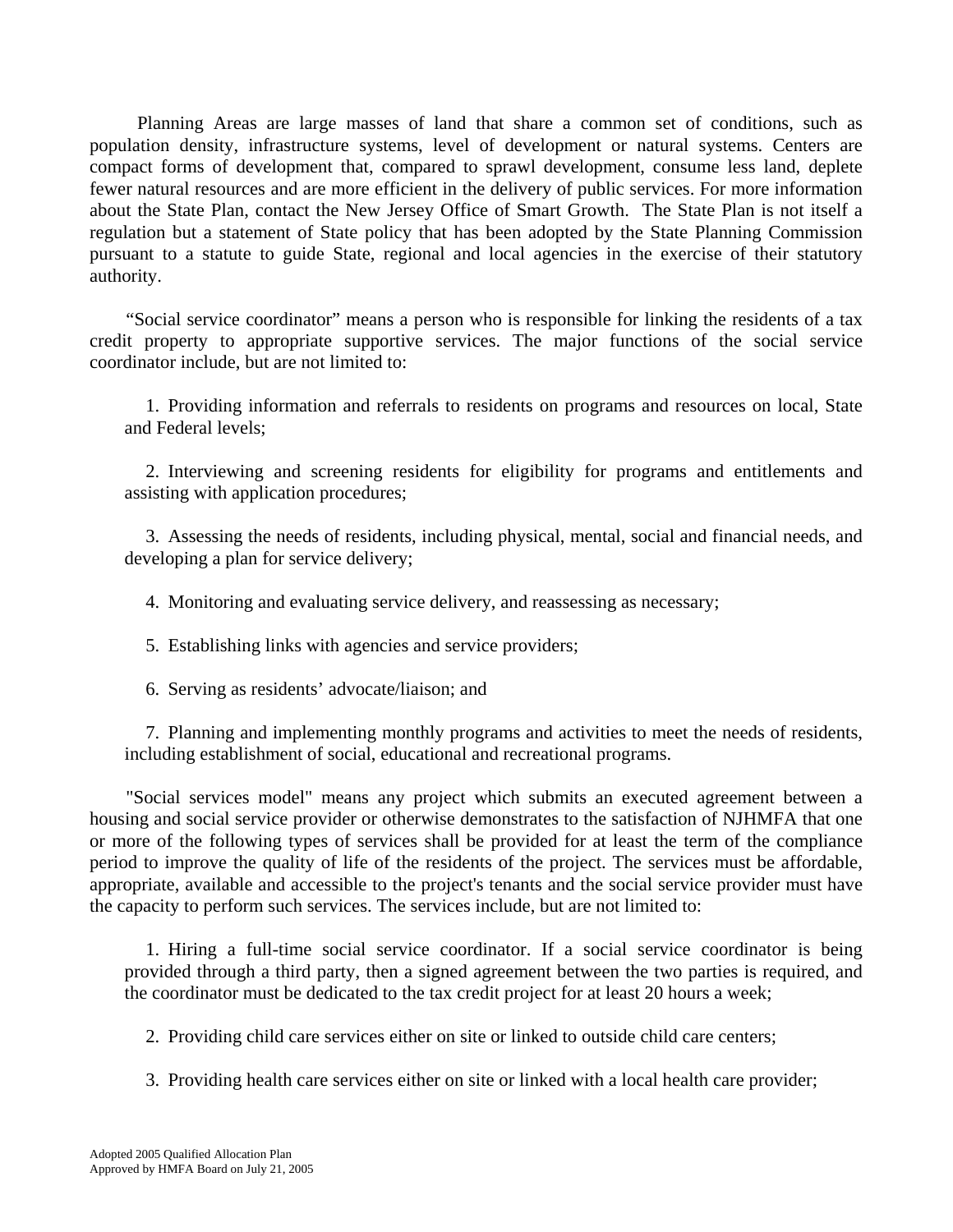Planning Areas are large masses of land that share a common set of conditions, such as population density, infrastructure systems, level of development or natural systems. Centers are compact forms of development that, compared to sprawl development, consume less land, deplete fewer natural resources and are more efficient in the delivery of public services. For more information about the State Plan, contact the New Jersey Office of Smart Growth. The State Plan is not itself a regulation but a statement of State policy that has been adopted by the State Planning Commission pursuant to a statute to guide State, regional and local agencies in the exercise of their statutory authority.

"Social service coordinator" means a person who is responsible for linking the residents of a tax credit property to appropriate supportive services. The major functions of the social service coordinator include, but are not limited to:

1. Providing information and referrals to residents on programs and resources on local, State and Federal levels;

2. Interviewing and screening residents for eligibility for programs and entitlements and assisting with application procedures;

3. Assessing the needs of residents, including physical, mental, social and financial needs, and developing a plan for service delivery;

4. Monitoring and evaluating service delivery, and reassessing as necessary;

5. Establishing links with agencies and service providers;

6. Serving as residents' advocate/liaison; and

7. Planning and implementing monthly programs and activities to meet the needs of residents, including establishment of social, educational and recreational programs.

"Social services model" means any project which submits an executed agreement between a housing and social service provider or otherwise demonstrates to the satisfaction of NJHMFA that one or more of the following types of services shall be provided for at least the term of the compliance period to improve the quality of life of the residents of the project. The services must be affordable, appropriate, available and accessible to the project's tenants and the social service provider must have the capacity to perform such services. The services include, but are not limited to:

1. Hiring a full-time social service coordinator. If a social service coordinator is being provided through a third party, then a signed agreement between the two parties is required, and the coordinator must be dedicated to the tax credit project for at least 20 hours a week;

2. Providing child care services either on site or linked to outside child care centers;

3. Providing health care services either on site or linked with a local health care provider;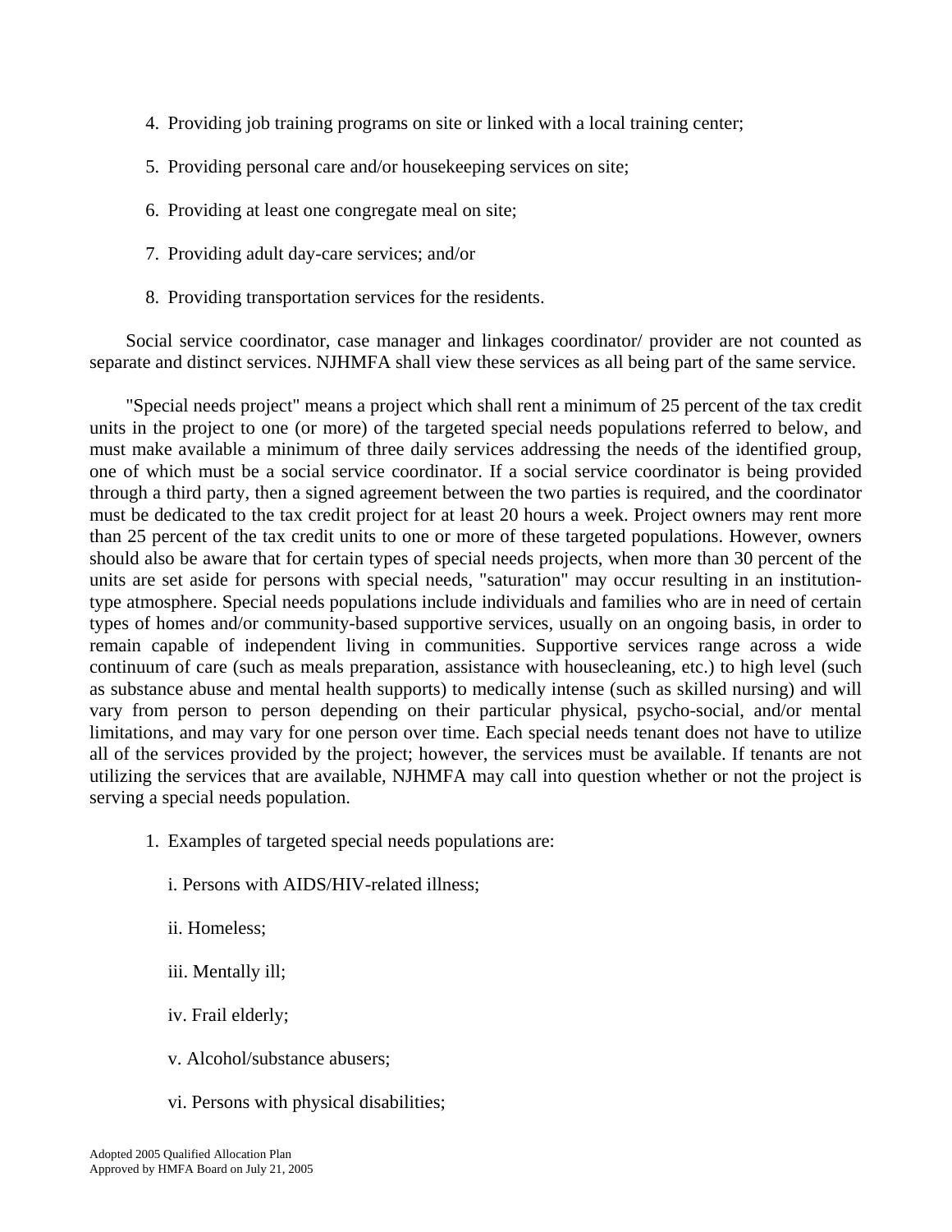4. Providing job training programs on site or linked with a local training center;

5. Providing personal care and/or housekeeping services on site;

6. Providing at least one congregate meal on site;

7. Providing adult day-care services; and/or

8. Providing transportation services for the residents.

Social service coordinator, case manager and linkages coordinator/ provider are not counted as separate and distinct services. NJHMFA shall view these services as all being part of the same service.

"Special needs project" means a project which shall rent a minimum of 25 percent of the tax credit units in the project to one (or more) of the targeted special needs populations referred to below, and must make available a minimum of three daily services addressing the needs of the identified group, one of which must be a social service coordinator. If a social service coordinator is being provided through a third party, then a signed agreement between the two parties is required, and the coordinator must be dedicated to the tax credit project for at least 20 hours a week. Project owners may rent more than 25 percent of the tax credit units to one or more of these targeted populations. However, owners should also be aware that for certain types of special needs projects, when more than 30 percent of the units are set aside for persons with special needs, "saturation" may occur resulting in an institution-type atmosphere. Special needs populations include individuals and families who are in need of certain types of homes and/or community-based supportive services, usually on an ongoing basis, in order to remain capable of independent living in communities. Supportive services range across a wide continuum of care (such as meals preparation, assistance with housecleaning, etc.) to high level (such as substance abuse and mental health supports) to medically intense (such as skilled nursing) and will vary from person to person depending on their particular physical, psycho-social, and/or mental limitations, and may vary for one person over time. Each special needs tenant does not have to utilize all of the services provided by the project; however, the services must be available. If tenants are not utilizing the services that are available, NJHMFA may call into question whether or not the project is serving a special needs population.

1. Examples of targeted special needs populations are:

   i. Persons with AIDS/HIV-related illness;

   ii. Homeless;

   iii. Mentally ill;

   iv. Frail elderly;

   v. Alcohol/substance abusers;

   vi. Persons with physical disabilities;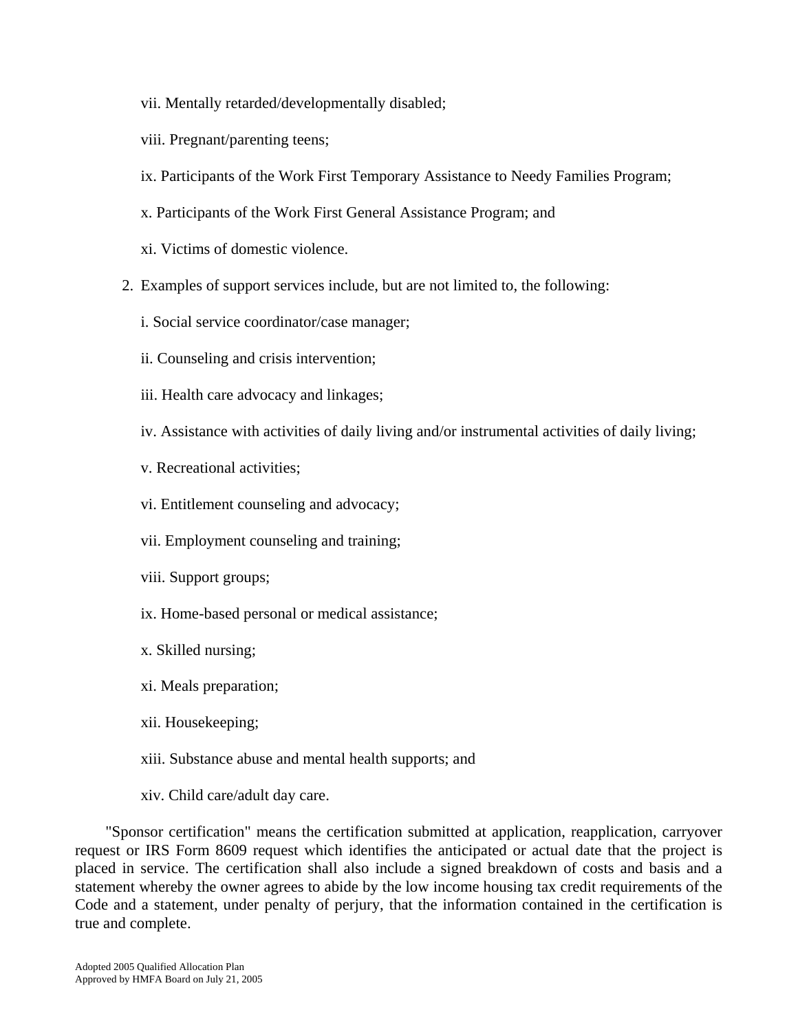vii. Mentally retarded/developmentally disabled;

viii. Pregnant/parenting teens;

ix. Participants of the Work First Temporary Assistance to Needy Families Program;

x. Participants of the Work First General Assistance Program; and

xi. Victims of domestic violence.

2. Examples of support services include, but are not limited to, the following:

i. Social service coordinator/case manager;

ii. Counseling and crisis intervention;

iii. Health care advocacy and linkages;

iv. Assistance with activities of daily living and/or instrumental activities of daily living;

v. Recreational activities;

vi. Entitlement counseling and advocacy;

vii. Employment counseling and training;

viii. Support groups;

ix. Home-based personal or medical assistance;

x. Skilled nursing;

xi. Meals preparation;

xii. Housekeeping;

xiii. Substance abuse and mental health supports; and

xiv. Child care/adult day care.

"Sponsor certification" means the certification submitted at application, reapplication, carryover request or IRS Form 8609 request which identifies the anticipated or actual date that the project is placed in service. The certification shall also include a signed breakdown of costs and basis and a statement whereby the owner agrees to abide by the low income housing tax credit requirements of the Code and a statement, under penalty of perjury, that the information contained in the certification is true and complete.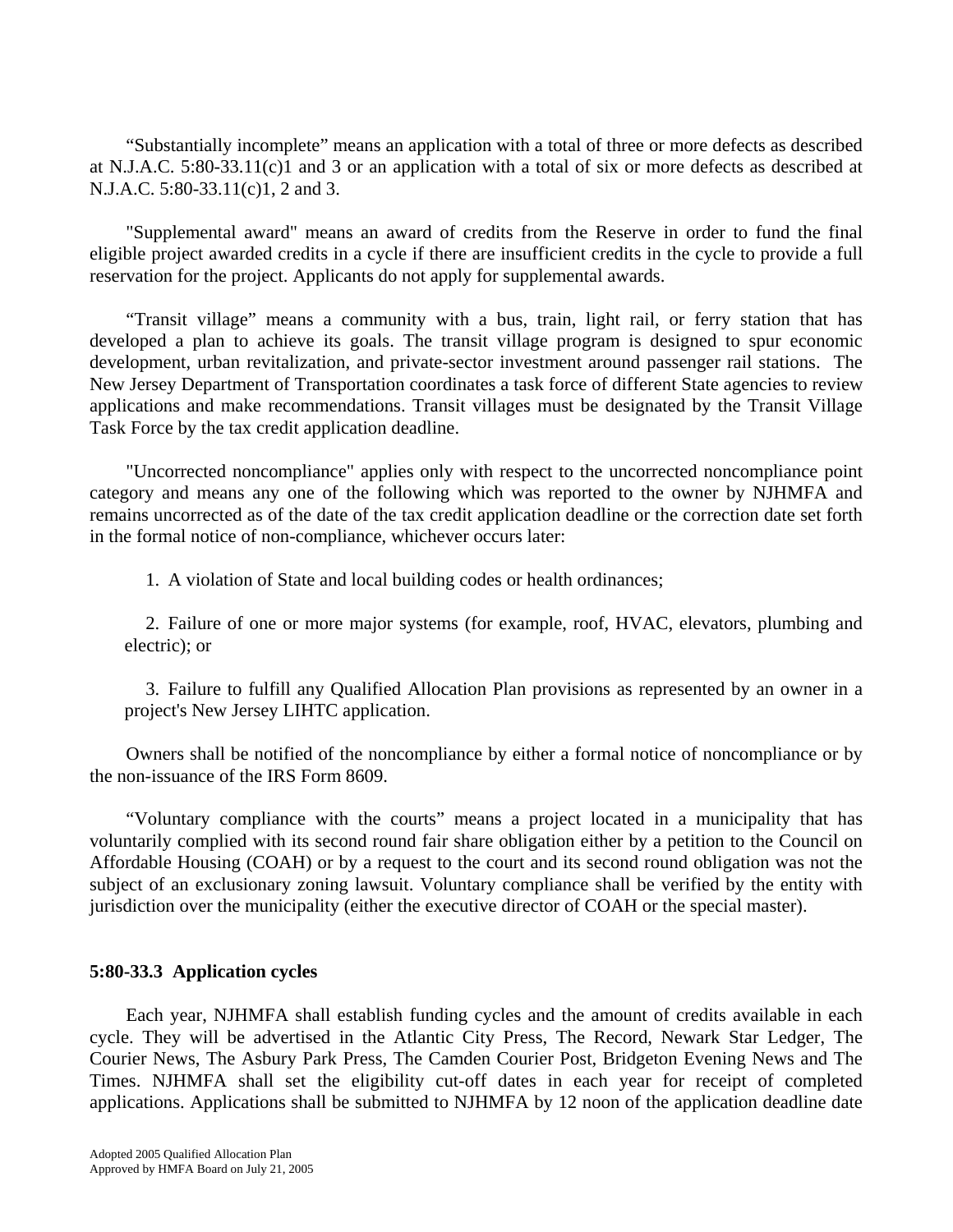“Substantially incomplete” means an application with a total of three or more defects as described at N.J.A.C. 5:80-33.11(c)1 and 3 or an application with a total of six or more defects as described at N.J.A.C. 5:80-33.11(c)1, 2 and 3.

"Supplemental award" means an award of credits from the Reserve in order to fund the final eligible project awarded credits in a cycle if there are insufficient credits in the cycle to provide a full reservation for the project. Applicants do not apply for supplemental awards.

“Transit village” means a community with a bus, train, light rail, or ferry station that has developed a plan to achieve its goals. The transit village program is designed to spur economic development, urban revitalization, and private-sector investment around passenger rail stations. The New Jersey Department of Transportation coordinates a task force of different State agencies to review applications and make recommendations. Transit villages must be designated by the Transit Village Task Force by the tax credit application deadline.

"Uncorrected noncompliance" applies only with respect to the uncorrected noncompliance point category and means any one of the following which was reported to the owner by NJHMFA and remains uncorrected as of the date of the tax credit application deadline or the correction date set forth in the formal notice of non-compliance, whichever occurs later:

1. A violation of State and local building codes or health ordinances;

2. Failure of one or more major systems (for example, roof, HVAC, elevators, plumbing and electric); or

3. Failure to fulfill any Qualified Allocation Plan provisions as represented by an owner in a project's New Jersey LIHTC application.

Owners shall be notified of the noncompliance by either a formal notice of noncompliance or by the non-issuance of the IRS Form 8609.

“Voluntary compliance with the courts” means a project located in a municipality that has voluntarily complied with its second round fair share obligation either by a petition to the Council on Affordable Housing (COAH) or by a request to the court and its second round obligation was not the subject of an exclusionary zoning lawsuit. Voluntary compliance shall be verified by the entity with jurisdiction over the municipality (either the executive director of COAH or the special master).

**5:80-33.3 Application cycles**

Each year, NJHMFA shall establish funding cycles and the amount of credits available in each cycle. They will be advertised in the Atlantic City Press, The Record, Newark Star Ledger, The Courier News, The Asbury Park Press, The Camden Courier Post, Bridgeton Evening News and The Times. NJHMFA shall set the eligibility cut-off dates in each year for receipt of completed applications. Applications shall be submitted to NJHMFA by 12 noon of the application deadline date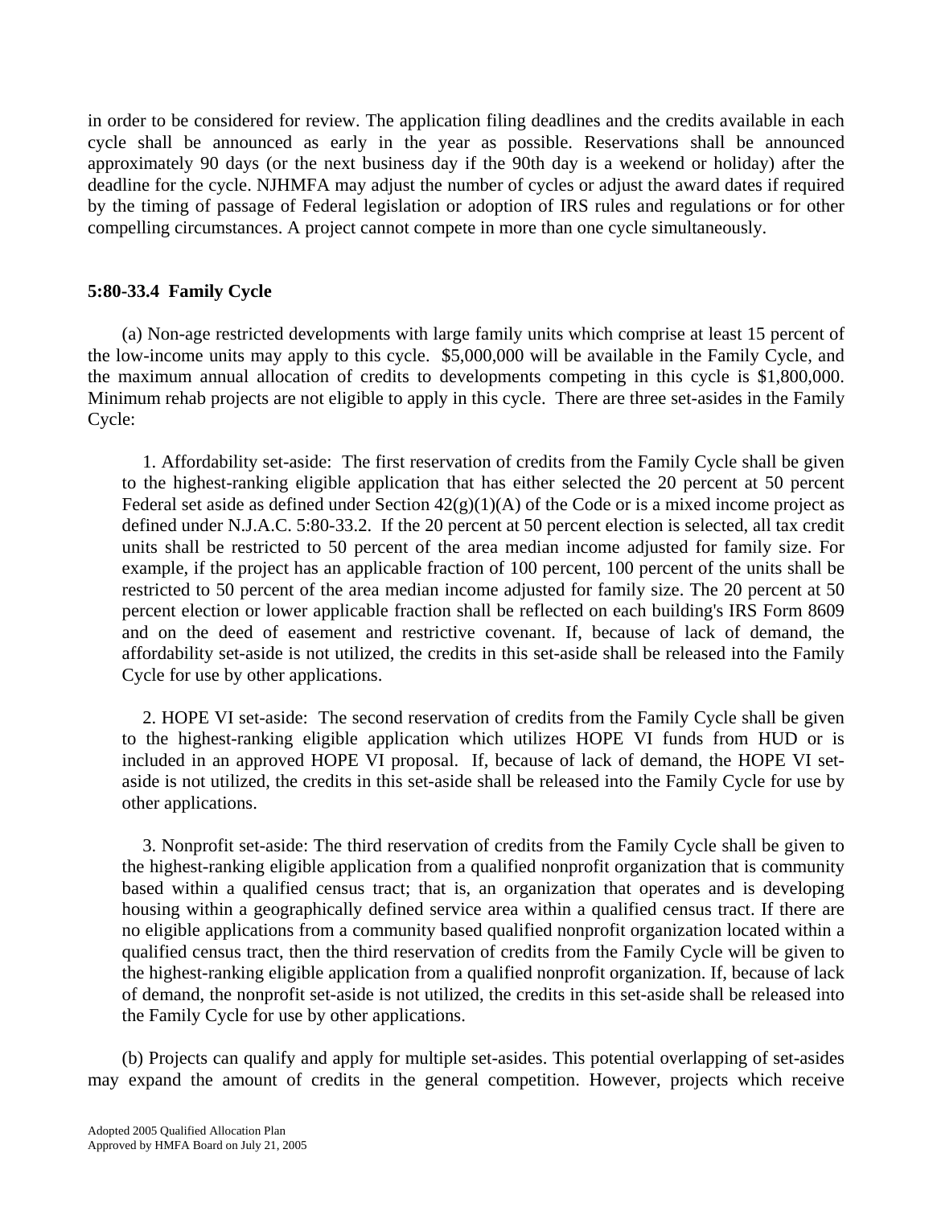in order to be considered for review. The application filing deadlines and the credits available in each cycle shall be announced as early in the year as possible. Reservations shall be announced approximately 90 days (or the next business day if the 90th day is a weekend or holiday) after the deadline for the cycle. NJHMFA may adjust the number of cycles or adjust the award dates if required by the timing of passage of Federal legislation or adoption of IRS rules and regulations or for other compelling circumstances. A project cannot compete in more than one cycle simultaneously.

**5:80-33.4 Family Cycle**

(a) Non-age restricted developments with large family units which comprise at least 15 percent of the low-income units may apply to this cycle. $5,000,000 will be available in the Family Cycle, and the maximum annual allocation of credits to developments competing in this cycle is $1,800,000. Minimum rehab projects are not eligible to apply in this cycle. There are three set-asides in the Family Cycle:

1. Affordability set-aside: The first reservation of credits from the Family Cycle shall be given to the highest-ranking eligible application that has either selected the 20 percent at 50 percent Federal set aside as defined under Section 42(g)(1)(A) of the Code or is a mixed income project as defined under N.J.A.C. 5:80-33.2. If the 20 percent at 50 percent election is selected, all tax credit units shall be restricted to 50 percent of the area median income adjusted for family size. For example, if the project has an applicable fraction of 100 percent, 100 percent of the units shall be restricted to 50 percent of the area median income adjusted for family size. The 20 percent at 50 percent election or lower applicable fraction shall be reflected on each building's IRS Form 8609 and on the deed of easement and restrictive covenant. If, because of lack of demand, the affordability set-aside is not utilized, the credits in this set-aside shall be released into the Family Cycle for use by other applications.

2. HOPE VI set-aside: The second reservation of credits from the Family Cycle shall be given to the highest-ranking eligible application which utilizes HOPE VI funds from HUD or is included in an approved HOPE VI proposal. If, because of lack of demand, the HOPE VI set-aside is not utilized, the credits in this set-aside shall be released into the Family Cycle for use by other applications.

3. Nonprofit set-aside: The third reservation of credits from the Family Cycle shall be given to the highest-ranking eligible application from a qualified nonprofit organization that is community based within a qualified census tract; that is, an organization that operates and is developing housing within a geographically defined service area within a qualified census tract. If there are no eligible applications from a community based qualified nonprofit organization located within a qualified census tract, then the third reservation of credits from the Family Cycle will be given to the highest-ranking eligible application from a qualified nonprofit organization. If, because of lack of demand, the nonprofit set-aside is not utilized, the credits in this set-aside shall be released into the Family Cycle for use by other applications.

(b) Projects can qualify and apply for multiple set-asides. This potential overlapping of set-asides may expand the amount of credits in the general competition. However, projects which receive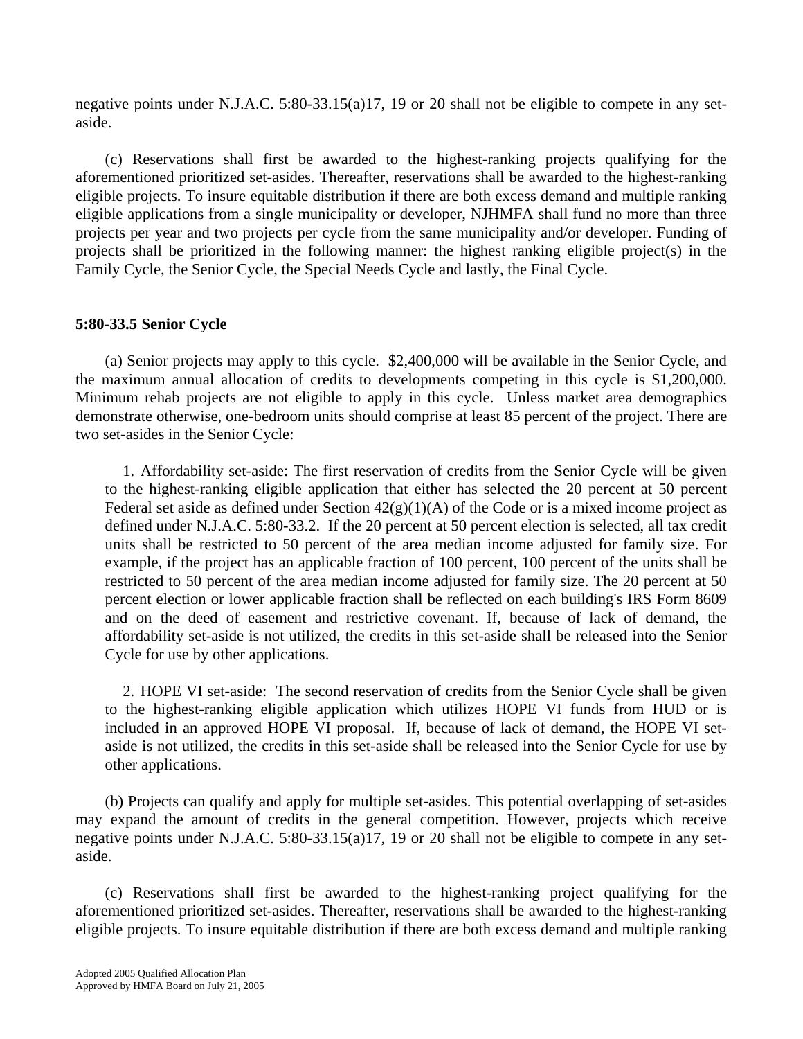negative points under N.J.A.C. 5:80-33.15(a)17, 19 or 20 shall not be eligible to compete in any set-aside.

(c) Reservations shall first be awarded to the highest-ranking projects qualifying for the aforementioned prioritized set-asides. Thereafter, reservations shall be awarded to the highest-ranking eligible projects. To insure equitable distribution if there are both excess demand and multiple ranking eligible applications from a single municipality or developer, NJHMFA shall fund no more than three projects per year and two projects per cycle from the same municipality and/or developer. Funding of projects shall be prioritized in the following manner: the highest ranking eligible project(s) in the Family Cycle, the Senior Cycle, the Special Needs Cycle and lastly, the Final Cycle.

### 5:80-33.5 Senior Cycle

(a) Senior projects may apply to this cycle. $2,400,000 will be available in the Senior Cycle, and the maximum annual allocation of credits to developments competing in this cycle is $1,200,000. Minimum rehab projects are not eligible to apply in this cycle. Unless market area demographics demonstrate otherwise, one-bedroom units should comprise at least 85 percent of the project. There are two set-asides in the Senior Cycle:

1. Affordability set-aside: The first reservation of credits from the Senior Cycle will be given to the highest-ranking eligible application that either has selected the 20 percent at 50 percent Federal set aside as defined under Section 42(g)(1)(A) of the Code or is a mixed income project as defined under N.J.A.C. 5:80-33.2. If the 20 percent at 50 percent election is selected, all tax credit units shall be restricted to 50 percent of the area median income adjusted for family size. For example, if the project has an applicable fraction of 100 percent, 100 percent of the units shall be restricted to 50 percent of the area median income adjusted for family size. The 20 percent at 50 percent election or lower applicable fraction shall be reflected on each building's IRS Form 8609 and on the deed of easement and restrictive covenant. If, because of lack of demand, the affordability set-aside is not utilized, the credits in this set-aside shall be released into the Senior Cycle for use by other applications.

2. HOPE VI set-aside: The second reservation of credits from the Senior Cycle shall be given to the highest-ranking eligible application which utilizes HOPE VI funds from HUD or is included in an approved HOPE VI proposal. If, because of lack of demand, the HOPE VI set-aside is not utilized, the credits in this set-aside shall be released into the Senior Cycle for use by other applications.

(b) Projects can qualify and apply for multiple set-asides. This potential overlapping of set-asides may expand the amount of credits in the general competition. However, projects which receive negative points under N.J.A.C. 5:80-33.15(a)17, 19 or 20 shall not be eligible to compete in any set-aside.

(c) Reservations shall first be awarded to the highest-ranking project qualifying for the aforementioned prioritized set-asides. Thereafter, reservations shall be awarded to the highest-ranking eligible projects. To insure equitable distribution if there are both excess demand and multiple ranking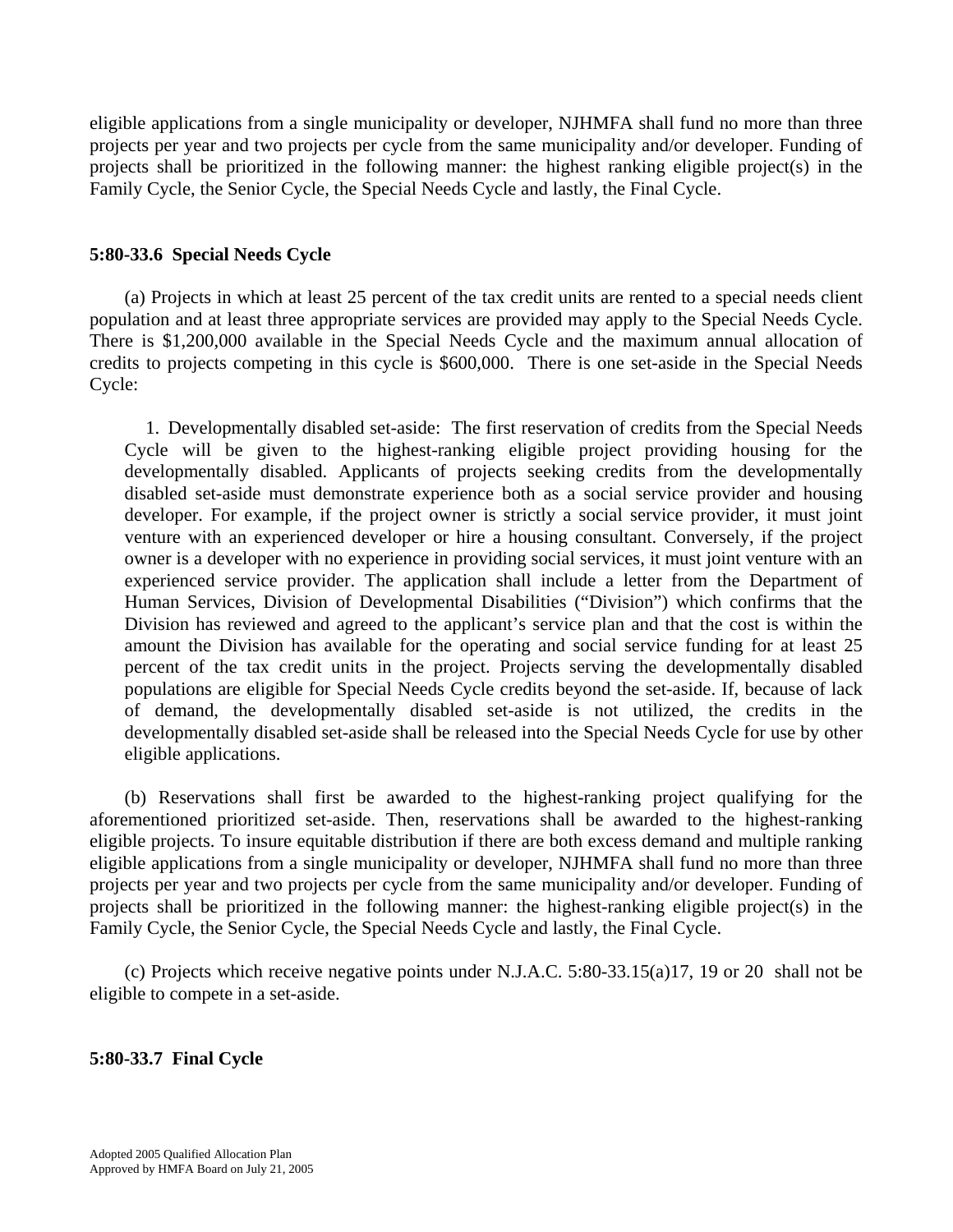eligible applications from a single municipality or developer, NJHMFA shall fund no more than three projects per year and two projects per cycle from the same municipality and/or developer. Funding of projects shall be prioritized in the following manner: the highest ranking eligible project(s) in the Family Cycle, the Senior Cycle, the Special Needs Cycle and lastly, the Final Cycle.

**5:80-33.6 Special Needs Cycle**

(a) Projects in which at least 25 percent of the tax credit units are rented to a special needs client population and at least three appropriate services are provided may apply to the Special Needs Cycle. There is $1,200,000 available in the Special Needs Cycle and the maximum annual allocation of credits to projects competing in this cycle is $600,000. There is one set-aside in the Special Needs Cycle:

1. Developmentally disabled set-aside: The first reservation of credits from the Special Needs Cycle will be given to the highest-ranking eligible project providing housing for the developmentally disabled. Applicants of projects seeking credits from the developmentally disabled set-aside must demonstrate experience both as a social service provider and housing developer. For example, if the project owner is strictly a social service provider, it must joint venture with an experienced developer or hire a housing consultant. Conversely, if the project owner is a developer with no experience in providing social services, it must joint venture with an experienced service provider. The application shall include a letter from the Department of Human Services, Division of Developmental Disabilities ("Division") which confirms that the Division has reviewed and agreed to the applicant's service plan and that the cost is within the amount the Division has available for the operating and social service funding for at least 25 percent of the tax credit units in the project. Projects serving the developmentally disabled populations are eligible for Special Needs Cycle credits beyond the set-aside. If, because of lack of demand, the developmentally disabled set-aside is not utilized, the credits in the developmentally disabled set-aside shall be released into the Special Needs Cycle for use by other eligible applications.

(b) Reservations shall first be awarded to the highest-ranking project qualifying for the aforementioned prioritized set-aside. Then, reservations shall be awarded to the highest-ranking eligible projects. To insure equitable distribution if there are both excess demand and multiple ranking eligible applications from a single municipality or developer, NJHMFA shall fund no more than three projects per year and two projects per cycle from the same municipality and/or developer. Funding of projects shall be prioritized in the following manner: the highest-ranking eligible project(s) in the Family Cycle, the Senior Cycle, the Special Needs Cycle and lastly, the Final Cycle.

(c) Projects which receive negative points under N.J.A.C. 5:80-33.15(a)17, 19 or 20 shall not be eligible to compete in a set-aside.

**5:80-33.7 Final Cycle**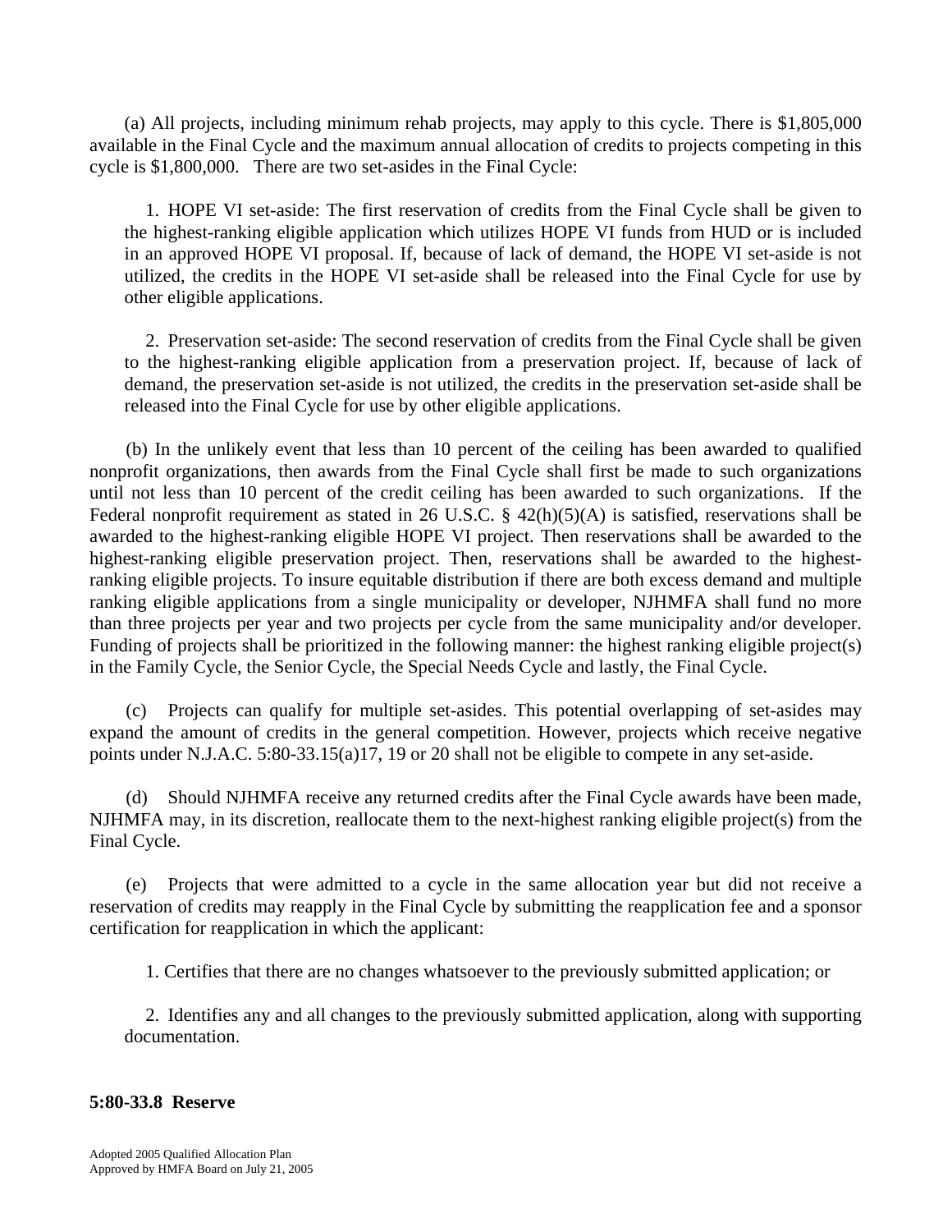(a) All projects, including minimum rehab projects, may apply to this cycle. There is $1,805,000 available in the Final Cycle and the maximum annual allocation of credits to projects competing in this cycle is $1,800,000. There are two set-asides in the Final Cycle:

1. HOPE VI set-aside: The first reservation of credits from the Final Cycle shall be given to the highest-ranking eligible application which utilizes HOPE VI funds from HUD or is included in an approved HOPE VI proposal. If, because of lack of demand, the HOPE VI set-aside is not utilized, the credits in the HOPE VI set-aside shall be released into the Final Cycle for use by other eligible applications.

2. Preservation set-aside: The second reservation of credits from the Final Cycle shall be given to the highest-ranking eligible application from a preservation project. If, because of lack of demand, the preservation set-aside is not utilized, the credits in the preservation set-aside shall be released into the Final Cycle for use by other eligible applications.

(b) In the unlikely event that less than 10 percent of the ceiling has been awarded to qualified nonprofit organizations, then awards from the Final Cycle shall first be made to such organizations until not less than 10 percent of the credit ceiling has been awarded to such organizations. If the Federal nonprofit requirement as stated in 26 U.S.C. § 42(h)(5)(A) is satisfied, reservations shall be awarded to the highest-ranking eligible HOPE VI project. Then reservations shall be awarded to the highest-ranking eligible preservation project. Then, reservations shall be awarded to the highest-ranking eligible projects. To insure equitable distribution if there are both excess demand and multiple ranking eligible applications from a single municipality or developer, NJHMFA shall fund no more than three projects per year and two projects per cycle from the same municipality and/or developer. Funding of projects shall be prioritized in the following manner: the highest ranking eligible project(s) in the Family Cycle, the Senior Cycle, the Special Needs Cycle and lastly, the Final Cycle.

(c) Projects can qualify for multiple set-asides. This potential overlapping of set-asides may expand the amount of credits in the general competition. However, projects which receive negative points under N.J.A.C. 5:80-33.15(a)17, 19 or 20 shall not be eligible to compete in any set-aside.

(d) Should NJHMFA receive any returned credits after the Final Cycle awards have been made, NJHMFA may, in its discretion, reallocate them to the next-highest ranking eligible project(s) from the Final Cycle.

(e) Projects that were admitted to a cycle in the same allocation year but did not receive a reservation of credits may reapply in the Final Cycle by submitting the reapplication fee and a sponsor certification for reapplication in which the applicant:

1. Certifies that there are no changes whatsoever to the previously submitted application; or

2. Identifies any and all changes to the previously submitted application, along with supporting documentation.

**5:80-33.8 Reserve**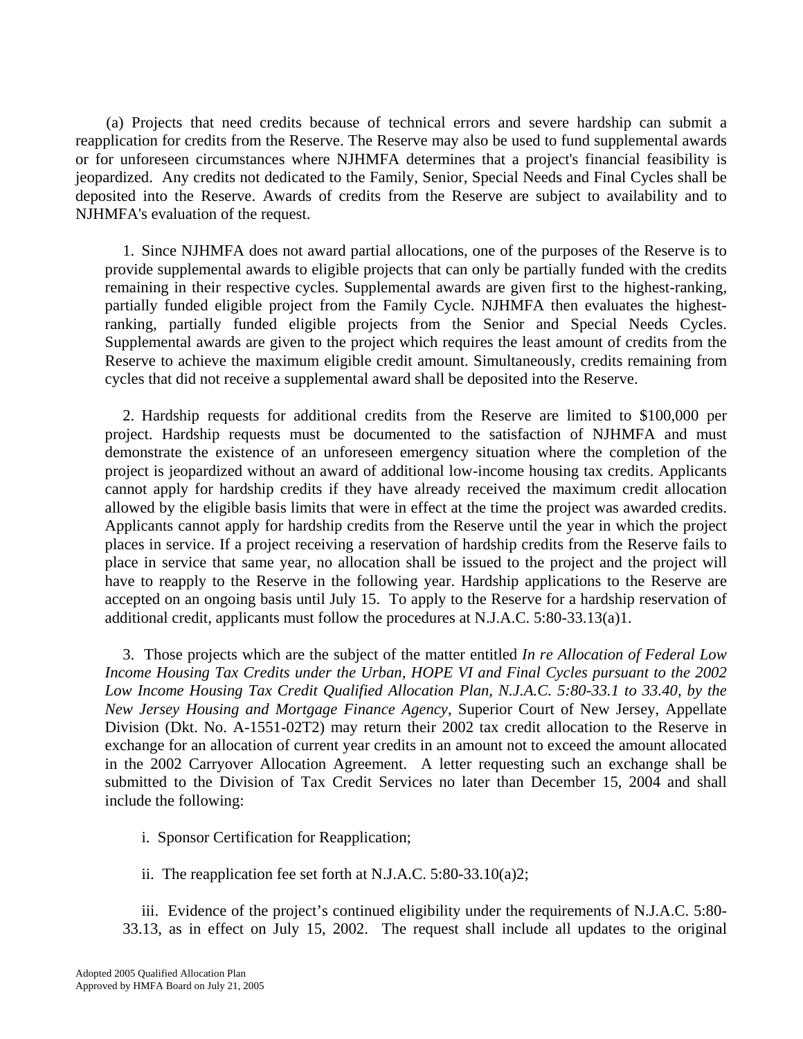(a) Projects that need credits because of technical errors and severe hardship can submit a reapplication for credits from the Reserve. The Reserve may also be used to fund supplemental awards or for unforeseen circumstances where NJHMFA determines that a project's financial feasibility is jeopardized. Any credits not dedicated to the Family, Senior, Special Needs and Final Cycles shall be deposited into the Reserve. Awards of credits from the Reserve are subject to availability and to NJHMFA's evaluation of the request.

1. Since NJHMFA does not award partial allocations, one of the purposes of the Reserve is to provide supplemental awards to eligible projects that can only be partially funded with the credits remaining in their respective cycles. Supplemental awards are given first to the highest-ranking, partially funded eligible project from the Family Cycle. NJHMFA then evaluates the highest-ranking, partially funded eligible projects from the Senior and Special Needs Cycles. Supplemental awards are given to the project which requires the least amount of credits from the Reserve to achieve the maximum eligible credit amount. Simultaneously, credits remaining from cycles that did not receive a supplemental award shall be deposited into the Reserve.

2. Hardship requests for additional credits from the Reserve are limited to $100,000 per project. Hardship requests must be documented to the satisfaction of NJHMFA and must demonstrate the existence of an unforeseen emergency situation where the completion of the project is jeopardized without an award of additional low-income housing tax credits. Applicants cannot apply for hardship credits if they have already received the maximum credit allocation allowed by the eligible basis limits that were in effect at the time the project was awarded credits. Applicants cannot apply for hardship credits from the Reserve until the year in which the project places in service. If a project receiving a reservation of hardship credits from the Reserve fails to place in service that same year, no allocation shall be issued to the project and the project will have to reapply to the Reserve in the following year. Hardship applications to the Reserve are accepted on an ongoing basis until July 15. To apply to the Reserve for a hardship reservation of additional credit, applicants must follow the procedures at N.J.A.C. 5:80-33.13(a)1.

3. Those projects which are the subject of the matter entitled *In re Allocation of Federal Low Income Housing Tax Credits under the Urban, HOPE VI and Final Cycles pursuant to the 2002 Low Income Housing Tax Credit Qualified Allocation Plan, N.J.A.C. 5:80-33.1 to 33.40, by the New Jersey Housing and Mortgage Finance Agency*, Superior Court of New Jersey, Appellate Division (Dkt. No. A-1551-02T2) may return their 2002 tax credit allocation to the Reserve in exchange for an allocation of current year credits in an amount not to exceed the amount allocated in the 2002 Carryover Allocation Agreement. A letter requesting such an exchange shall be submitted to the Division of Tax Credit Services no later than December 15, 2004 and shall include the following:

i. Sponsor Certification for Reapplication;

ii. The reapplication fee set forth at N.J.A.C. 5:80-33.10(a)2;

iii. Evidence of the project's continued eligibility under the requirements of N.J.A.C. 5:80-33.13, as in effect on July 15, 2002. The request shall include all updates to the original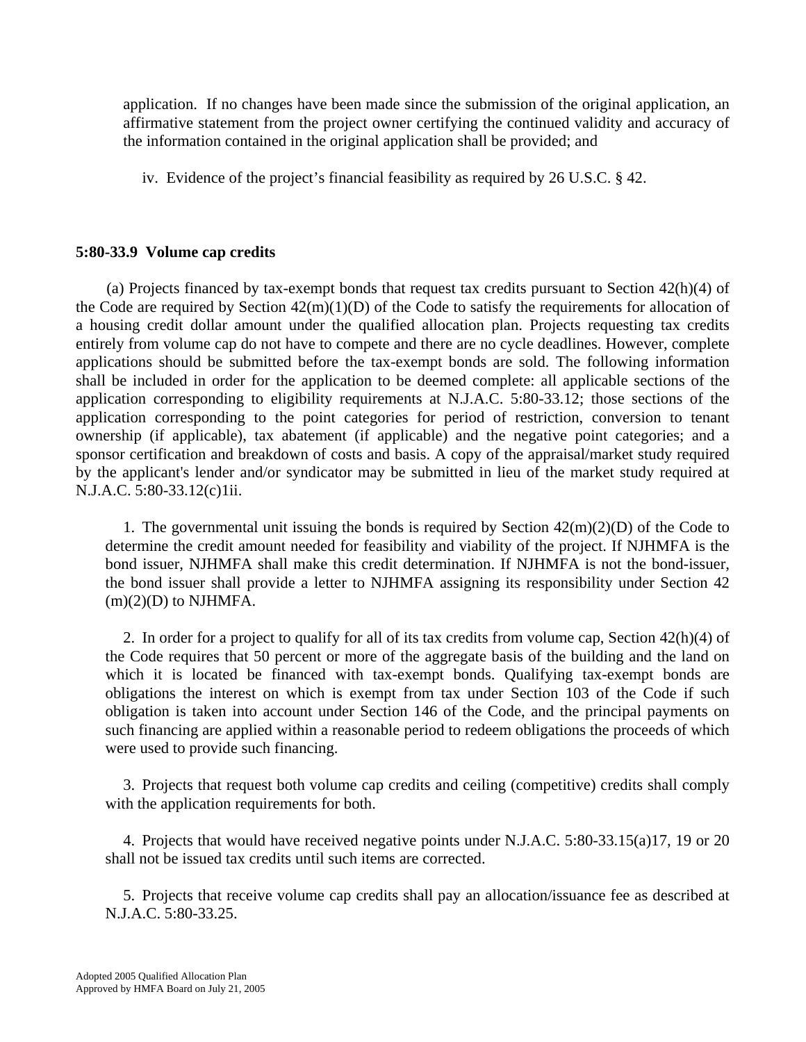application. If no changes have been made since the submission of the original application, an affirmative statement from the project owner certifying the continued validity and accuracy of the information contained in the original application shall be provided; and

iv. Evidence of the project's financial feasibility as required by 26 U.S.C. § 42.

**5:80-33.9 Volume cap credits**

(a) Projects financed by tax-exempt bonds that request tax credits pursuant to Section 42(h)(4) of the Code are required by Section 42(m)(1)(D) of the Code to satisfy the requirements for allocation of a housing credit dollar amount under the qualified allocation plan. Projects requesting tax credits entirely from volume cap do not have to compete and there are no cycle deadlines. However, complete applications should be submitted before the tax-exempt bonds are sold. The following information shall be included in order for the application to be deemed complete: all applicable sections of the application corresponding to eligibility requirements at N.J.A.C. 5:80-33.12; those sections of the application corresponding to the point categories for period of restriction, conversion to tenant ownership (if applicable), tax abatement (if applicable) and the negative point categories; and a sponsor certification and breakdown of costs and basis. A copy of the appraisal/market study required by the applicant's lender and/or syndicator may be submitted in lieu of the market study required at N.J.A.C. 5:80-33.12(c)1ii.

1. The governmental unit issuing the bonds is required by Section 42(m)(2)(D) of the Code to determine the credit amount needed for feasibility and viability of the project. If NJHMFA is the bond issuer, NJHMFA shall make this credit determination. If NJHMFA is not the bond-issuer, the bond issuer shall provide a letter to NJHMFA assigning its responsibility under Section 42 (m)(2)(D) to NJHMFA.

2. In order for a project to qualify for all of its tax credits from volume cap, Section 42(h)(4) of the Code requires that 50 percent or more of the aggregate basis of the building and the land on which it is located be financed with tax-exempt bonds. Qualifying tax-exempt bonds are obligations the interest on which is exempt from tax under Section 103 of the Code if such obligation is taken into account under Section 146 of the Code, and the principal payments on such financing are applied within a reasonable period to redeem obligations the proceeds of which were used to provide such financing.

3. Projects that request both volume cap credits and ceiling (competitive) credits shall comply with the application requirements for both.

4. Projects that would have received negative points under N.J.A.C. 5:80-33.15(a)17, 19 or 20 shall not be issued tax credits until such items are corrected.

5. Projects that receive volume cap credits shall pay an allocation/issuance fee as described at N.J.A.C. 5:80-33.25.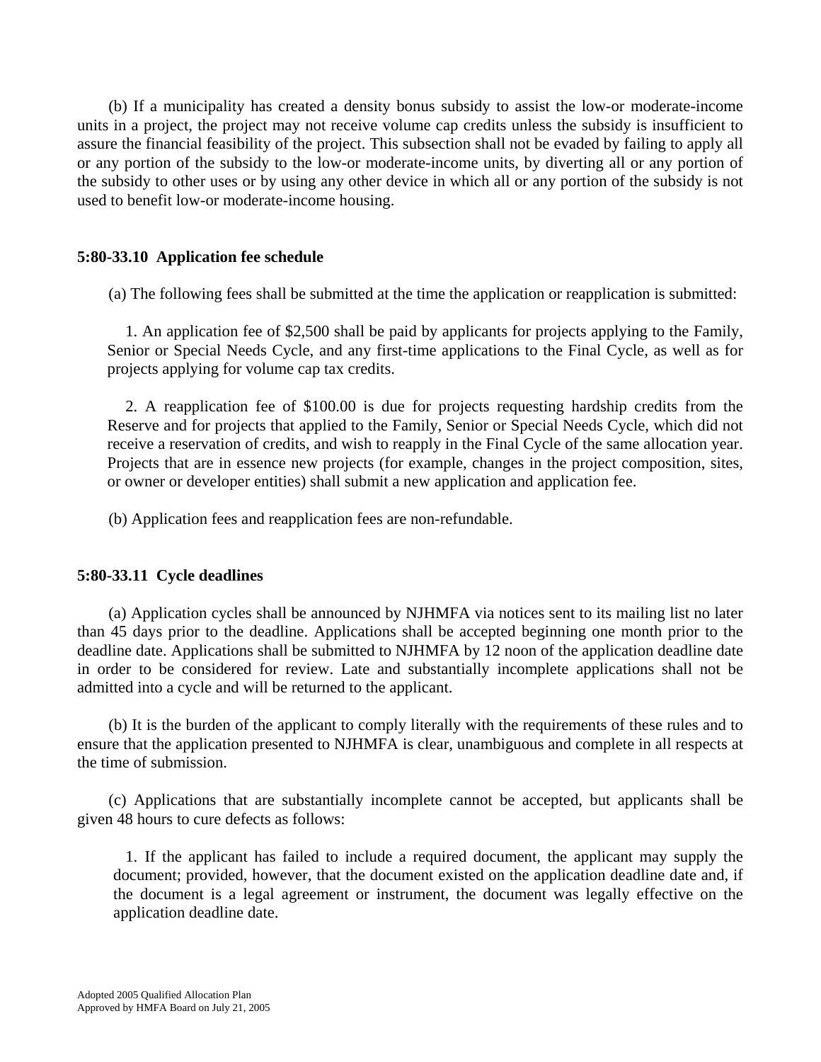(b) If a municipality has created a density bonus subsidy to assist the low-or moderate-income units in a project, the project may not receive volume cap credits unless the subsidy is insufficient to assure the financial feasibility of the project. This subsection shall not be evaded by failing to apply all or any portion of the subsidy to the low-or moderate-income units, by diverting all or any portion of the subsidy to other uses or by using any other device in which all or any portion of the subsidy is not used to benefit low-or moderate-income housing.

**5:80-33.10 Application fee schedule**

(a) The following fees shall be submitted at the time the application or reapplication is submitted:

1. An application fee of $2,500 shall be paid by applicants for projects applying to the Family, Senior or Special Needs Cycle, and any first-time applications to the Final Cycle, as well as for projects applying for volume cap tax credits.

2. A reapplication fee of $100.00 is due for projects requesting hardship credits from the Reserve and for projects that applied to the Family, Senior or Special Needs Cycle, which did not receive a reservation of credits, and wish to reapply in the Final Cycle of the same allocation year. Projects that are in essence new projects (for example, changes in the project composition, sites, or owner or developer entities) shall submit a new application and application fee.

(b) Application fees and reapplication fees are non-refundable.

**5:80-33.11 Cycle deadlines**

(a) Application cycles shall be announced by NJHMFA via notices sent to its mailing list no later than 45 days prior to the deadline. Applications shall be accepted beginning one month prior to the deadline date. Applications shall be submitted to NJHMFA by 12 noon of the application deadline date in order to be considered for review. Late and substantially incomplete applications shall not be admitted into a cycle and will be returned to the applicant.

(b) It is the burden of the applicant to comply literally with the requirements of these rules and to ensure that the application presented to NJHMFA is clear, unambiguous and complete in all respects at the time of submission.

(c) Applications that are substantially incomplete cannot be accepted, but applicants shall be given 48 hours to cure defects as follows:

1. If the applicant has failed to include a required document, the applicant may supply the document; provided, however, that the document existed on the application deadline date and, if the document is a legal agreement or instrument, the document was legally effective on the application deadline date.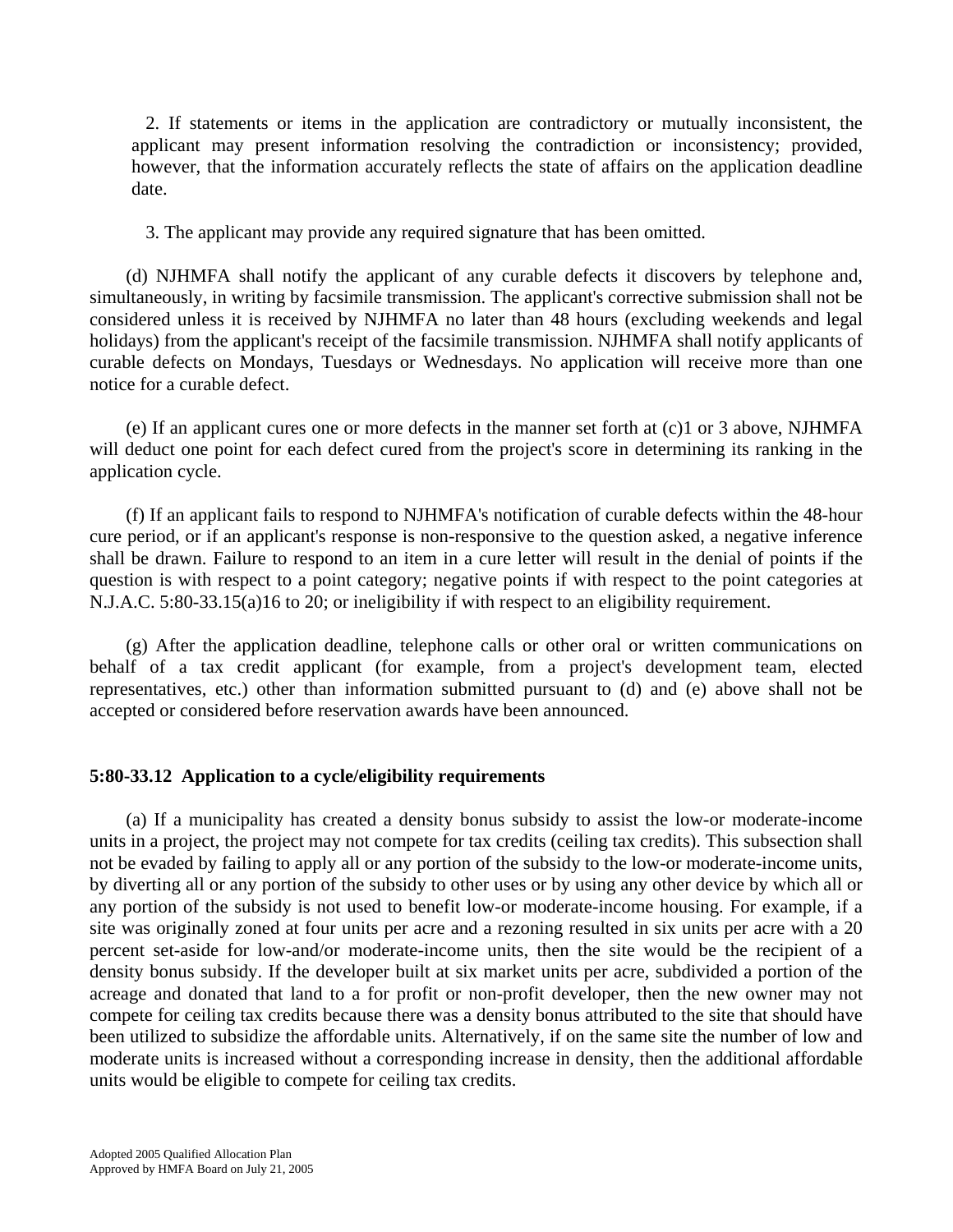2. If statements or items in the application are contradictory or mutually inconsistent, the applicant may present information resolving the contradiction or inconsistency; provided, however, that the information accurately reflects the state of affairs on the application deadline date.

3. The applicant may provide any required signature that has been omitted.

(d) NJHMFA shall notify the applicant of any curable defects it discovers by telephone and, simultaneously, in writing by facsimile transmission. The applicant's corrective submission shall not be considered unless it is received by NJHMFA no later than 48 hours (excluding weekends and legal holidays) from the applicant's receipt of the facsimile transmission. NJHMFA shall notify applicants of curable defects on Mondays, Tuesdays or Wednesdays. No application will receive more than one notice for a curable defect.

(e) If an applicant cures one or more defects in the manner set forth at (c)1 or 3 above, NJHMFA will deduct one point for each defect cured from the project's score in determining its ranking in the application cycle.

(f) If an applicant fails to respond to NJHMFA's notification of curable defects within the 48-hour cure period, or if an applicant's response is non-responsive to the question asked, a negative inference shall be drawn. Failure to respond to an item in a cure letter will result in the denial of points if the question is with respect to a point category; negative points if with respect to the point categories at N.J.A.C. 5:80-33.15(a)16 to 20; or ineligibility if with respect to an eligibility requirement.

(g) After the application deadline, telephone calls or other oral or written communications on behalf of a tax credit applicant (for example, from a project's development team, elected representatives, etc.) other than information submitted pursuant to (d) and (e) above shall not be accepted or considered before reservation awards have been announced.

### 5:80-33.12 Application to a cycle/eligibility requirements

(a) If a municipality has created a density bonus subsidy to assist the low-or moderate-income units in a project, the project may not compete for tax credits (ceiling tax credits). This subsection shall not be evaded by failing to apply all or any portion of the subsidy to the low-or moderate-income units, by diverting all or any portion of the subsidy to other uses or by using any other device by which all or any portion of the subsidy is not used to benefit low-or moderate-income housing. For example, if a site was originally zoned at four units per acre and a rezoning resulted in six units per acre with a 20 percent set-aside for low-and/or moderate-income units, then the site would be the recipient of a density bonus subsidy. If the developer built at six market units per acre, subdivided a portion of the acreage and donated that land to a for profit or non-profit developer, then the new owner may not compete for ceiling tax credits because there was a density bonus attributed to the site that should have been utilized to subsidize the affordable units. Alternatively, if on the same site the number of low and moderate units is increased without a corresponding increase in density, then the additional affordable units would be eligible to compete for ceiling tax credits.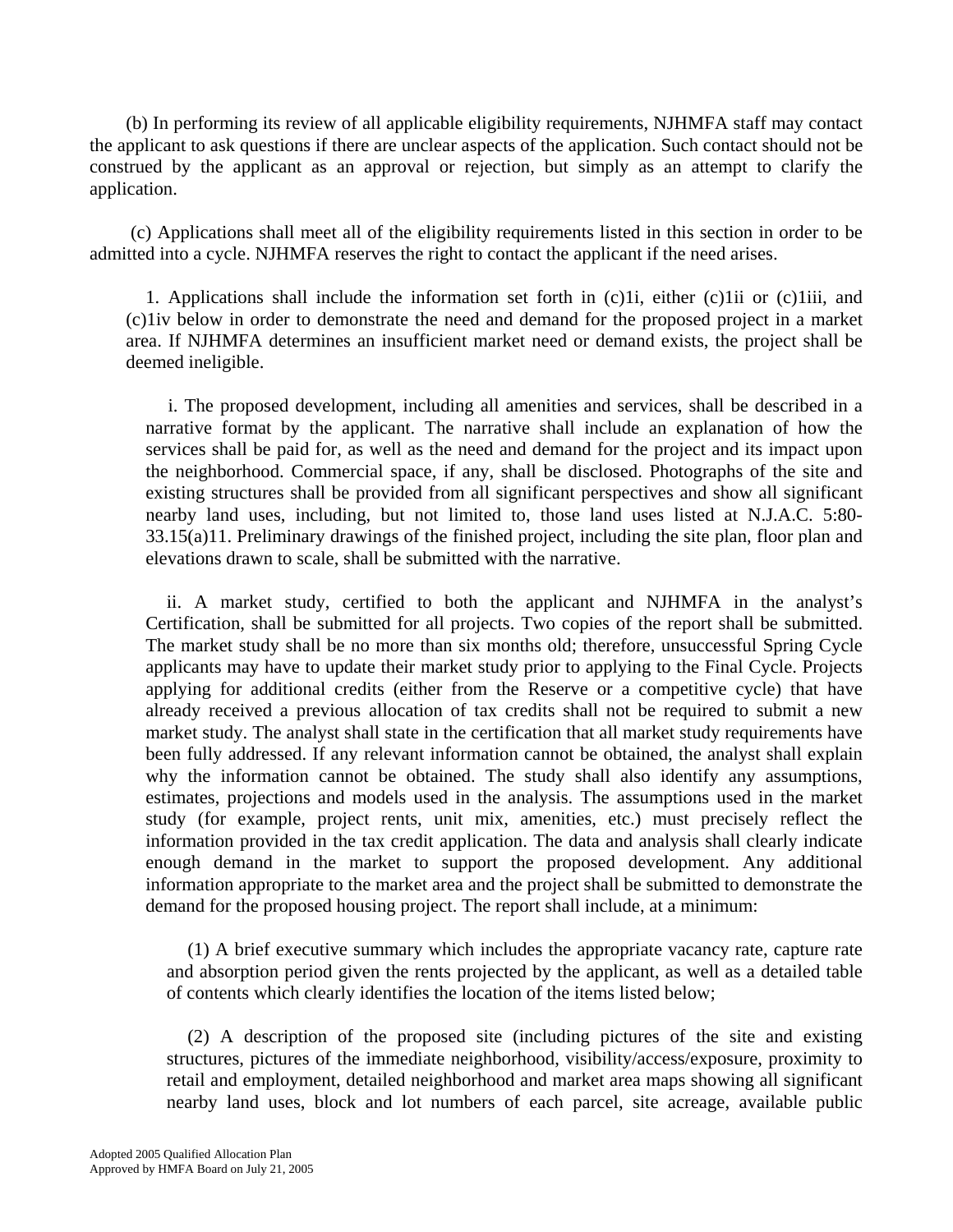(b) In performing its review of all applicable eligibility requirements, NJHMFA staff may contact the applicant to ask questions if there are unclear aspects of the application. Such contact should not be construed by the applicant as an approval or rejection, but simply as an attempt to clarify the application.

(c) Applications shall meet all of the eligibility requirements listed in this section in order to be admitted into a cycle. NJHMFA reserves the right to contact the applicant if the need arises.

1. Applications shall include the information set forth in (c)1i, either (c)1ii or (c)1iii, and (c)1iv below in order to demonstrate the need and demand for the proposed project in a market area. If NJHMFA determines an insufficient market need or demand exists, the project shall be deemed ineligible.

i. The proposed development, including all amenities and services, shall be described in a narrative format by the applicant. The narrative shall include an explanation of how the services shall be paid for, as well as the need and demand for the project and its impact upon the neighborhood. Commercial space, if any, shall be disclosed. Photographs of the site and existing structures shall be provided from all significant perspectives and show all significant nearby land uses, including, but not limited to, those land uses listed at N.J.A.C. 5:80-33.15(a)11. Preliminary drawings of the finished project, including the site plan, floor plan and elevations drawn to scale, shall be submitted with the narrative.

ii. A market study, certified to both the applicant and NJHMFA in the analyst's Certification, shall be submitted for all projects. Two copies of the report shall be submitted. The market study shall be no more than six months old; therefore, unsuccessful Spring Cycle applicants may have to update their market study prior to applying to the Final Cycle. Projects applying for additional credits (either from the Reserve or a competitive cycle) that have already received a previous allocation of tax credits shall not be required to submit a new market study. The analyst shall state in the certification that all market study requirements have been fully addressed. If any relevant information cannot be obtained, the analyst shall explain why the information cannot be obtained. The study shall also identify any assumptions, estimates, projections and models used in the analysis. The assumptions used in the market study (for example, project rents, unit mix, amenities, etc.) must precisely reflect the information provided in the tax credit application. The data and analysis shall clearly indicate enough demand in the market to support the proposed development. Any additional information appropriate to the market area and the project shall be submitted to demonstrate the demand for the proposed housing project. The report shall include, at a minimum:

(1) A brief executive summary which includes the appropriate vacancy rate, capture rate and absorption period given the rents projected by the applicant, as well as a detailed table of contents which clearly identifies the location of the items listed below;

(2) A description of the proposed site (including pictures of the site and existing structures, pictures of the immediate neighborhood, visibility/access/exposure, proximity to retail and employment, detailed neighborhood and market area maps showing all significant nearby land uses, block and lot numbers of each parcel, site acreage, available public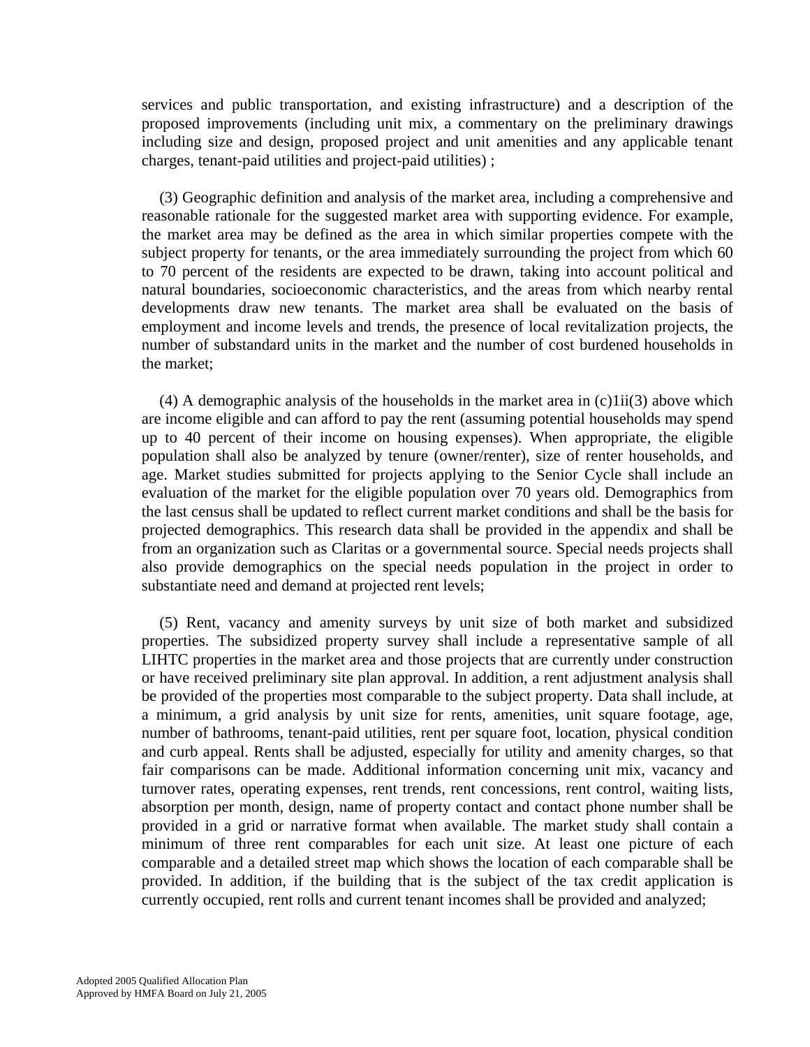services and public transportation, and existing infrastructure) and a description of the proposed improvements (including unit mix, a commentary on the preliminary drawings including size and design, proposed project and unit amenities and any applicable tenant charges, tenant-paid utilities and project-paid utilities) ;

(3) Geographic definition and analysis of the market area, including a comprehensive and reasonable rationale for the suggested market area with supporting evidence. For example, the market area may be defined as the area in which similar properties compete with the subject property for tenants, or the area immediately surrounding the project from which 60 to 70 percent of the residents are expected to be drawn, taking into account political and natural boundaries, socioeconomic characteristics, and the areas from which nearby rental developments draw new tenants. The market area shall be evaluated on the basis of employment and income levels and trends, the presence of local revitalization projects, the number of substandard units in the market and the number of cost burdened households in the market;

(4) A demographic analysis of the households in the market area in (c)1ii(3) above which are income eligible and can afford to pay the rent (assuming potential households may spend up to 40 percent of their income on housing expenses). When appropriate, the eligible population shall also be analyzed by tenure (owner/renter), size of renter households, and age. Market studies submitted for projects applying to the Senior Cycle shall include an evaluation of the market for the eligible population over 70 years old. Demographics from the last census shall be updated to reflect current market conditions and shall be the basis for projected demographics. This research data shall be provided in the appendix and shall be from an organization such as Claritas or a governmental source. Special needs projects shall also provide demographics on the special needs population in the project in order to substantiate need and demand at projected rent levels;

(5) Rent, vacancy and amenity surveys by unit size of both market and subsidized properties. The subsidized property survey shall include a representative sample of all LIHTC properties in the market area and those projects that are currently under construction or have received preliminary site plan approval. In addition, a rent adjustment analysis shall be provided of the properties most comparable to the subject property. Data shall include, at a minimum, a grid analysis by unit size for rents, amenities, unit square footage, age, number of bathrooms, tenant-paid utilities, rent per square foot, location, physical condition and curb appeal. Rents shall be adjusted, especially for utility and amenity charges, so that fair comparisons can be made. Additional information concerning unit mix, vacancy and turnover rates, operating expenses, rent trends, rent concessions, rent control, waiting lists, absorption per month, design, name of property contact and contact phone number shall be provided in a grid or narrative format when available. The market study shall contain a minimum of three rent comparables for each unit size. At least one picture of each comparable and a detailed street map which shows the location of each comparable shall be provided. In addition, if the building that is the subject of the tax credit application is currently occupied, rent rolls and current tenant incomes shall be provided and analyzed;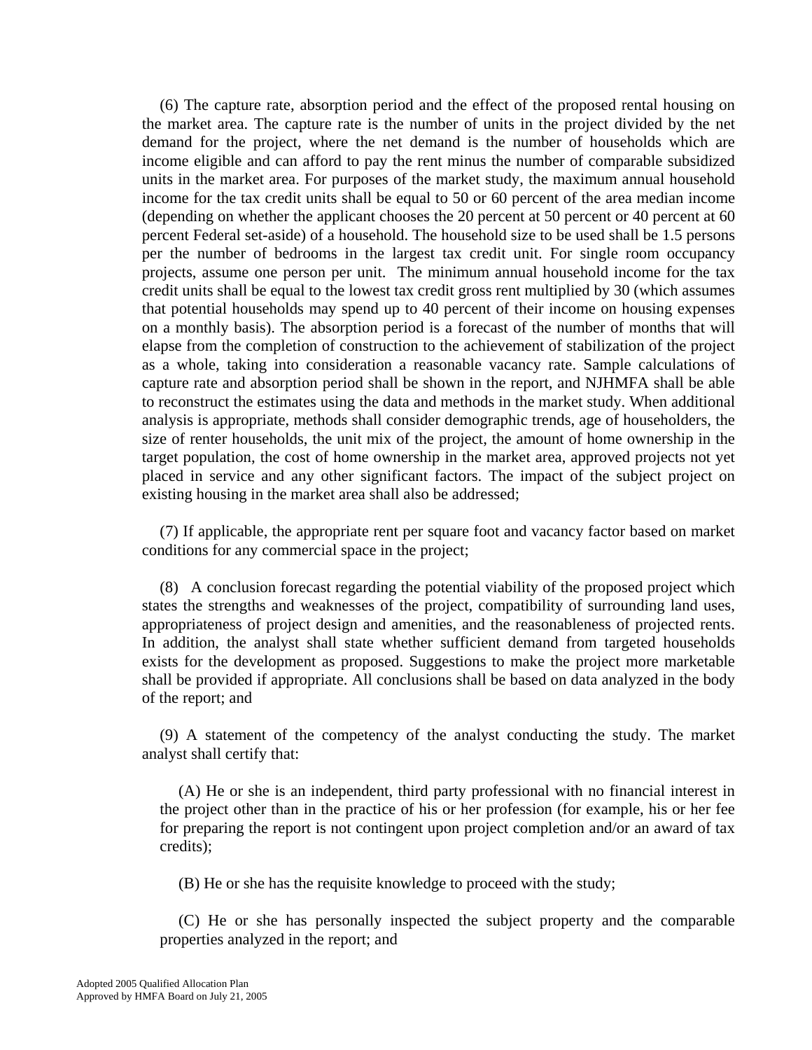(6) The capture rate, absorption period and the effect of the proposed rental housing on the market area. The capture rate is the number of units in the project divided by the net demand for the project, where the net demand is the number of households which are income eligible and can afford to pay the rent minus the number of comparable subsidized units in the market area. For purposes of the market study, the maximum annual household income for the tax credit units shall be equal to 50 or 60 percent of the area median income (depending on whether the applicant chooses the 20 percent at 50 percent or 40 percent at 60 percent Federal set-aside) of a household. The household size to be used shall be 1.5 persons per the number of bedrooms in the largest tax credit unit. For single room occupancy projects, assume one person per unit. The minimum annual household income for the tax credit units shall be equal to the lowest tax credit gross rent multiplied by 30 (which assumes that potential households may spend up to 40 percent of their income on housing expenses on a monthly basis). The absorption period is a forecast of the number of months that will elapse from the completion of construction to the achievement of stabilization of the project as a whole, taking into consideration a reasonable vacancy rate. Sample calculations of capture rate and absorption period shall be shown in the report, and NJHMFA shall be able to reconstruct the estimates using the data and methods in the market study. When additional analysis is appropriate, methods shall consider demographic trends, age of householders, the size of renter households, the unit mix of the project, the amount of home ownership in the target population, the cost of home ownership in the market area, approved projects not yet placed in service and any other significant factors. The impact of the subject project on existing housing in the market area shall also be addressed;

(7) If applicable, the appropriate rent per square foot and vacancy factor based on market conditions for any commercial space in the project;

(8) A conclusion forecast regarding the potential viability of the proposed project which states the strengths and weaknesses of the project, compatibility of surrounding land uses, appropriateness of project design and amenities, and the reasonableness of projected rents. In addition, the analyst shall state whether sufficient demand from targeted households exists for the development as proposed. Suggestions to make the project more marketable shall be provided if appropriate. All conclusions shall be based on data analyzed in the body of the report; and

(9) A statement of the competency of the analyst conducting the study. The market analyst shall certify that:

(A) He or she is an independent, third party professional with no financial interest in the project other than in the practice of his or her profession (for example, his or her fee for preparing the report is not contingent upon project completion and/or an award of tax credits);

(B) He or she has the requisite knowledge to proceed with the study;

(C) He or she has personally inspected the subject property and the comparable properties analyzed in the report; and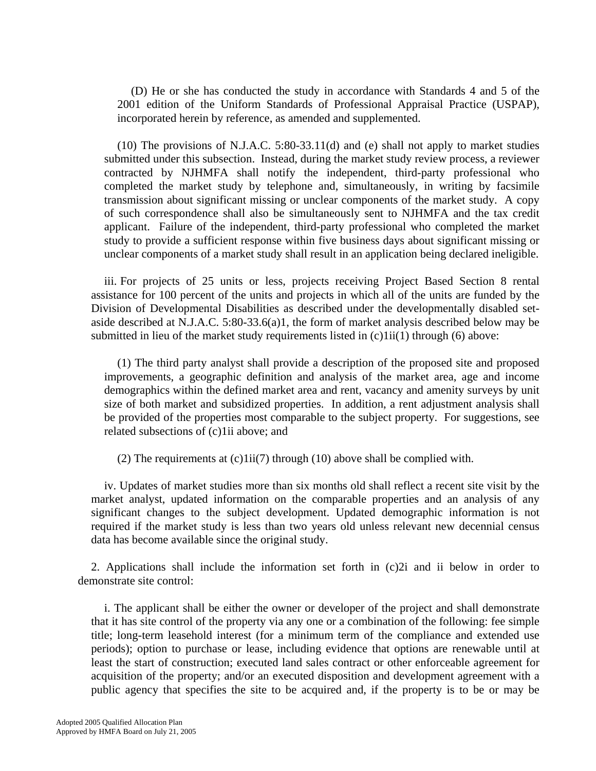(D) He or she has conducted the study in accordance with Standards 4 and 5 of the 2001 edition of the Uniform Standards of Professional Appraisal Practice (USPAP), incorporated herein by reference, as amended and supplemented.

(10) The provisions of N.J.A.C. 5:80-33.11(d) and (e) shall not apply to market studies submitted under this subsection. Instead, during the market study review process, a reviewer contracted by NJHMFA shall notify the independent, third-party professional who completed the market study by telephone and, simultaneously, in writing by facsimile transmission about significant missing or unclear components of the market study. A copy of such correspondence shall also be simultaneously sent to NJHMFA and the tax credit applicant. Failure of the independent, third-party professional who completed the market study to provide a sufficient response within five business days about significant missing or unclear components of a market study shall result in an application being declared ineligible.

iii. For projects of 25 units or less, projects receiving Project Based Section 8 rental assistance for 100 percent of the units and projects in which all of the units are funded by the Division of Developmental Disabilities as described under the developmentally disabled set-aside described at N.J.A.C. 5:80-33.6(a)1, the form of market analysis described below may be submitted in lieu of the market study requirements listed in (c)1ii(1) through (6) above:

(1) The third party analyst shall provide a description of the proposed site and proposed improvements, a geographic definition and analysis of the market area, age and income demographics within the defined market area and rent, vacancy and amenity surveys by unit size of both market and subsidized properties. In addition, a rent adjustment analysis shall be provided of the properties most comparable to the subject property. For suggestions, see related subsections of (c)1ii above; and

(2) The requirements at (c)1ii(7) through (10) above shall be complied with.

iv. Updates of market studies more than six months old shall reflect a recent site visit by the market analyst, updated information on the comparable properties and an analysis of any significant changes to the subject development. Updated demographic information is not required if the market study is less than two years old unless relevant new decennial census data has become available since the original study.

2. Applications shall include the information set forth in (c)2i and ii below in order to demonstrate site control:

i. The applicant shall be either the owner or developer of the project and shall demonstrate that it has site control of the property via any one or a combination of the following: fee simple title; long-term leasehold interest (for a minimum term of the compliance and extended use periods); option to purchase or lease, including evidence that options are renewable until at least the start of construction; executed land sales contract or other enforceable agreement for acquisition of the property; and/or an executed disposition and development agreement with a public agency that specifies the site to be acquired and, if the property is to be or may be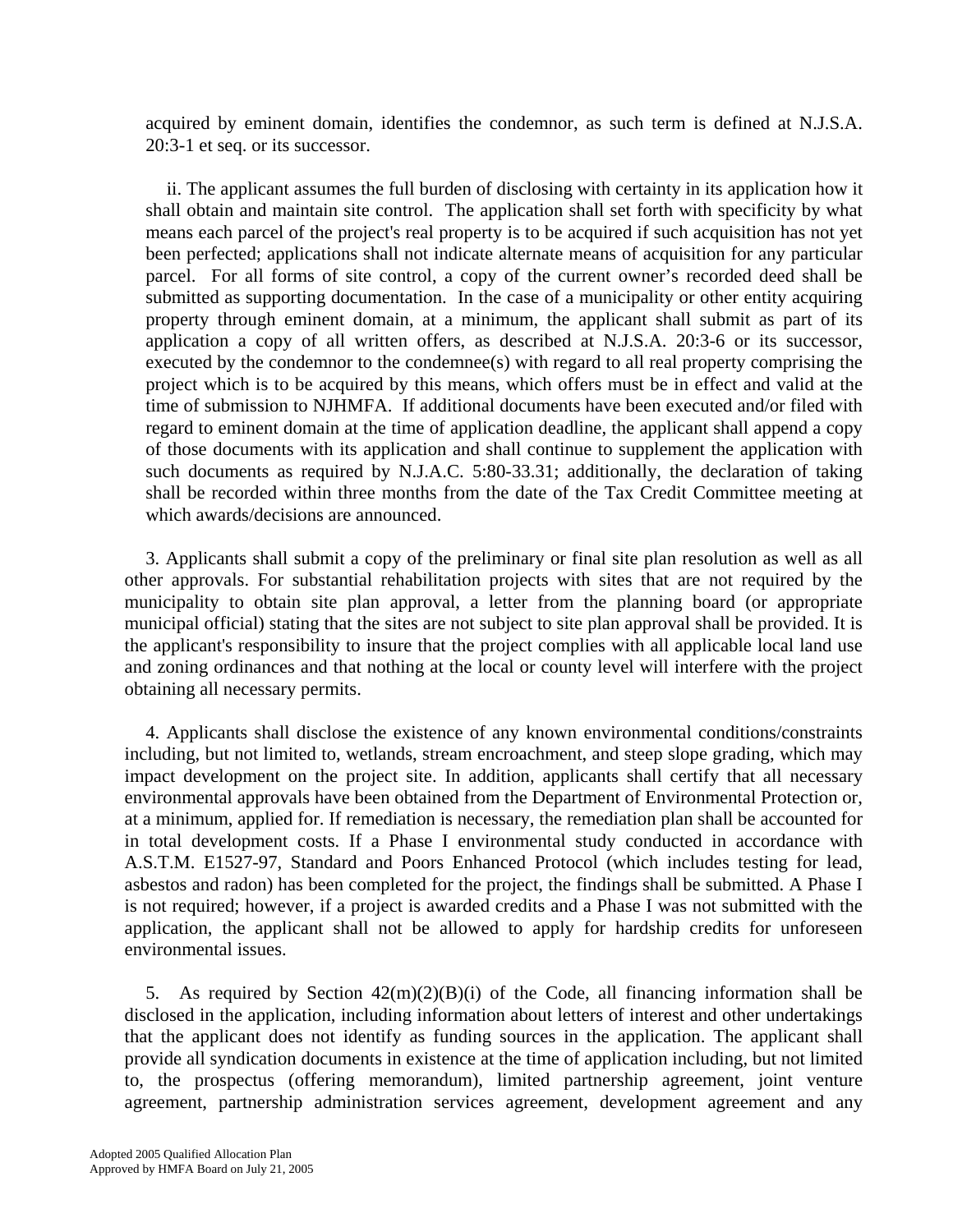acquired by eminent domain, identifies the condemnor, as such term is defined at N.J.S.A. 20:3-1 et seq. or its successor.

ii. The applicant assumes the full burden of disclosing with certainty in its application how it shall obtain and maintain site control. The application shall set forth with specificity by what means each parcel of the project's real property is to be acquired if such acquisition has not yet been perfected; applications shall not indicate alternate means of acquisition for any particular parcel. For all forms of site control, a copy of the current owner's recorded deed shall be submitted as supporting documentation. In the case of a municipality or other entity acquiring property through eminent domain, at a minimum, the applicant shall submit as part of its application a copy of all written offers, as described at N.J.S.A. 20:3-6 or its successor, executed by the condemnor to the condemnee(s) with regard to all real property comprising the project which is to be acquired by this means, which offers must be in effect and valid at the time of submission to NJHMFA. If additional documents have been executed and/or filed with regard to eminent domain at the time of application deadline, the applicant shall append a copy of those documents with its application and shall continue to supplement the application with such documents as required by N.J.A.C. 5:80-33.31; additionally, the declaration of taking shall be recorded within three months from the date of the Tax Credit Committee meeting at which awards/decisions are announced.

3. Applicants shall submit a copy of the preliminary or final site plan resolution as well as all other approvals. For substantial rehabilitation projects with sites that are not required by the municipality to obtain site plan approval, a letter from the planning board (or appropriate municipal official) stating that the sites are not subject to site plan approval shall be provided. It is the applicant's responsibility to insure that the project complies with all applicable local land use and zoning ordinances and that nothing at the local or county level will interfere with the project obtaining all necessary permits.

4. Applicants shall disclose the existence of any known environmental conditions/constraints including, but not limited to, wetlands, stream encroachment, and steep slope grading, which may impact development on the project site. In addition, applicants shall certify that all necessary environmental approvals have been obtained from the Department of Environmental Protection or, at a minimum, applied for. If remediation is necessary, the remediation plan shall be accounted for in total development costs. If a Phase I environmental study conducted in accordance with A.S.T.M. E1527-97, Standard and Poors Enhanced Protocol (which includes testing for lead, asbestos and radon) has been completed for the project, the findings shall be submitted. A Phase I is not required; however, if a project is awarded credits and a Phase I was not submitted with the application, the applicant shall not be allowed to apply for hardship credits for unforeseen environmental issues.

5. As required by Section 42(m)(2)(B)(i) of the Code, all financing information shall be disclosed in the application, including information about letters of interest and other undertakings that the applicant does not identify as funding sources in the application. The applicant shall provide all syndication documents in existence at the time of application including, but not limited to, the prospectus (offering memorandum), limited partnership agreement, joint venture agreement, partnership administration services agreement, development agreement and any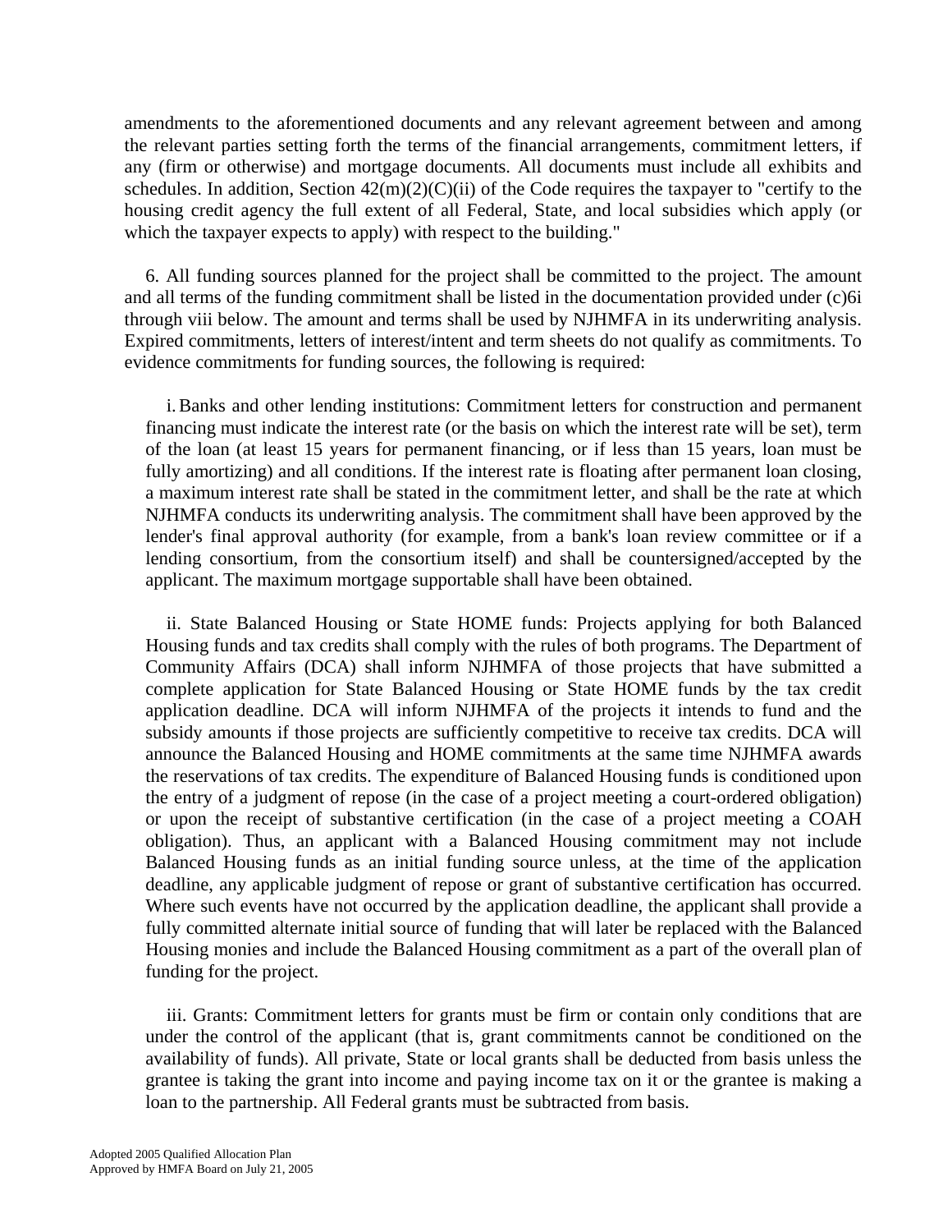amendments to the aforementioned documents and any relevant agreement between and among the relevant parties setting forth the terms of the financial arrangements, commitment letters, if any (firm or otherwise) and mortgage documents. All documents must include all exhibits and schedules. In addition, Section 42(m)(2)(C)(ii) of the Code requires the taxpayer to "certify to the housing credit agency the full extent of all Federal, State, and local subsidies which apply (or which the taxpayer expects to apply) with respect to the building."

6. All funding sources planned for the project shall be committed to the project. The amount and all terms of the funding commitment shall be listed in the documentation provided under (c)6i through viii below. The amount and terms shall be used by NJHMFA in its underwriting analysis. Expired commitments, letters of interest/intent and term sheets do not qualify as commitments. To evidence commitments for funding sources, the following is required:

i. Banks and other lending institutions: Commitment letters for construction and permanent financing must indicate the interest rate (or the basis on which the interest rate will be set), term of the loan (at least 15 years for permanent financing, or if less than 15 years, loan must be fully amortizing) and all conditions. If the interest rate is floating after permanent loan closing, a maximum interest rate shall be stated in the commitment letter, and shall be the rate at which NJHMFA conducts its underwriting analysis. The commitment shall have been approved by the lender's final approval authority (for example, from a bank's loan review committee or if a lending consortium, from the consortium itself) and shall be countersigned/accepted by the applicant. The maximum mortgage supportable shall have been obtained.

ii. State Balanced Housing or State HOME funds: Projects applying for both Balanced Housing funds and tax credits shall comply with the rules of both programs. The Department of Community Affairs (DCA) shall inform NJHMFA of those projects that have submitted a complete application for State Balanced Housing or State HOME funds by the tax credit application deadline. DCA will inform NJHMFA of the projects it intends to fund and the subsidy amounts if those projects are sufficiently competitive to receive tax credits. DCA will announce the Balanced Housing and HOME commitments at the same time NJHMFA awards the reservations of tax credits. The expenditure of Balanced Housing funds is conditioned upon the entry of a judgment of repose (in the case of a project meeting a court-ordered obligation) or upon the receipt of substantive certification (in the case of a project meeting a COAH obligation). Thus, an applicant with a Balanced Housing commitment may not include Balanced Housing funds as an initial funding source unless, at the time of the application deadline, any applicable judgment of repose or grant of substantive certification has occurred. Where such events have not occurred by the application deadline, the applicant shall provide a fully committed alternate initial source of funding that will later be replaced with the Balanced Housing monies and include the Balanced Housing commitment as a part of the overall plan of funding for the project.

iii. Grants: Commitment letters for grants must be firm or contain only conditions that are under the control of the applicant (that is, grant commitments cannot be conditioned on the availability of funds). All private, State or local grants shall be deducted from basis unless the grantee is taking the grant into income and paying income tax on it or the grantee is making a loan to the partnership. All Federal grants must be subtracted from basis.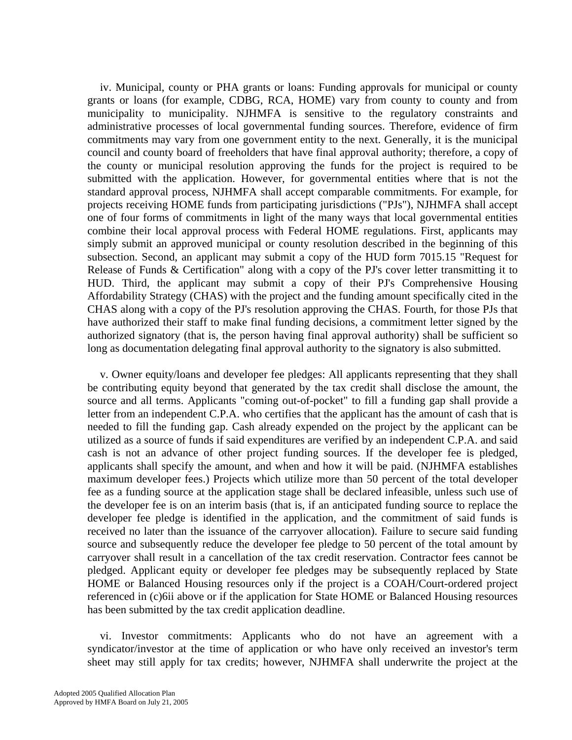iv. Municipal, county or PHA grants or loans: Funding approvals for municipal or county grants or loans (for example, CDBG, RCA, HOME) vary from county to county and from municipality to municipality. NJHMFA is sensitive to the regulatory constraints and administrative processes of local governmental funding sources. Therefore, evidence of firm commitments may vary from one government entity to the next. Generally, it is the municipal council and county board of freeholders that have final approval authority; therefore, a copy of the county or municipal resolution approving the funds for the project is required to be submitted with the application. However, for governmental entities where that is not the standard approval process, NJHMFA shall accept comparable commitments. For example, for projects receiving HOME funds from participating jurisdictions ("PJs"), NJHMFA shall accept one of four forms of commitments in light of the many ways that local governmental entities combine their local approval process with Federal HOME regulations. First, applicants may simply submit an approved municipal or county resolution described in the beginning of this subsection. Second, an applicant may submit a copy of the HUD form 7015.15 "Request for Release of Funds & Certification" along with a copy of the PJ's cover letter transmitting it to HUD. Third, the applicant may submit a copy of their PJ's Comprehensive Housing Affordability Strategy (CHAS) with the project and the funding amount specifically cited in the CHAS along with a copy of the PJ's resolution approving the CHAS. Fourth, for those PJs that have authorized their staff to make final funding decisions, a commitment letter signed by the authorized signatory (that is, the person having final approval authority) shall be sufficient so long as documentation delegating final approval authority to the signatory is also submitted.

v. Owner equity/loans and developer fee pledges: All applicants representing that they shall be contributing equity beyond that generated by the tax credit shall disclose the amount, the source and all terms. Applicants "coming out-of-pocket" to fill a funding gap shall provide a letter from an independent C.P.A. who certifies that the applicant has the amount of cash that is needed to fill the funding gap. Cash already expended on the project by the applicant can be utilized as a source of funds if said expenditures are verified by an independent C.P.A. and said cash is not an advance of other project funding sources. If the developer fee is pledged, applicants shall specify the amount, and when and how it will be paid. (NJHMFA establishes maximum developer fees.) Projects which utilize more than 50 percent of the total developer fee as a funding source at the application stage shall be declared infeasible, unless such use of the developer fee is on an interim basis (that is, if an anticipated funding source to replace the developer fee pledge is identified in the application, and the commitment of said funds is received no later than the issuance of the carryover allocation). Failure to secure said funding source and subsequently reduce the developer fee pledge to 50 percent of the total amount by carryover shall result in a cancellation of the tax credit reservation. Contractor fees cannot be pledged. Applicant equity or developer fee pledges may be subsequently replaced by State HOME or Balanced Housing resources only if the project is a COAH/Court-ordered project referenced in (c)6ii above or if the application for State HOME or Balanced Housing resources has been submitted by the tax credit application deadline.

vi. Investor commitments: Applicants who do not have an agreement with a syndicator/investor at the time of application or who have only received an investor's term sheet may still apply for tax credits; however, NJHMFA shall underwrite the project at the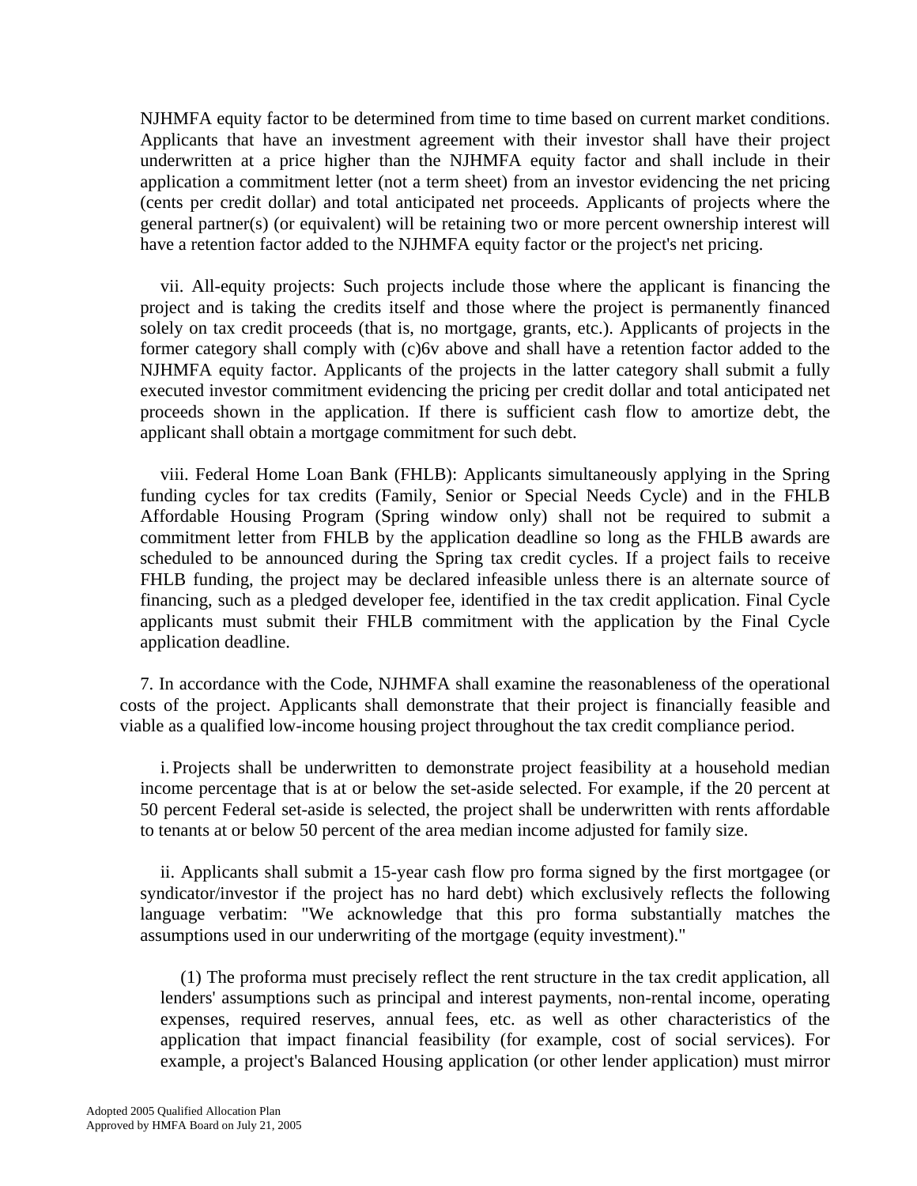NJHMFA equity factor to be determined from time to time based on current market conditions. Applicants that have an investment agreement with their investor shall have their project underwritten at a price higher than the NJHMFA equity factor and shall include in their application a commitment letter (not a term sheet) from an investor evidencing the net pricing (cents per credit dollar) and total anticipated net proceeds. Applicants of projects where the general partner(s) (or equivalent) will be retaining two or more percent ownership interest will have a retention factor added to the NJHMFA equity factor or the project's net pricing.

vii. All-equity projects: Such projects include those where the applicant is financing the project and is taking the credits itself and those where the project is permanently financed solely on tax credit proceeds (that is, no mortgage, grants, etc.). Applicants of projects in the former category shall comply with (c)6v above and shall have a retention factor added to the NJHMFA equity factor. Applicants of the projects in the latter category shall submit a fully executed investor commitment evidencing the pricing per credit dollar and total anticipated net proceeds shown in the application. If there is sufficient cash flow to amortize debt, the applicant shall obtain a mortgage commitment for such debt.

viii. Federal Home Loan Bank (FHLB): Applicants simultaneously applying in the Spring funding cycles for tax credits (Family, Senior or Special Needs Cycle) and in the FHLB Affordable Housing Program (Spring window only) shall not be required to submit a commitment letter from FHLB by the application deadline so long as the FHLB awards are scheduled to be announced during the Spring tax credit cycles. If a project fails to receive FHLB funding, the project may be declared infeasible unless there is an alternate source of financing, such as a pledged developer fee, identified in the tax credit application. Final Cycle applicants must submit their FHLB commitment with the application by the Final Cycle application deadline.

7. In accordance with the Code, NJHMFA shall examine the reasonableness of the operational costs of the project. Applicants shall demonstrate that their project is financially feasible and viable as a qualified low-income housing project throughout the tax credit compliance period.

i. Projects shall be underwritten to demonstrate project feasibility at a household median income percentage that is at or below the set-aside selected. For example, if the 20 percent at 50 percent Federal set-aside is selected, the project shall be underwritten with rents affordable to tenants at or below 50 percent of the area median income adjusted for family size.

ii. Applicants shall submit a 15-year cash flow pro forma signed by the first mortgagee (or syndicator/investor if the project has no hard debt) which exclusively reflects the following language verbatim: "We acknowledge that this pro forma substantially matches the assumptions used in our underwriting of the mortgage (equity investment)."

(1) The proforma must precisely reflect the rent structure in the tax credit application, all lenders' assumptions such as principal and interest payments, non-rental income, operating expenses, required reserves, annual fees, etc. as well as other characteristics of the application that impact financial feasibility (for example, cost of social services). For example, a project's Balanced Housing application (or other lender application) must mirror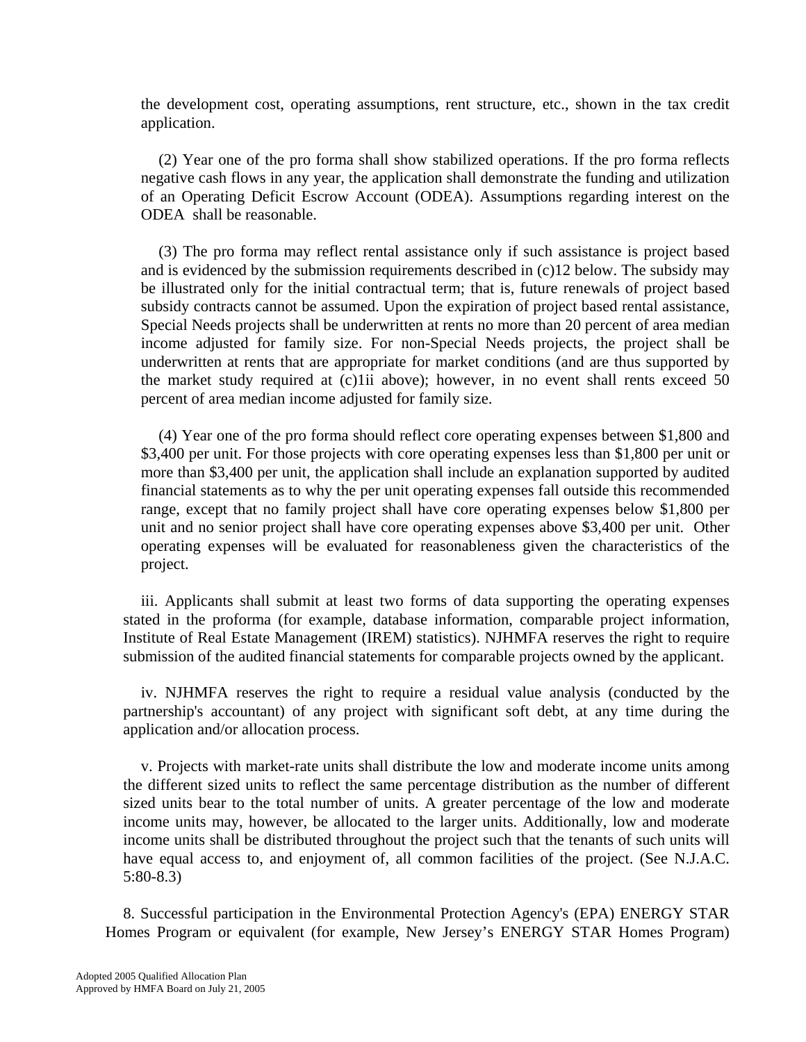the development cost, operating assumptions, rent structure, etc., shown in the tax credit application.

(2) Year one of the pro forma shall show stabilized operations. If the pro forma reflects negative cash flows in any year, the application shall demonstrate the funding and utilization of an Operating Deficit Escrow Account (ODEA). Assumptions regarding interest on the ODEA shall be reasonable.

(3) The pro forma may reflect rental assistance only if such assistance is project based and is evidenced by the submission requirements described in (c)12 below. The subsidy may be illustrated only for the initial contractual term; that is, future renewals of project based subsidy contracts cannot be assumed. Upon the expiration of project based rental assistance, Special Needs projects shall be underwritten at rents no more than 20 percent of area median income adjusted for family size. For non-Special Needs projects, the project shall be underwritten at rents that are appropriate for market conditions (and are thus supported by the market study required at (c)1ii above); however, in no event shall rents exceed 50 percent of area median income adjusted for family size.

(4) Year one of the pro forma should reflect core operating expenses between $1,800 and $3,400 per unit. For those projects with core operating expenses less than $1,800 per unit or more than $3,400 per unit, the application shall include an explanation supported by audited financial statements as to why the per unit operating expenses fall outside this recommended range, except that no family project shall have core operating expenses below $1,800 per unit and no senior project shall have core operating expenses above $3,400 per unit. Other operating expenses will be evaluated for reasonableness given the characteristics of the project.

iii. Applicants shall submit at least two forms of data supporting the operating expenses stated in the proforma (for example, database information, comparable project information, Institute of Real Estate Management (IREM) statistics). NJHMFA reserves the right to require submission of the audited financial statements for comparable projects owned by the applicant.

iv. NJHMFA reserves the right to require a residual value analysis (conducted by the partnership's accountant) of any project with significant soft debt, at any time during the application and/or allocation process.

v. Projects with market-rate units shall distribute the low and moderate income units among the different sized units to reflect the same percentage distribution as the number of different sized units bear to the total number of units. A greater percentage of the low and moderate income units may, however, be allocated to the larger units. Additionally, low and moderate income units shall be distributed throughout the project such that the tenants of such units will have equal access to, and enjoyment of, all common facilities of the project. (See N.J.A.C. 5:80-8.3)

8. Successful participation in the Environmental Protection Agency's (EPA) ENERGY STAR Homes Program or equivalent (for example, New Jersey's ENERGY STAR Homes Program)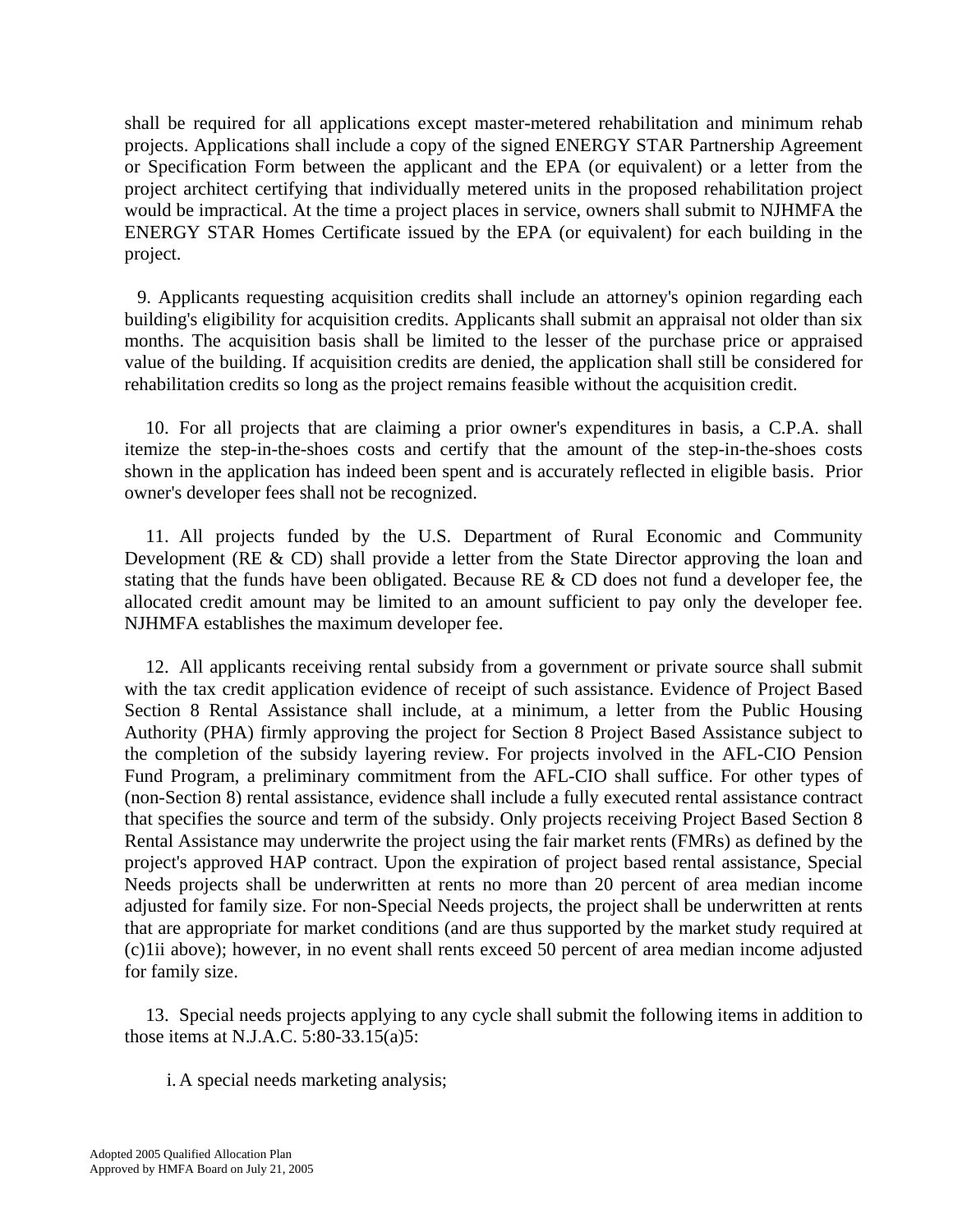shall be required for all applications except master-metered rehabilitation and minimum rehab projects. Applications shall include a copy of the signed ENERGY STAR Partnership Agreement or Specification Form between the applicant and the EPA (or equivalent) or a letter from the project architect certifying that individually metered units in the proposed rehabilitation project would be impractical. At the time a project places in service, owners shall submit to NJHMFA the ENERGY STAR Homes Certificate issued by the EPA (or equivalent) for each building in the project.

9. Applicants requesting acquisition credits shall include an attorney's opinion regarding each building's eligibility for acquisition credits. Applicants shall submit an appraisal not older than six months. The acquisition basis shall be limited to the lesser of the purchase price or appraised value of the building. If acquisition credits are denied, the application shall still be considered for rehabilitation credits so long as the project remains feasible without the acquisition credit.

10. For all projects that are claiming a prior owner's expenditures in basis, a C.P.A. shall itemize the step-in-the-shoes costs and certify that the amount of the step-in-the-shoes costs shown in the application has indeed been spent and is accurately reflected in eligible basis. Prior owner's developer fees shall not be recognized.

11. All projects funded by the U.S. Department of Rural Economic and Community Development (RE & CD) shall provide a letter from the State Director approving the loan and stating that the funds have been obligated. Because RE & CD does not fund a developer fee, the allocated credit amount may be limited to an amount sufficient to pay only the developer fee. NJHMFA establishes the maximum developer fee.

12. All applicants receiving rental subsidy from a government or private source shall submit with the tax credit application evidence of receipt of such assistance. Evidence of Project Based Section 8 Rental Assistance shall include, at a minimum, a letter from the Public Housing Authority (PHA) firmly approving the project for Section 8 Project Based Assistance subject to the completion of the subsidy layering review. For projects involved in the AFL-CIO Pension Fund Program, a preliminary commitment from the AFL-CIO shall suffice. For other types of (non-Section 8) rental assistance, evidence shall include a fully executed rental assistance contract that specifies the source and term of the subsidy. Only projects receiving Project Based Section 8 Rental Assistance may underwrite the project using the fair market rents (FMRs) as defined by the project's approved HAP contract. Upon the expiration of project based rental assistance, Special Needs projects shall be underwritten at rents no more than 20 percent of area median income adjusted for family size. For non-Special Needs projects, the project shall be underwritten at rents that are appropriate for market conditions (and are thus supported by the market study required at (c)1ii above); however, in no event shall rents exceed 50 percent of area median income adjusted for family size.

13. Special needs projects applying to any cycle shall submit the following items in addition to those items at N.J.A.C. 5:80-33.15(a)5:

i. A special needs marketing analysis;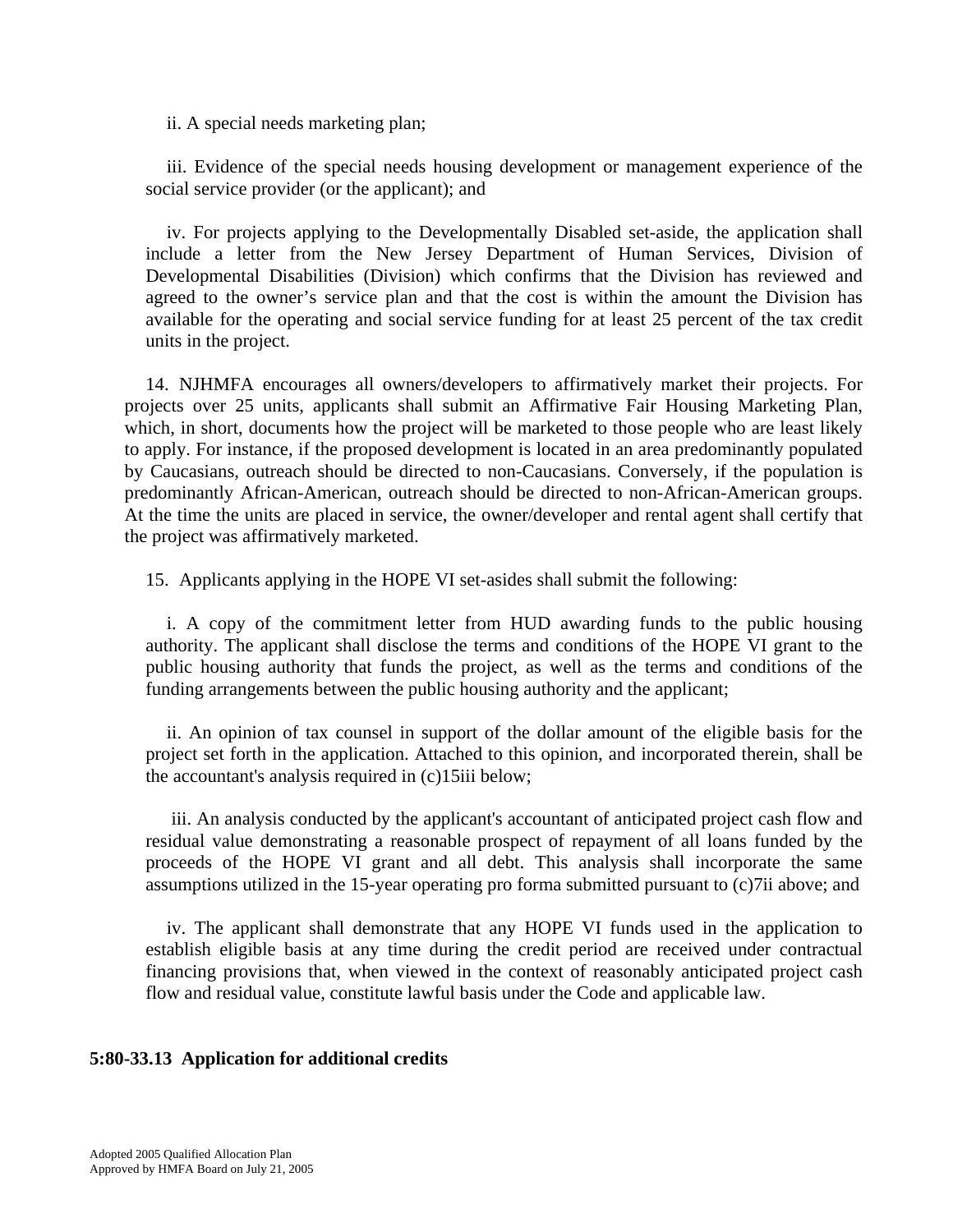ii. A special needs marketing plan;

iii. Evidence of the special needs housing development or management experience of the social service provider (or the applicant); and

iv. For projects applying to the Developmentally Disabled set-aside, the application shall include a letter from the New Jersey Department of Human Services, Division of Developmental Disabilities (Division) which confirms that the Division has reviewed and agreed to the owner's service plan and that the cost is within the amount the Division has available for the operating and social service funding for at least 25 percent of the tax credit units in the project.

14. NJHMFA encourages all owners/developers to affirmatively market their projects. For projects over 25 units, applicants shall submit an Affirmative Fair Housing Marketing Plan, which, in short, documents how the project will be marketed to those people who are least likely to apply. For instance, if the proposed development is located in an area predominantly populated by Caucasians, outreach should be directed to non-Caucasians. Conversely, if the population is predominantly African-American, outreach should be directed to non-African-American groups. At the time the units are placed in service, the owner/developer and rental agent shall certify that the project was affirmatively marketed.

15. Applicants applying in the HOPE VI set-asides shall submit the following:

i. A copy of the commitment letter from HUD awarding funds to the public housing authority. The applicant shall disclose the terms and conditions of the HOPE VI grant to the public housing authority that funds the project, as well as the terms and conditions of the funding arrangements between the public housing authority and the applicant;

ii. An opinion of tax counsel in support of the dollar amount of the eligible basis for the project set forth in the application. Attached to this opinion, and incorporated therein, shall be the accountant's analysis required in (c)15iii below;

iii. An analysis conducted by the applicant's accountant of anticipated project cash flow and residual value demonstrating a reasonable prospect of repayment of all loans funded by the proceeds of the HOPE VI grant and all debt. This analysis shall incorporate the same assumptions utilized in the 15-year operating pro forma submitted pursuant to (c)7ii above; and

iv. The applicant shall demonstrate that any HOPE VI funds used in the application to establish eligible basis at any time during the credit period are received under contractual financing provisions that, when viewed in the context of reasonably anticipated project cash flow and residual value, constitute lawful basis under the Code and applicable law.

**5:80-33.13 Application for additional credits**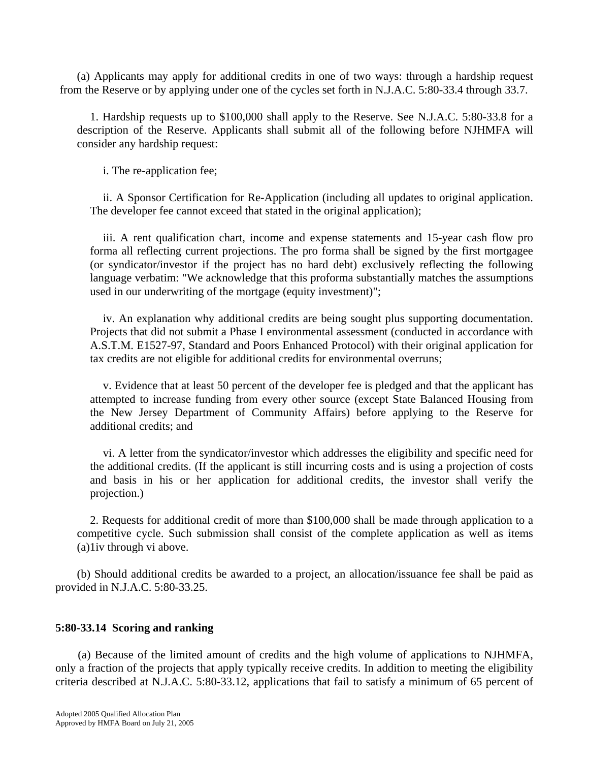(a) Applicants may apply for additional credits in one of two ways: through a hardship request from the Reserve or by applying under one of the cycles set forth in N.J.A.C. 5:80-33.4 through 33.7.

1. Hardship requests up to $100,000 shall apply to the Reserve. See N.J.A.C. 5:80-33.8 for a description of the Reserve. Applicants shall submit all of the following before NJHMFA will consider any hardship request:

i. The re-application fee;

ii. A Sponsor Certification for Re-Application (including all updates to original application. The developer fee cannot exceed that stated in the original application);

iii. A rent qualification chart, income and expense statements and 15-year cash flow pro forma all reflecting current projections. The pro forma shall be signed by the first mortgagee (or syndicator/investor if the project has no hard debt) exclusively reflecting the following language verbatim: "We acknowledge that this proforma substantially matches the assumptions used in our underwriting of the mortgage (equity investment)";

iv. An explanation why additional credits are being sought plus supporting documentation. Projects that did not submit a Phase I environmental assessment (conducted in accordance with A.S.T.M. E1527-97, Standard and Poors Enhanced Protocol) with their original application for tax credits are not eligible for additional credits for environmental overruns;

v. Evidence that at least 50 percent of the developer fee is pledged and that the applicant has attempted to increase funding from every other source (except State Balanced Housing from the New Jersey Department of Community Affairs) before applying to the Reserve for additional credits; and

vi. A letter from the syndicator/investor which addresses the eligibility and specific need for the additional credits. (If the applicant is still incurring costs and is using a projection of costs and basis in his or her application for additional credits, the investor shall verify the projection.)

2. Requests for additional credit of more than $100,000 shall be made through application to a competitive cycle. Such submission shall consist of the complete application as well as items (a)1iv through vi above.

(b) Should additional credits be awarded to a project, an allocation/issuance fee shall be paid as provided in N.J.A.C. 5:80-33.25.

**5:80-33.14 Scoring and ranking**

(a) Because of the limited amount of credits and the high volume of applications to NJHMFA, only a fraction of the projects that apply typically receive credits. In addition to meeting the eligibility criteria described at N.J.A.C. 5:80-33.12, applications that fail to satisfy a minimum of 65 percent of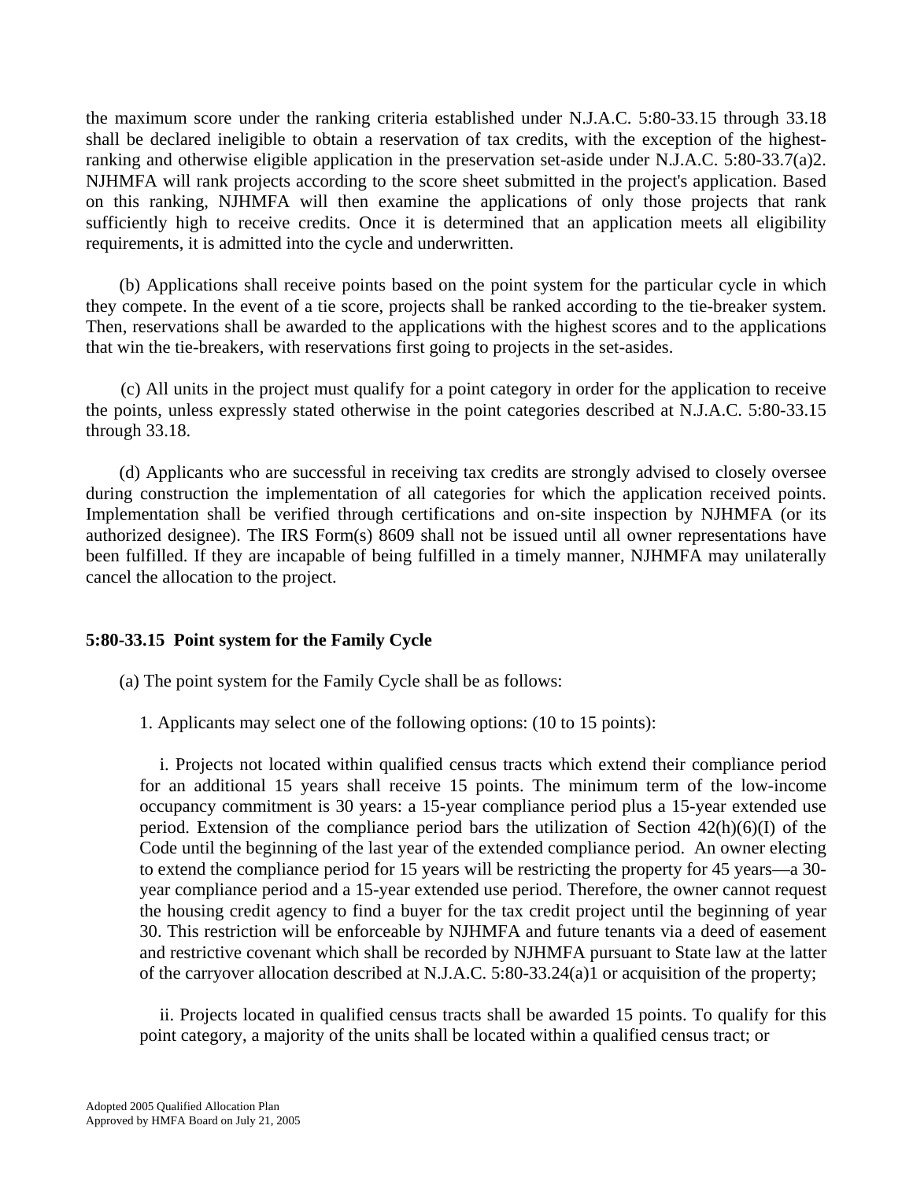the maximum score under the ranking criteria established under N.J.A.C. 5:80-33.15 through 33.18 shall be declared ineligible to obtain a reservation of tax credits, with the exception of the highest-ranking and otherwise eligible application in the preservation set-aside under N.J.A.C. 5:80-33.7(a)2. NJHMFA will rank projects according to the score sheet submitted in the project's application. Based on this ranking, NJHMFA will then examine the applications of only those projects that rank sufficiently high to receive credits. Once it is determined that an application meets all eligibility requirements, it is admitted into the cycle and underwritten.

(b) Applications shall receive points based on the point system for the particular cycle in which they compete. In the event of a tie score, projects shall be ranked according to the tie-breaker system. Then, reservations shall be awarded to the applications with the highest scores and to the applications that win the tie-breakers, with reservations first going to projects in the set-asides.

(c) All units in the project must qualify for a point category in order for the application to receive the points, unless expressly stated otherwise in the point categories described at N.J.A.C. 5:80-33.15 through 33.18.

(d) Applicants who are successful in receiving tax credits are strongly advised to closely oversee during construction the implementation of all categories for which the application received points. Implementation shall be verified through certifications and on-site inspection by NJHMFA (or its authorized designee). The IRS Form(s) 8609 shall not be issued until all owner representations have been fulfilled. If they are incapable of being fulfilled in a timely manner, NJHMFA may unilaterally cancel the allocation to the project.

**5:80-33.15 Point system for the Family Cycle**

(a) The point system for the Family Cycle shall be as follows:

1. Applicants may select one of the following options: (10 to 15 points):

i. Projects not located within qualified census tracts which extend their compliance period for an additional 15 years shall receive 15 points. The minimum term of the low-income occupancy commitment is 30 years: a 15-year compliance period plus a 15-year extended use period. Extension of the compliance period bars the utilization of Section 42(h)(6)(I) of the Code until the beginning of the last year of the extended compliance period. An owner electing to extend the compliance period for 15 years will be restricting the property for 45 years—a 30-year compliance period and a 15-year extended use period. Therefore, the owner cannot request the housing credit agency to find a buyer for the tax credit project until the beginning of year 30. This restriction will be enforceable by NJHMFA and future tenants via a deed of easement and restrictive covenant which shall be recorded by NJHMFA pursuant to State law at the latter of the carryover allocation described at N.J.A.C. 5:80-33.24(a)1 or acquisition of the property;

ii. Projects located in qualified census tracts shall be awarded 15 points. To qualify for this point category, a majority of the units shall be located within a qualified census tract; or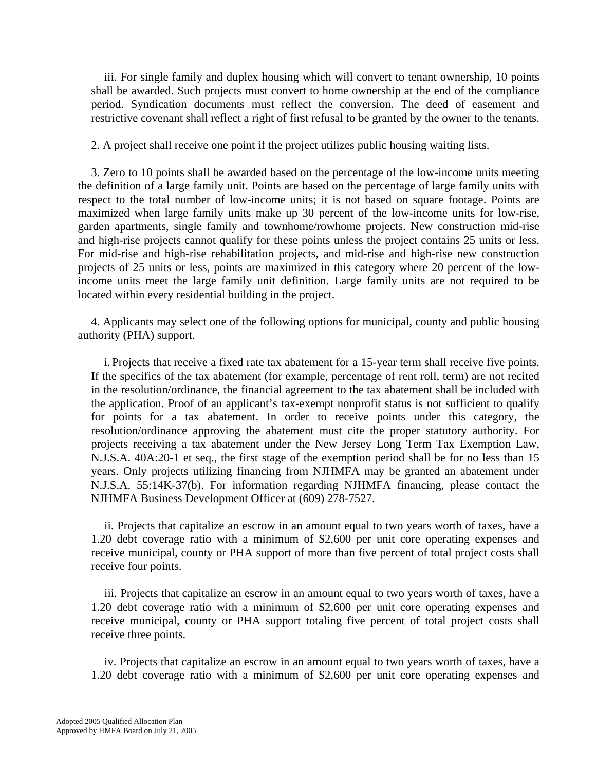iii. For single family and duplex housing which will convert to tenant ownership, 10 points shall be awarded. Such projects must convert to home ownership at the end of the compliance period. Syndication documents must reflect the conversion. The deed of easement and restrictive covenant shall reflect a right of first refusal to be granted by the owner to the tenants.

2. A project shall receive one point if the project utilizes public housing waiting lists.

3. Zero to 10 points shall be awarded based on the percentage of the low-income units meeting the definition of a large family unit. Points are based on the percentage of large family units with respect to the total number of low-income units; it is not based on square footage. Points are maximized when large family units make up 30 percent of the low-income units for low-rise, garden apartments, single family and townhome/rowhome projects. New construction mid-rise and high-rise projects cannot qualify for these points unless the project contains 25 units or less. For mid-rise and high-rise rehabilitation projects, and mid-rise and high-rise new construction projects of 25 units or less, points are maximized in this category where 20 percent of the low-income units meet the large family unit definition. Large family units are not required to be located within every residential building in the project.

4. Applicants may select one of the following options for municipal, county and public housing authority (PHA) support.

i. Projects that receive a fixed rate tax abatement for a 15-year term shall receive five points. If the specifics of the tax abatement (for example, percentage of rent roll, term) are not recited in the resolution/ordinance, the financial agreement to the tax abatement shall be included with the application. Proof of an applicant's tax-exempt nonprofit status is not sufficient to qualify for points for a tax abatement. In order to receive points under this category, the resolution/ordinance approving the abatement must cite the proper statutory authority. For projects receiving a tax abatement under the New Jersey Long Term Tax Exemption Law, N.J.S.A. 40A:20-1 et seq., the first stage of the exemption period shall be for no less than 15 years. Only projects utilizing financing from NJHMFA may be granted an abatement under N.J.S.A. 55:14K-37(b). For information regarding NJHMFA financing, please contact the NJHMFA Business Development Officer at (609) 278-7527.

ii. Projects that capitalize an escrow in an amount equal to two years worth of taxes, have a 1.20 debt coverage ratio with a minimum of $2,600 per unit core operating expenses and receive municipal, county or PHA support of more than five percent of total project costs shall receive four points.

iii. Projects that capitalize an escrow in an amount equal to two years worth of taxes, have a 1.20 debt coverage ratio with a minimum of $2,600 per unit core operating expenses and receive municipal, county or PHA support totaling five percent of total project costs shall receive three points.

iv. Projects that capitalize an escrow in an amount equal to two years worth of taxes, have a 1.20 debt coverage ratio with a minimum of $2,600 per unit core operating expenses and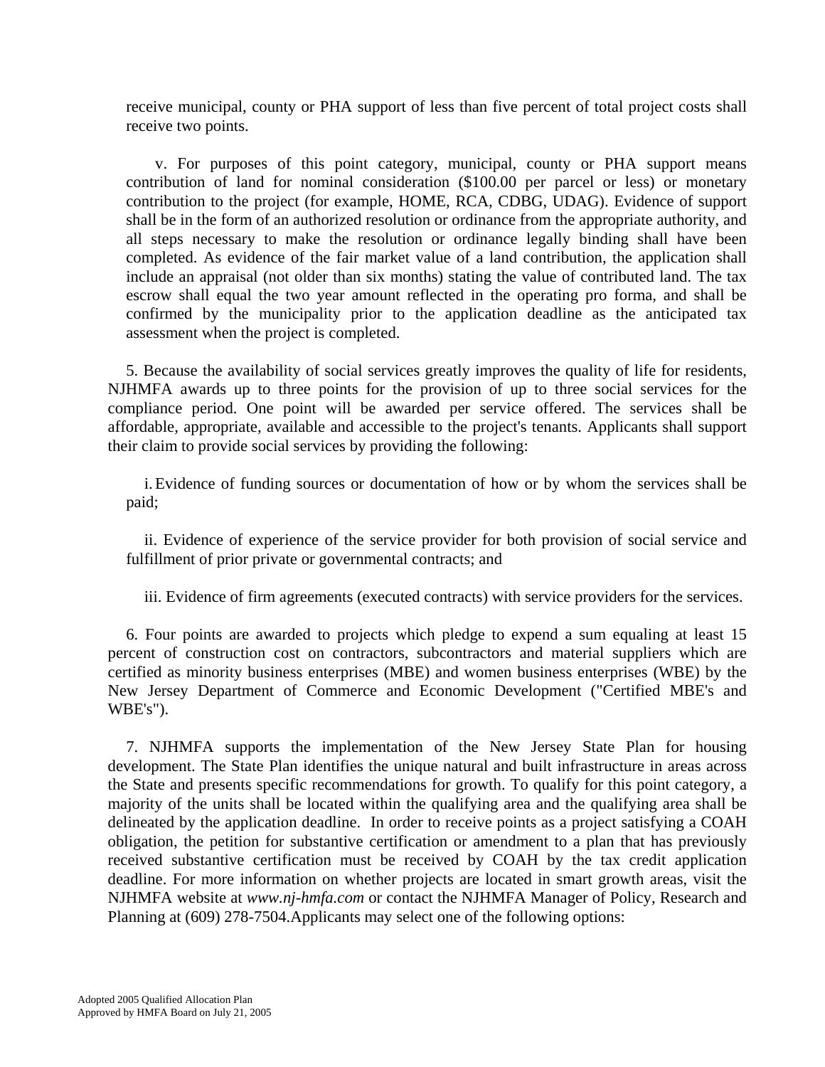receive municipal, county or PHA support of less than five percent of total project costs shall receive two points.

v. For purposes of this point category, municipal, county or PHA support means contribution of land for nominal consideration ($100.00 per parcel or less) or monetary contribution to the project (for example, HOME, RCA, CDBG, UDAG). Evidence of support shall be in the form of an authorized resolution or ordinance from the appropriate authority, and all steps necessary to make the resolution or ordinance legally binding shall have been completed. As evidence of the fair market value of a land contribution, the application shall include an appraisal (not older than six months) stating the value of contributed land. The tax escrow shall equal the two year amount reflected in the operating pro forma, and shall be confirmed by the municipality prior to the application deadline as the anticipated tax assessment when the project is completed.

5. Because the availability of social services greatly improves the quality of life for residents, NJHMFA awards up to three points for the provision of up to three social services for the compliance period. One point will be awarded per service offered. The services shall be affordable, appropriate, available and accessible to the project's tenants. Applicants shall support their claim to provide social services by providing the following:

i. Evidence of funding sources or documentation of how or by whom the services shall be paid;

ii. Evidence of experience of the service provider for both provision of social service and fulfillment of prior private or governmental contracts; and

iii. Evidence of firm agreements (executed contracts) with service providers for the services.

6. Four points are awarded to projects which pledge to expend a sum equaling at least 15 percent of construction cost on contractors, subcontractors and material suppliers which are certified as minority business enterprises (MBE) and women business enterprises (WBE) by the New Jersey Department of Commerce and Economic Development ("Certified MBE's and WBE's").

7. NJHMFA supports the implementation of the New Jersey State Plan for housing development. The State Plan identifies the unique natural and built infrastructure in areas across the State and presents specific recommendations for growth. To qualify for this point category, a majority of the units shall be located within the qualifying area and the qualifying area shall be delineated by the application deadline. In order to receive points as a project satisfying a COAH obligation, the petition for substantive certification or amendment to a plan that has previously received substantive certification must be received by COAH by the tax credit application deadline. For more information on whether projects are located in smart growth areas, visit the NJHMFA website at *www.nj-hmfa.com* or contact the NJHMFA Manager of Policy, Research and Planning at (609) 278-7504.Applicants may select one of the following options: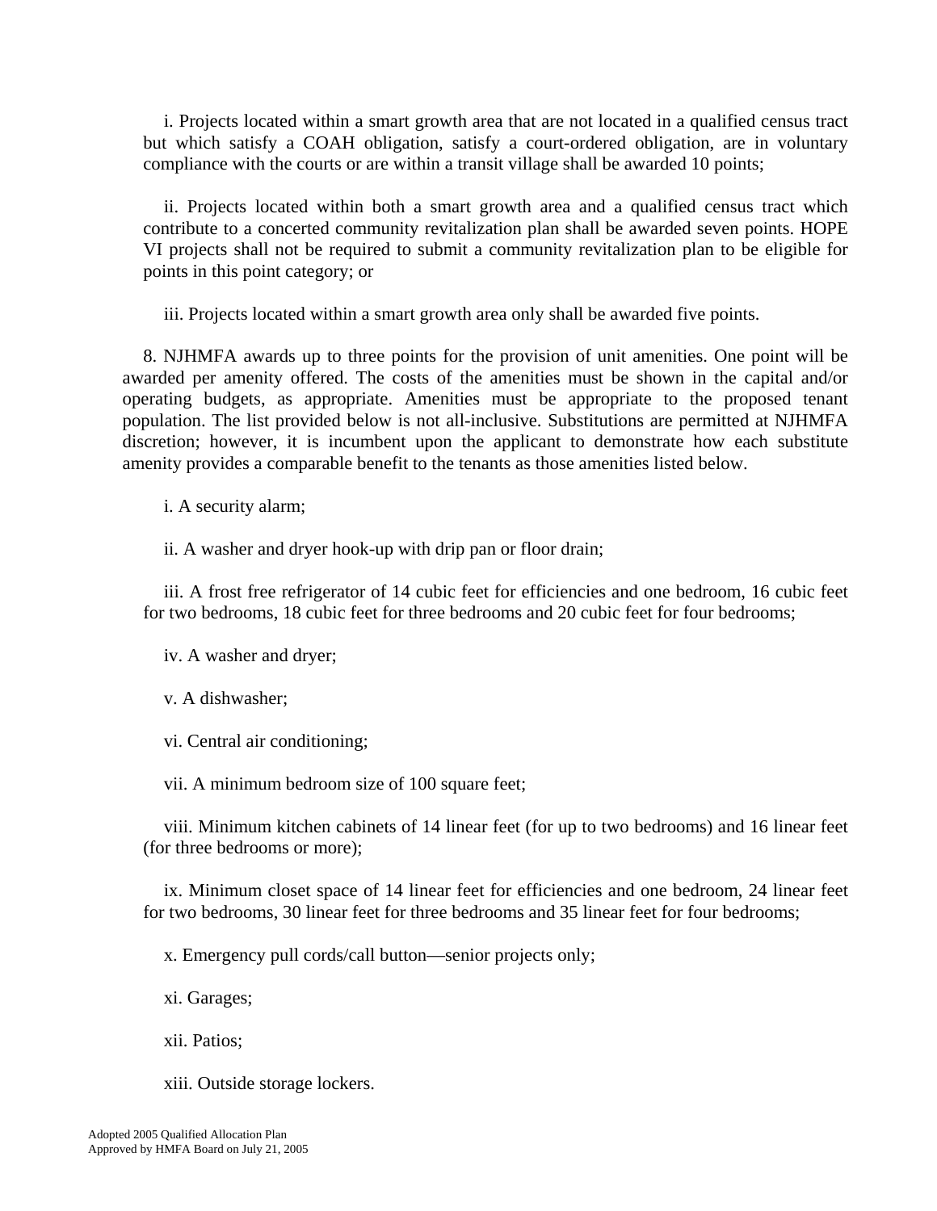i. Projects located within a smart growth area that are not located in a qualified census tract but which satisfy a COAH obligation, satisfy a court-ordered obligation, are in voluntary compliance with the courts or are within a transit village shall be awarded 10 points;

ii. Projects located within both a smart growth area and a qualified census tract which contribute to a concerted community revitalization plan shall be awarded seven points. HOPE VI projects shall not be required to submit a community revitalization plan to be eligible for points in this point category; or

iii. Projects located within a smart growth area only shall be awarded five points.

8. NJHMFA awards up to three points for the provision of unit amenities. One point will be awarded per amenity offered. The costs of the amenities must be shown in the capital and/or operating budgets, as appropriate. Amenities must be appropriate to the proposed tenant population. The list provided below is not all-inclusive. Substitutions are permitted at NJHMFA discretion; however, it is incumbent upon the applicant to demonstrate how each substitute amenity provides a comparable benefit to the tenants as those amenities listed below.

i. A security alarm;

ii. A washer and dryer hook-up with drip pan or floor drain;

iii. A frost free refrigerator of 14 cubic feet for efficiencies and one bedroom, 16 cubic feet for two bedrooms, 18 cubic feet for three bedrooms and 20 cubic feet for four bedrooms;

iv. A washer and dryer;

v. A dishwasher;

vi. Central air conditioning;

vii. A minimum bedroom size of 100 square feet;

viii. Minimum kitchen cabinets of 14 linear feet (for up to two bedrooms) and 16 linear feet (for three bedrooms or more);

ix. Minimum closet space of 14 linear feet for efficiencies and one bedroom, 24 linear feet for two bedrooms, 30 linear feet for three bedrooms and 35 linear feet for four bedrooms;

x. Emergency pull cords/call button—senior projects only;

xi. Garages;

xii. Patios;

xiii. Outside storage lockers.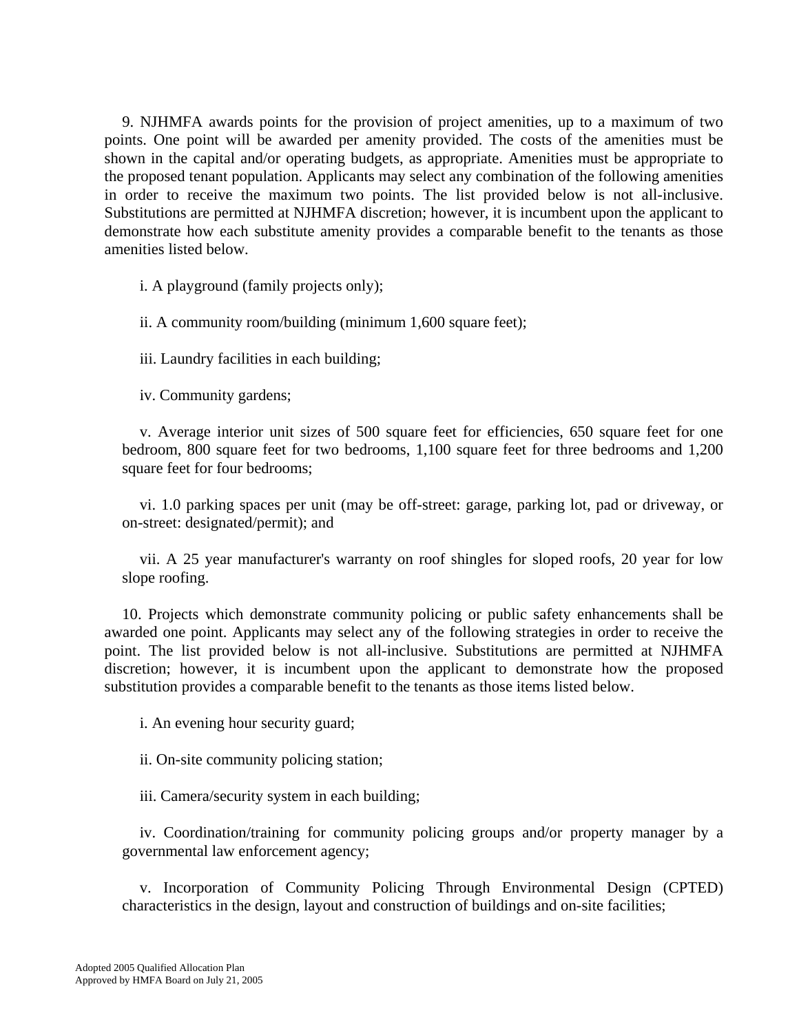9. NJHMFA awards points for the provision of project amenities, up to a maximum of two points. One point will be awarded per amenity provided. The costs of the amenities must be shown in the capital and/or operating budgets, as appropriate. Amenities must be appropriate to the proposed tenant population. Applicants may select any combination of the following amenities in order to receive the maximum two points. The list provided below is not all-inclusive. Substitutions are permitted at NJHMFA discretion; however, it is incumbent upon the applicant to demonstrate how each substitute amenity provides a comparable benefit to the tenants as those amenities listed below.

i. A playground (family projects only);

ii. A community room/building (minimum 1,600 square feet);

iii. Laundry facilities in each building;

iv. Community gardens;

v. Average interior unit sizes of 500 square feet for efficiencies, 650 square feet for one bedroom, 800 square feet for two bedrooms, 1,100 square feet for three bedrooms and 1,200 square feet for four bedrooms;

vi. 1.0 parking spaces per unit (may be off-street: garage, parking lot, pad or driveway, or on-street: designated/permit); and

vii. A 25 year manufacturer's warranty on roof shingles for sloped roofs, 20 year for low slope roofing.

10. Projects which demonstrate community policing or public safety enhancements shall be awarded one point. Applicants may select any of the following strategies in order to receive the point. The list provided below is not all-inclusive. Substitutions are permitted at NJHMFA discretion; however, it is incumbent upon the applicant to demonstrate how the proposed substitution provides a comparable benefit to the tenants as those items listed below.

i. An evening hour security guard;

ii. On-site community policing station;

iii. Camera/security system in each building;

iv. Coordination/training for community policing groups and/or property manager by a governmental law enforcement agency;

v. Incorporation of Community Policing Through Environmental Design (CPTED) characteristics in the design, layout and construction of buildings and on-site facilities;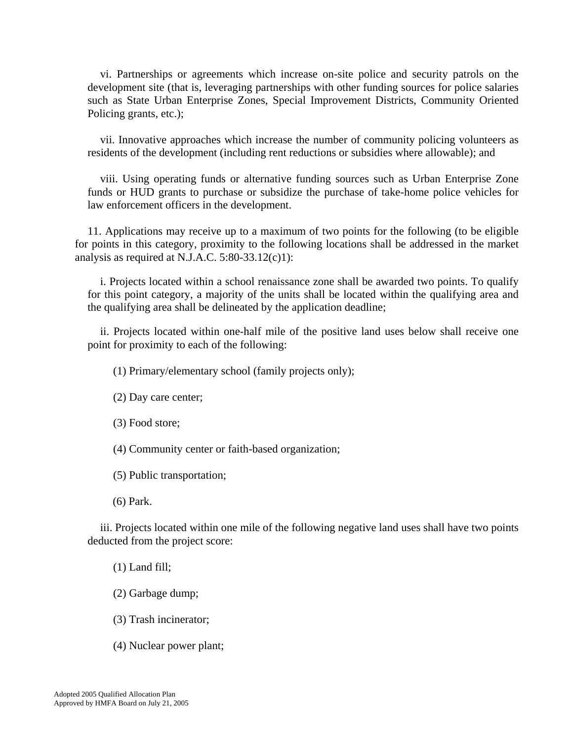vi. Partnerships or agreements which increase on-site police and security patrols on the development site (that is, leveraging partnerships with other funding sources for police salaries such as State Urban Enterprise Zones, Special Improvement Districts, Community Oriented Policing grants, etc.);

vii. Innovative approaches which increase the number of community policing volunteers as residents of the development (including rent reductions or subsidies where allowable); and

viii. Using operating funds or alternative funding sources such as Urban Enterprise Zone funds or HUD grants to purchase or subsidize the purchase of take-home police vehicles for law enforcement officers in the development.

11. Applications may receive up to a maximum of two points for the following (to be eligible for points in this category, proximity to the following locations shall be addressed in the market analysis as required at N.J.A.C. 5:80-33.12(c)1):

i. Projects located within a school renaissance zone shall be awarded two points. To qualify for this point category, a majority of the units shall be located within the qualifying area and the qualifying area shall be delineated by the application deadline;

ii. Projects located within one-half mile of the positive land uses below shall receive one point for proximity to each of the following:

(1) Primary/elementary school (family projects only);

(2) Day care center;

(3) Food store;

(4) Community center or faith-based organization;

(5) Public transportation;

(6) Park.

iii. Projects located within one mile of the following negative land uses shall have two points deducted from the project score:

(1) Land fill;

(2) Garbage dump;

(3) Trash incinerator;

(4) Nuclear power plant;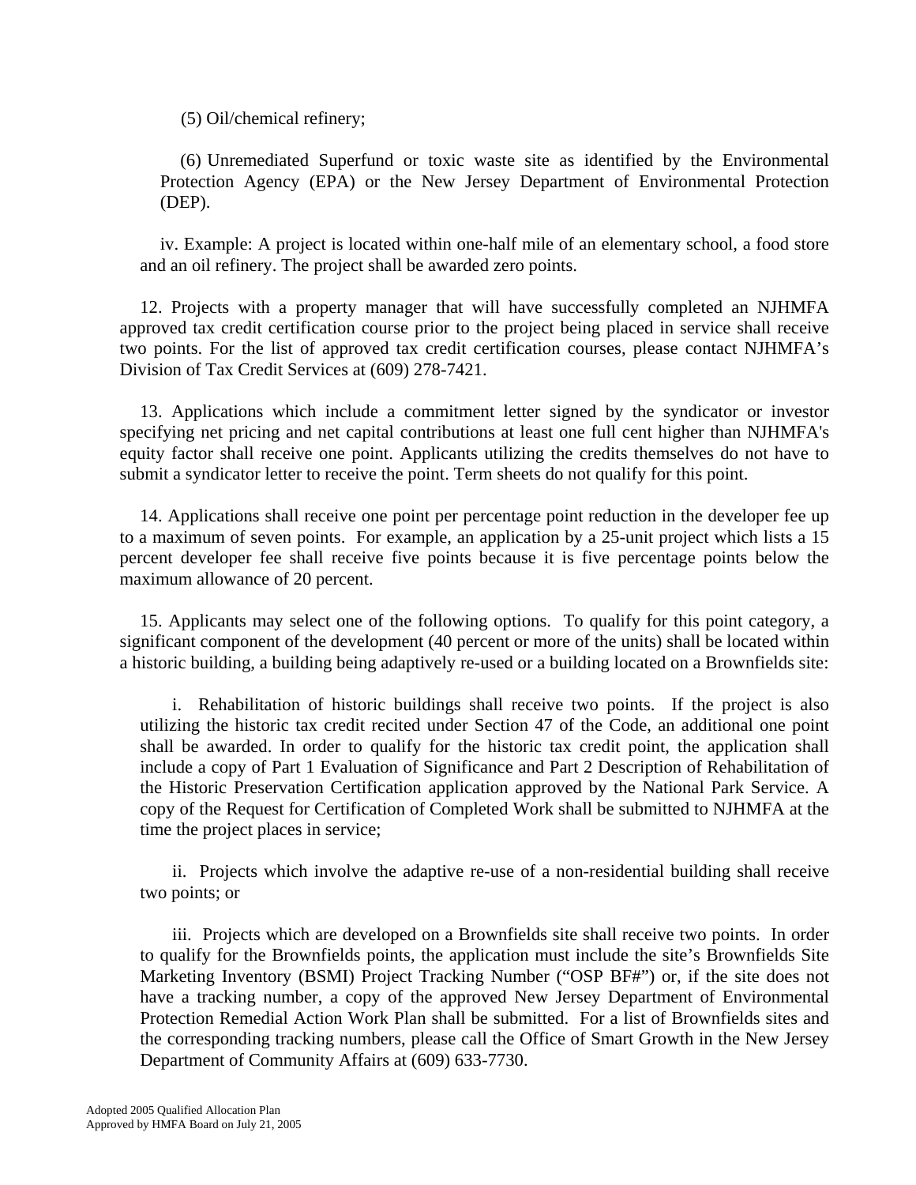(5) Oil/chemical refinery;

(6) Unremediated Superfund or toxic waste site as identified by the Environmental Protection Agency (EPA) or the New Jersey Department of Environmental Protection (DEP).

iv. Example: A project is located within one-half mile of an elementary school, a food store and an oil refinery. The project shall be awarded zero points.

12. Projects with a property manager that will have successfully completed an NJHMFA approved tax credit certification course prior to the project being placed in service shall receive two points. For the list of approved tax credit certification courses, please contact NJHMFA's Division of Tax Credit Services at (609) 278-7421.

13. Applications which include a commitment letter signed by the syndicator or investor specifying net pricing and net capital contributions at least one full cent higher than NJHMFA's equity factor shall receive one point. Applicants utilizing the credits themselves do not have to submit a syndicator letter to receive the point. Term sheets do not qualify for this point.

14. Applications shall receive one point per percentage point reduction in the developer fee up to a maximum of seven points. For example, an application by a 25-unit project which lists a 15 percent developer fee shall receive five points because it is five percentage points below the maximum allowance of 20 percent.

15. Applicants may select one of the following options. To qualify for this point category, a significant component of the development (40 percent or more of the units) shall be located within a historic building, a building being adaptively re-used or a building located on a Brownfields site:

i. Rehabilitation of historic buildings shall receive two points. If the project is also utilizing the historic tax credit recited under Section 47 of the Code, an additional one point shall be awarded. In order to qualify for the historic tax credit point, the application shall include a copy of Part 1 Evaluation of Significance and Part 2 Description of Rehabilitation of the Historic Preservation Certification application approved by the National Park Service. A copy of the Request for Certification of Completed Work shall be submitted to NJHMFA at the time the project places in service;

ii. Projects which involve the adaptive re-use of a non-residential building shall receive two points; or

iii. Projects which are developed on a Brownfields site shall receive two points. In order to qualify for the Brownfields points, the application must include the site's Brownfields Site Marketing Inventory (BSMI) Project Tracking Number ("OSP BF#") or, if the site does not have a tracking number, a copy of the approved New Jersey Department of Environmental Protection Remedial Action Work Plan shall be submitted. For a list of Brownfields sites and the corresponding tracking numbers, please call the Office of Smart Growth in the New Jersey Department of Community Affairs at (609) 633-7730.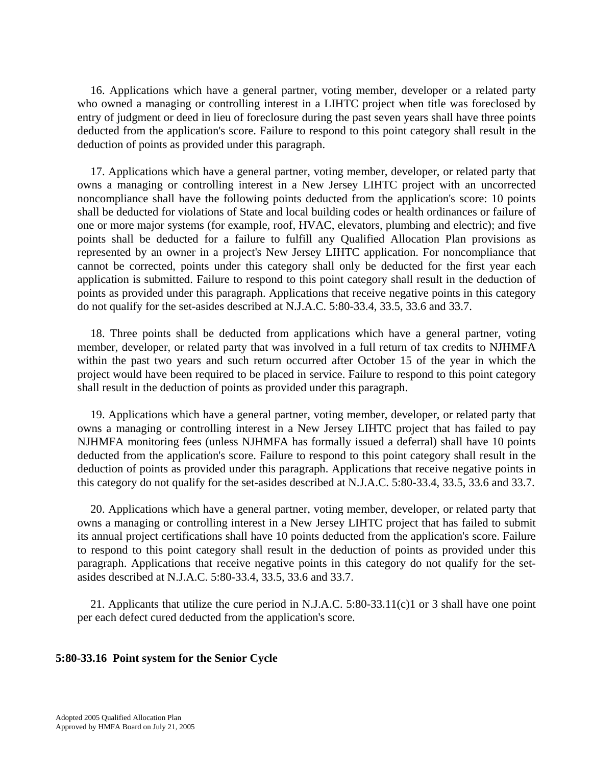16. Applications which have a general partner, voting member, developer or a related party who owned a managing or controlling interest in a LIHTC project when title was foreclosed by entry of judgment or deed in lieu of foreclosure during the past seven years shall have three points deducted from the application's score. Failure to respond to this point category shall result in the deduction of points as provided under this paragraph.

17. Applications which have a general partner, voting member, developer, or related party that owns a managing or controlling interest in a New Jersey LIHTC project with an uncorrected noncompliance shall have the following points deducted from the application's score: 10 points shall be deducted for violations of State and local building codes or health ordinances or failure of one or more major systems (for example, roof, HVAC, elevators, plumbing and electric); and five points shall be deducted for a failure to fulfill any Qualified Allocation Plan provisions as represented by an owner in a project's New Jersey LIHTC application. For noncompliance that cannot be corrected, points under this category shall only be deducted for the first year each application is submitted. Failure to respond to this point category shall result in the deduction of points as provided under this paragraph. Applications that receive negative points in this category do not qualify for the set-asides described at N.J.A.C. 5:80-33.4, 33.5, 33.6 and 33.7.

18. Three points shall be deducted from applications which have a general partner, voting member, developer, or related party that was involved in a full return of tax credits to NJHMFA within the past two years and such return occurred after October 15 of the year in which the project would have been required to be placed in service. Failure to respond to this point category shall result in the deduction of points as provided under this paragraph.

19. Applications which have a general partner, voting member, developer, or related party that owns a managing or controlling interest in a New Jersey LIHTC project that has failed to pay NJHMFA monitoring fees (unless NJHMFA has formally issued a deferral) shall have 10 points deducted from the application's score. Failure to respond to this point category shall result in the deduction of points as provided under this paragraph. Applications that receive negative points in this category do not qualify for the set-asides described at N.J.A.C. 5:80-33.4, 33.5, 33.6 and 33.7.

20. Applications which have a general partner, voting member, developer, or related party that owns a managing or controlling interest in a New Jersey LIHTC project that has failed to submit its annual project certifications shall have 10 points deducted from the application's score. Failure to respond to this point category shall result in the deduction of points as provided under this paragraph. Applications that receive negative points in this category do not qualify for the set-asides described at N.J.A.C. 5:80-33.4, 33.5, 33.6 and 33.7.

21. Applicants that utilize the cure period in N.J.A.C. 5:80-33.11(c)1 or 3 shall have one point per each defect cured deducted from the application's score.

**5:80-33.16 Point system for the Senior Cycle**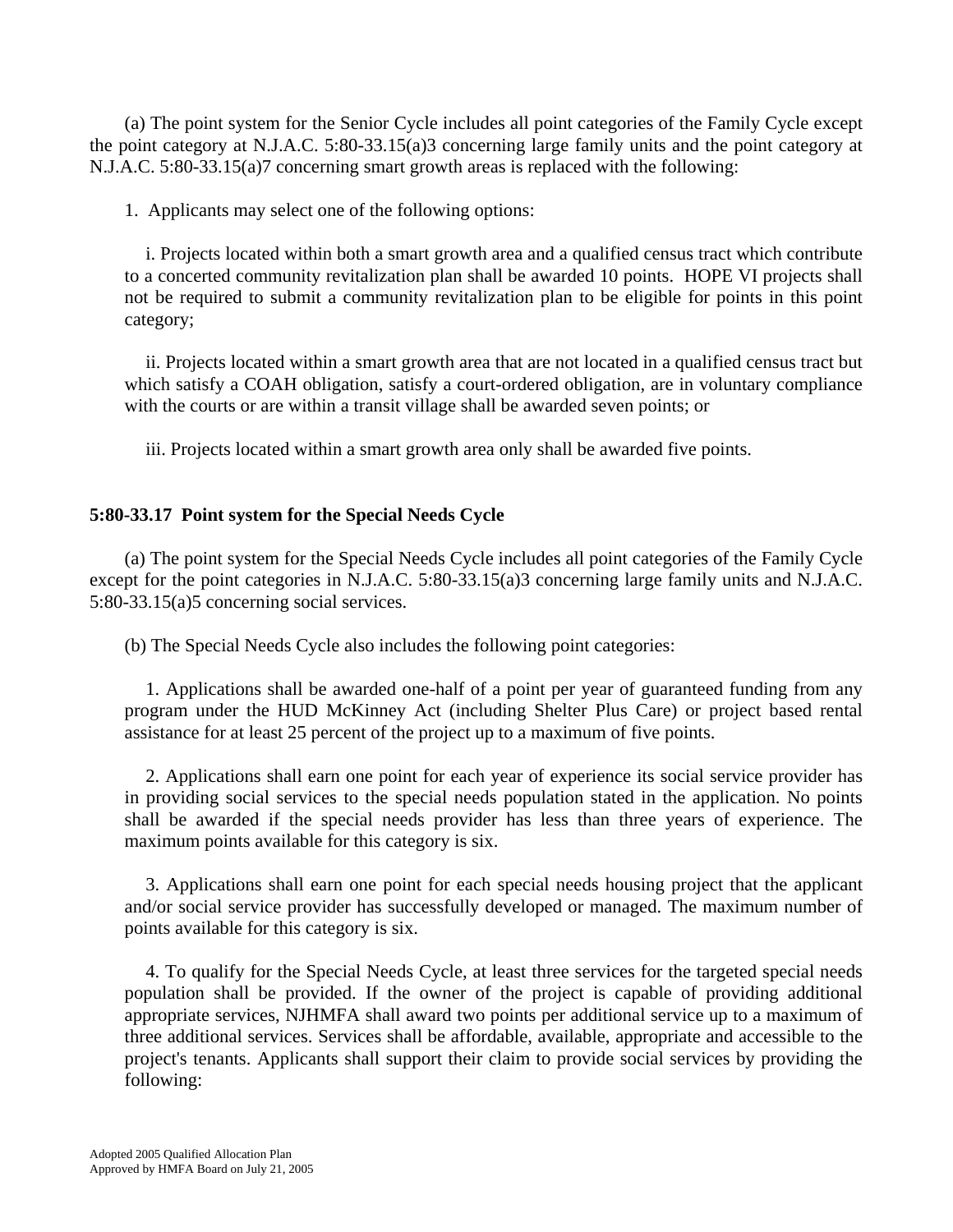(a) The point system for the Senior Cycle includes all point categories of the Family Cycle except the point category at N.J.A.C. 5:80-33.15(a)3 concerning large family units and the point category at N.J.A.C. 5:80-33.15(a)7 concerning smart growth areas is replaced with the following:

1. Applicants may select one of the following options:

i. Projects located within both a smart growth area and a qualified census tract which contribute to a concerted community revitalization plan shall be awarded 10 points. HOPE VI projects shall not be required to submit a community revitalization plan to be eligible for points in this point category;

ii. Projects located within a smart growth area that are not located in a qualified census tract but which satisfy a COAH obligation, satisfy a court-ordered obligation, are in voluntary compliance with the courts or are within a transit village shall be awarded seven points; or

iii. Projects located within a smart growth area only shall be awarded five points.

### 5:80-33.17 Point system for the Special Needs Cycle

(a) The point system for the Special Needs Cycle includes all point categories of the Family Cycle except for the point categories in N.J.A.C. 5:80-33.15(a)3 concerning large family units and N.J.A.C. 5:80-33.15(a)5 concerning social services.

(b) The Special Needs Cycle also includes the following point categories:

1. Applications shall be awarded one-half of a point per year of guaranteed funding from any program under the HUD McKinney Act (including Shelter Plus Care) or project based rental assistance for at least 25 percent of the project up to a maximum of five points.

2. Applications shall earn one point for each year of experience its social service provider has in providing social services to the special needs population stated in the application. No points shall be awarded if the special needs provider has less than three years of experience. The maximum points available for this category is six.

3. Applications shall earn one point for each special needs housing project that the applicant and/or social service provider has successfully developed or managed. The maximum number of points available for this category is six.

4. To qualify for the Special Needs Cycle, at least three services for the targeted special needs population shall be provided. If the owner of the project is capable of providing additional appropriate services, NJHMFA shall award two points per additional service up to a maximum of three additional services. Services shall be affordable, available, appropriate and accessible to the project's tenants. Applicants shall support their claim to provide social services by providing the following: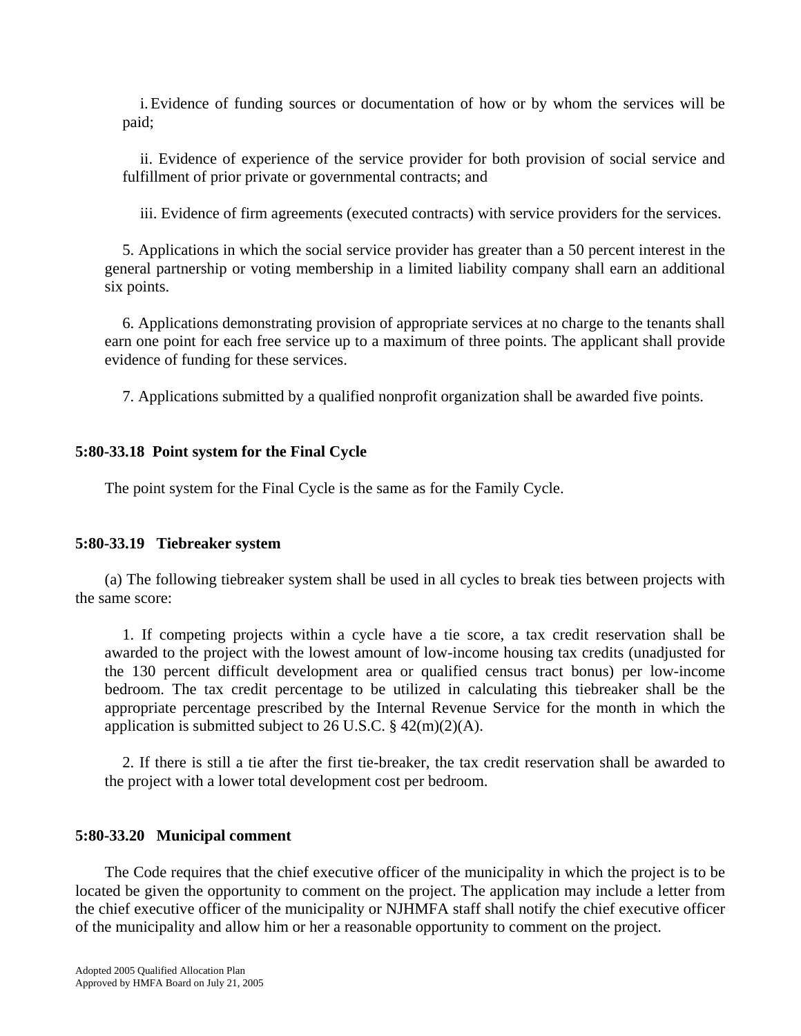i. Evidence of funding sources or documentation of how or by whom the services will be paid;

ii. Evidence of experience of the service provider for both provision of social service and fulfillment of prior private or governmental contracts; and

iii. Evidence of firm agreements (executed contracts) with service providers for the services.

5. Applications in which the social service provider has greater than a 50 percent interest in the general partnership or voting membership in a limited liability company shall earn an additional six points.

6. Applications demonstrating provision of appropriate services at no charge to the tenants shall earn one point for each free service up to a maximum of three points. The applicant shall provide evidence of funding for these services.

7. Applications submitted by a qualified nonprofit organization shall be awarded five points.

### 5:80-33.18 Point system for the Final Cycle

The point system for the Final Cycle is the same as for the Family Cycle.

### 5:80-33.19 Tiebreaker system

(a) The following tiebreaker system shall be used in all cycles to break ties between projects with the same score:

1. If competing projects within a cycle have a tie score, a tax credit reservation shall be awarded to the project with the lowest amount of low-income housing tax credits (unadjusted for the 130 percent difficult development area or qualified census tract bonus) per low-income bedroom. The tax credit percentage to be utilized in calculating this tiebreaker shall be the appropriate percentage prescribed by the Internal Revenue Service for the month in which the application is submitted subject to 26 U.S.C. § 42(m)(2)(A).

2. If there is still a tie after the first tie-breaker, the tax credit reservation shall be awarded to the project with a lower total development cost per bedroom.

### 5:80-33.20 Municipal comment

The Code requires that the chief executive officer of the municipality in which the project is to be located be given the opportunity to comment on the project. The application may include a letter from the chief executive officer of the municipality or NJHMFA staff shall notify the chief executive officer of the municipality and allow him or her a reasonable opportunity to comment on the project.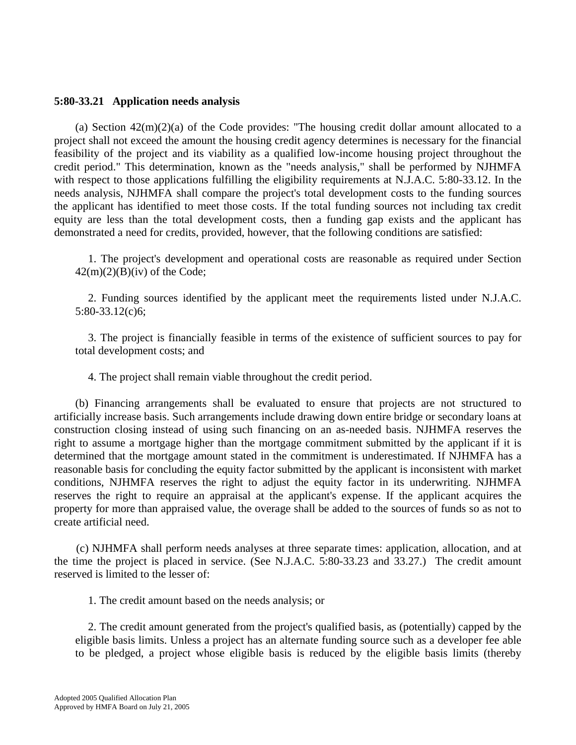**5:80-33.21 Application needs analysis**

(a) Section 42(m)(2)(a) of the Code provides: "The housing credit dollar amount allocated to a project shall not exceed the amount the housing credit agency determines is necessary for the financial feasibility of the project and its viability as a qualified low-income housing project throughout the credit period." This determination, known as the "needs analysis," shall be performed by NJHMFA with respect to those applications fulfilling the eligibility requirements at N.J.A.C. 5:80-33.12. In the needs analysis, NJHMFA shall compare the project's total development costs to the funding sources the applicant has identified to meet those costs. If the total funding sources not including tax credit equity are less than the total development costs, then a funding gap exists and the applicant has demonstrated a need for credits, provided, however, that the following conditions are satisfied:

1. The project's development and operational costs are reasonable as required under Section 42(m)(2)(B)(iv) of the Code;

2. Funding sources identified by the applicant meet the requirements listed under N.J.A.C. 5:80-33.12(c)6;

3. The project is financially feasible in terms of the existence of sufficient sources to pay for total development costs; and

4. The project shall remain viable throughout the credit period.

(b) Financing arrangements shall be evaluated to ensure that projects are not structured to artificially increase basis. Such arrangements include drawing down entire bridge or secondary loans at construction closing instead of using such financing on an as-needed basis. NJHMFA reserves the right to assume a mortgage higher than the mortgage commitment submitted by the applicant if it is determined that the mortgage amount stated in the commitment is underestimated. If NJHMFA has a reasonable basis for concluding the equity factor submitted by the applicant is inconsistent with market conditions, NJHMFA reserves the right to adjust the equity factor in its underwriting. NJHMFA reserves the right to require an appraisal at the applicant's expense. If the applicant acquires the property for more than appraised value, the overage shall be added to the sources of funds so as not to create artificial need.

(c) NJHMFA shall perform needs analyses at three separate times: application, allocation, and at the time the project is placed in service. (See N.J.A.C. 5:80-33.23 and 33.27.) The credit amount reserved is limited to the lesser of:

1. The credit amount based on the needs analysis; or

2. The credit amount generated from the project's qualified basis, as (potentially) capped by the eligible basis limits. Unless a project has an alternate funding source such as a developer fee able to be pledged, a project whose eligible basis is reduced by the eligible basis limits (thereby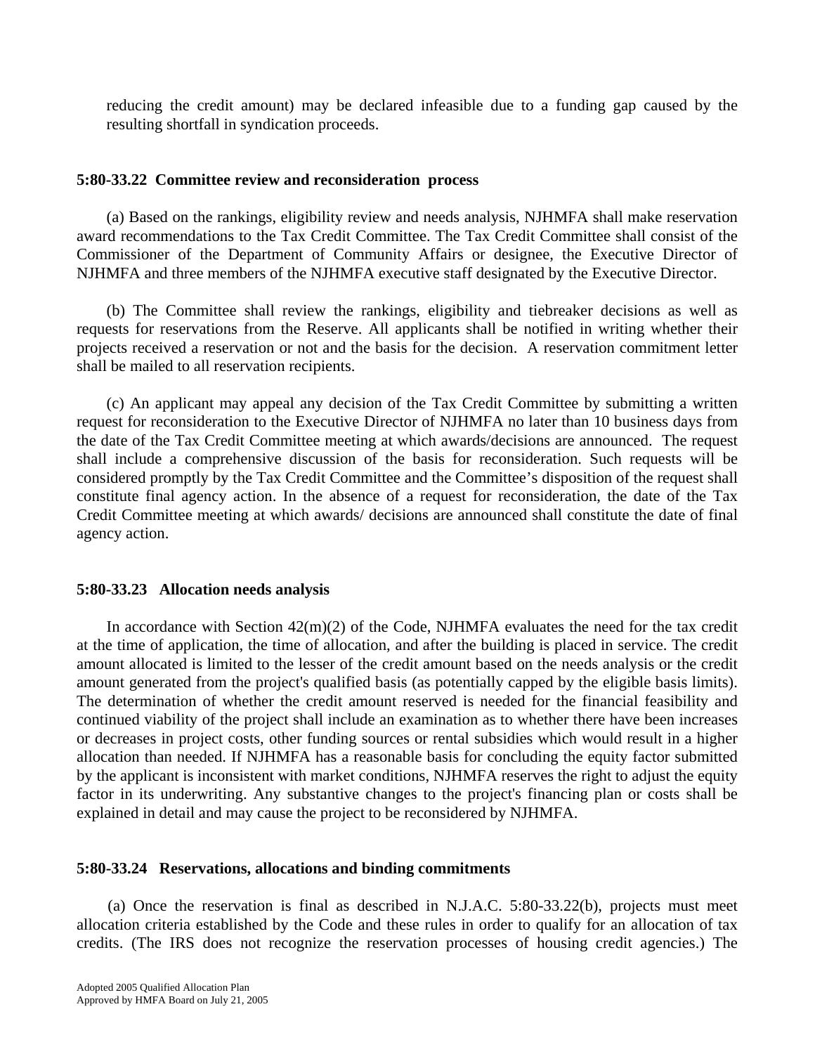reducing the credit amount) may be declared infeasible due to a funding gap caused by the resulting shortfall in syndication proceeds.

**5:80-33.22 Committee review and reconsideration process**

(a) Based on the rankings, eligibility review and needs analysis, NJHMFA shall make reservation award recommendations to the Tax Credit Committee. The Tax Credit Committee shall consist of the Commissioner of the Department of Community Affairs or designee, the Executive Director of NJHMFA and three members of the NJHMFA executive staff designated by the Executive Director.

(b) The Committee shall review the rankings, eligibility and tiebreaker decisions as well as requests for reservations from the Reserve. All applicants shall be notified in writing whether their projects received a reservation or not and the basis for the decision. A reservation commitment letter shall be mailed to all reservation recipients.

(c) An applicant may appeal any decision of the Tax Credit Committee by submitting a written request for reconsideration to the Executive Director of NJHMFA no later than 10 business days from the date of the Tax Credit Committee meeting at which awards/decisions are announced. The request shall include a comprehensive discussion of the basis for reconsideration. Such requests will be considered promptly by the Tax Credit Committee and the Committee's disposition of the request shall constitute final agency action. In the absence of a request for reconsideration, the date of the Tax Credit Committee meeting at which awards/ decisions are announced shall constitute the date of final agency action.

**5:80-33.23 Allocation needs analysis**

In accordance with Section 42(m)(2) of the Code, NJHMFA evaluates the need for the tax credit at the time of application, the time of allocation, and after the building is placed in service. The credit amount allocated is limited to the lesser of the credit amount based on the needs analysis or the credit amount generated from the project's qualified basis (as potentially capped by the eligible basis limits). The determination of whether the credit amount reserved is needed for the financial feasibility and continued viability of the project shall include an examination as to whether there have been increases or decreases in project costs, other funding sources or rental subsidies which would result in a higher allocation than needed. If NJHMFA has a reasonable basis for concluding the equity factor submitted by the applicant is inconsistent with market conditions, NJHMFA reserves the right to adjust the equity factor in its underwriting. Any substantive changes to the project's financing plan or costs shall be explained in detail and may cause the project to be reconsidered by NJHMFA.

**5:80-33.24 Reservations, allocations and binding commitments**

(a) Once the reservation is final as described in N.J.A.C. 5:80-33.22(b), projects must meet allocation criteria established by the Code and these rules in order to qualify for an allocation of tax credits. (The IRS does not recognize the reservation processes of housing credit agencies.) The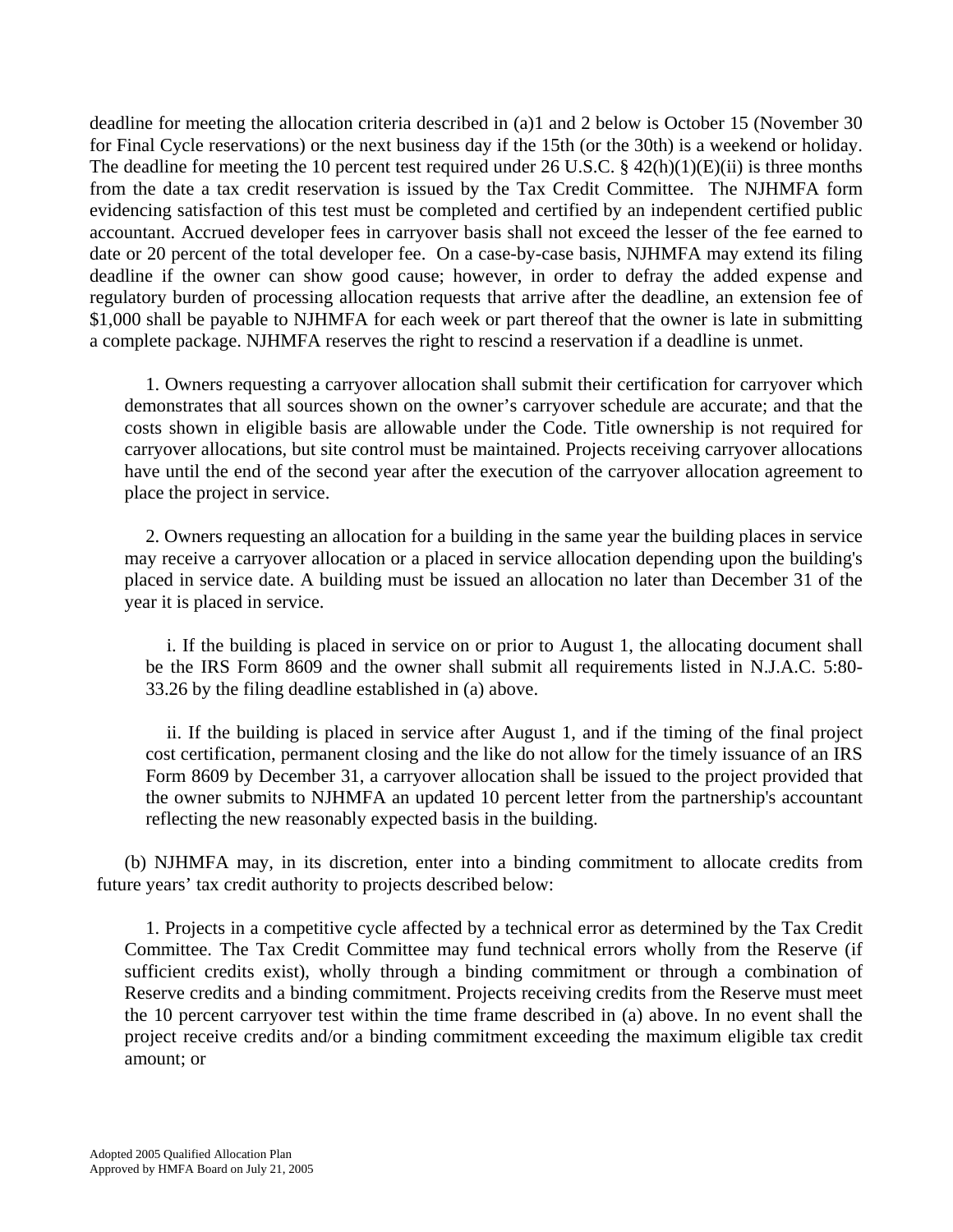deadline for meeting the allocation criteria described in (a)1 and 2 below is October 15 (November 30 for Final Cycle reservations) or the next business day if the 15th (or the 30th) is a weekend or holiday. The deadline for meeting the 10 percent test required under 26 U.S.C. § 42(h)(1)(E)(ii) is three months from the date a tax credit reservation is issued by the Tax Credit Committee. The NJHMFA form evidencing satisfaction of this test must be completed and certified by an independent certified public accountant. Accrued developer fees in carryover basis shall not exceed the lesser of the fee earned to date or 20 percent of the total developer fee. On a case-by-case basis, NJHMFA may extend its filing deadline if the owner can show good cause; however, in order to defray the added expense and regulatory burden of processing allocation requests that arrive after the deadline, an extension fee of $1,000 shall be payable to NJHMFA for each week or part thereof that the owner is late in submitting a complete package. NJHMFA reserves the right to rescind a reservation if a deadline is unmet.

1. Owners requesting a carryover allocation shall submit their certification for carryover which demonstrates that all sources shown on the owner's carryover schedule are accurate; and that the costs shown in eligible basis are allowable under the Code. Title ownership is not required for carryover allocations, but site control must be maintained. Projects receiving carryover allocations have until the end of the second year after the execution of the carryover allocation agreement to place the project in service.

2. Owners requesting an allocation for a building in the same year the building places in service may receive a carryover allocation or a placed in service allocation depending upon the building's placed in service date. A building must be issued an allocation no later than December 31 of the year it is placed in service.

i. If the building is placed in service on or prior to August 1, the allocating document shall be the IRS Form 8609 and the owner shall submit all requirements listed in N.J.A.C. 5:80-33.26 by the filing deadline established in (a) above.

ii. If the building is placed in service after August 1, and if the timing of the final project cost certification, permanent closing and the like do not allow for the timely issuance of an IRS Form 8609 by December 31, a carryover allocation shall be issued to the project provided that the owner submits to NJHMFA an updated 10 percent letter from the partnership's accountant reflecting the new reasonably expected basis in the building.

(b) NJHMFA may, in its discretion, enter into a binding commitment to allocate credits from future years' tax credit authority to projects described below:

1. Projects in a competitive cycle affected by a technical error as determined by the Tax Credit Committee. The Tax Credit Committee may fund technical errors wholly from the Reserve (if sufficient credits exist), wholly through a binding commitment or through a combination of Reserve credits and a binding commitment. Projects receiving credits from the Reserve must meet the 10 percent carryover test within the time frame described in (a) above. In no event shall the project receive credits and/or a binding commitment exceeding the maximum eligible tax credit amount; or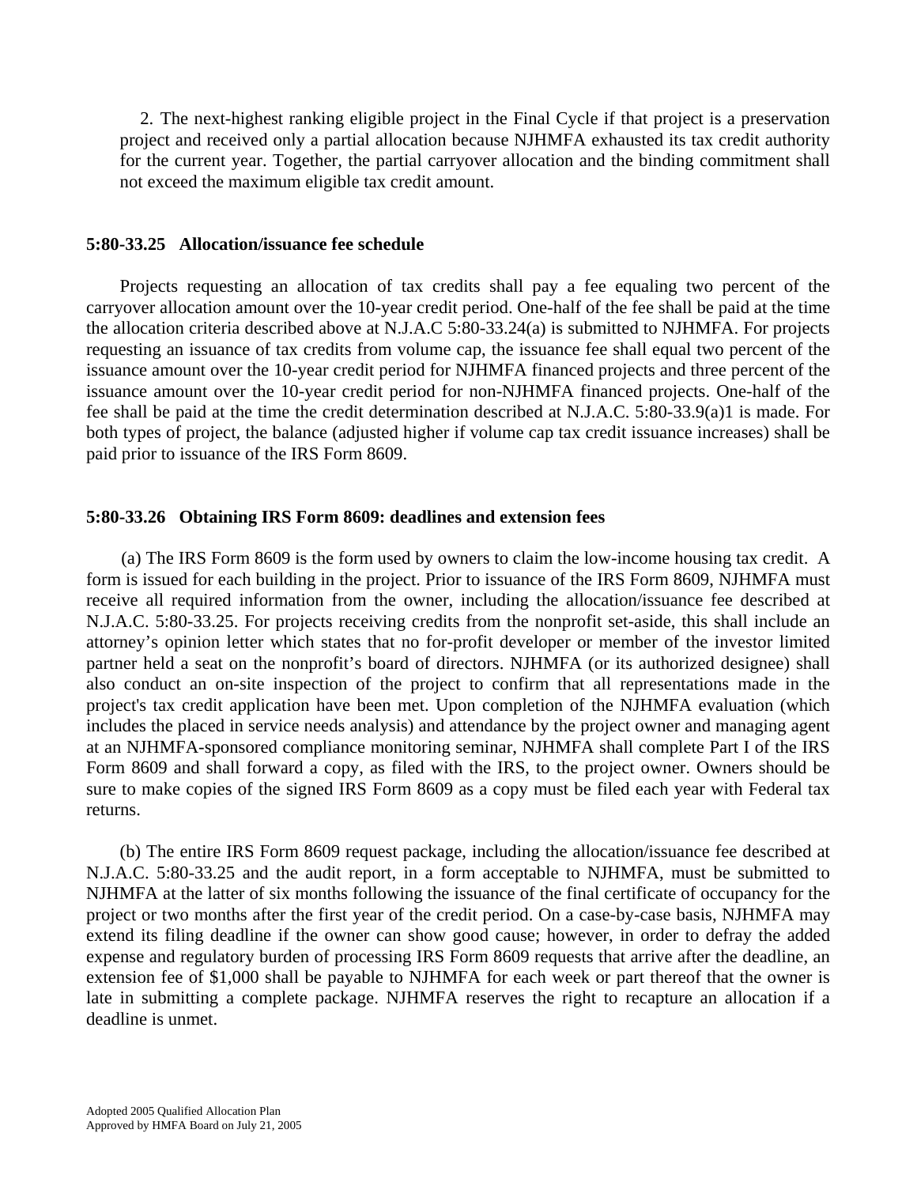2. The next-highest ranking eligible project in the Final Cycle if that project is a preservation project and received only a partial allocation because NJHMFA exhausted its tax credit authority for the current year. Together, the partial carryover allocation and the binding commitment shall not exceed the maximum eligible tax credit amount.

### 5:80-33.25 Allocation/issuance fee schedule

Projects requesting an allocation of tax credits shall pay a fee equaling two percent of the carryover allocation amount over the 10-year credit period. One-half of the fee shall be paid at the time the allocation criteria described above at N.J.A.C 5:80-33.24(a) is submitted to NJHMFA. For projects requesting an issuance of tax credits from volume cap, the issuance fee shall equal two percent of the issuance amount over the 10-year credit period for NJHMFA financed projects and three percent of the issuance amount over the 10-year credit period for non-NJHMFA financed projects. One-half of the fee shall be paid at the time the credit determination described at N.J.A.C. 5:80-33.9(a)1 is made. For both types of project, the balance (adjusted higher if volume cap tax credit issuance increases) shall be paid prior to issuance of the IRS Form 8609.

### 5:80-33.26 Obtaining IRS Form 8609: deadlines and extension fees

(a) The IRS Form 8609 is the form used by owners to claim the low-income housing tax credit. A form is issued for each building in the project. Prior to issuance of the IRS Form 8609, NJHMFA must receive all required information from the owner, including the allocation/issuance fee described at N.J.A.C. 5:80-33.25. For projects receiving credits from the nonprofit set-aside, this shall include an attorney's opinion letter which states that no for-profit developer or member of the investor limited partner held a seat on the nonprofit's board of directors. NJHMFA (or its authorized designee) shall also conduct an on-site inspection of the project to confirm that all representations made in the project's tax credit application have been met. Upon completion of the NJHMFA evaluation (which includes the placed in service needs analysis) and attendance by the project owner and managing agent at an NJHMFA-sponsored compliance monitoring seminar, NJHMFA shall complete Part I of the IRS Form 8609 and shall forward a copy, as filed with the IRS, to the project owner. Owners should be sure to make copies of the signed IRS Form 8609 as a copy must be filed each year with Federal tax returns.

(b) The entire IRS Form 8609 request package, including the allocation/issuance fee described at N.J.A.C. 5:80-33.25 and the audit report, in a form acceptable to NJHMFA, must be submitted to NJHMFA at the latter of six months following the issuance of the final certificate of occupancy for the project or two months after the first year of the credit period. On a case-by-case basis, NJHMFA may extend its filing deadline if the owner can show good cause; however, in order to defray the added expense and regulatory burden of processing IRS Form 8609 requests that arrive after the deadline, an extension fee of $1,000 shall be payable to NJHMFA for each week or part thereof that the owner is late in submitting a complete package. NJHMFA reserves the right to recapture an allocation if a deadline is unmet.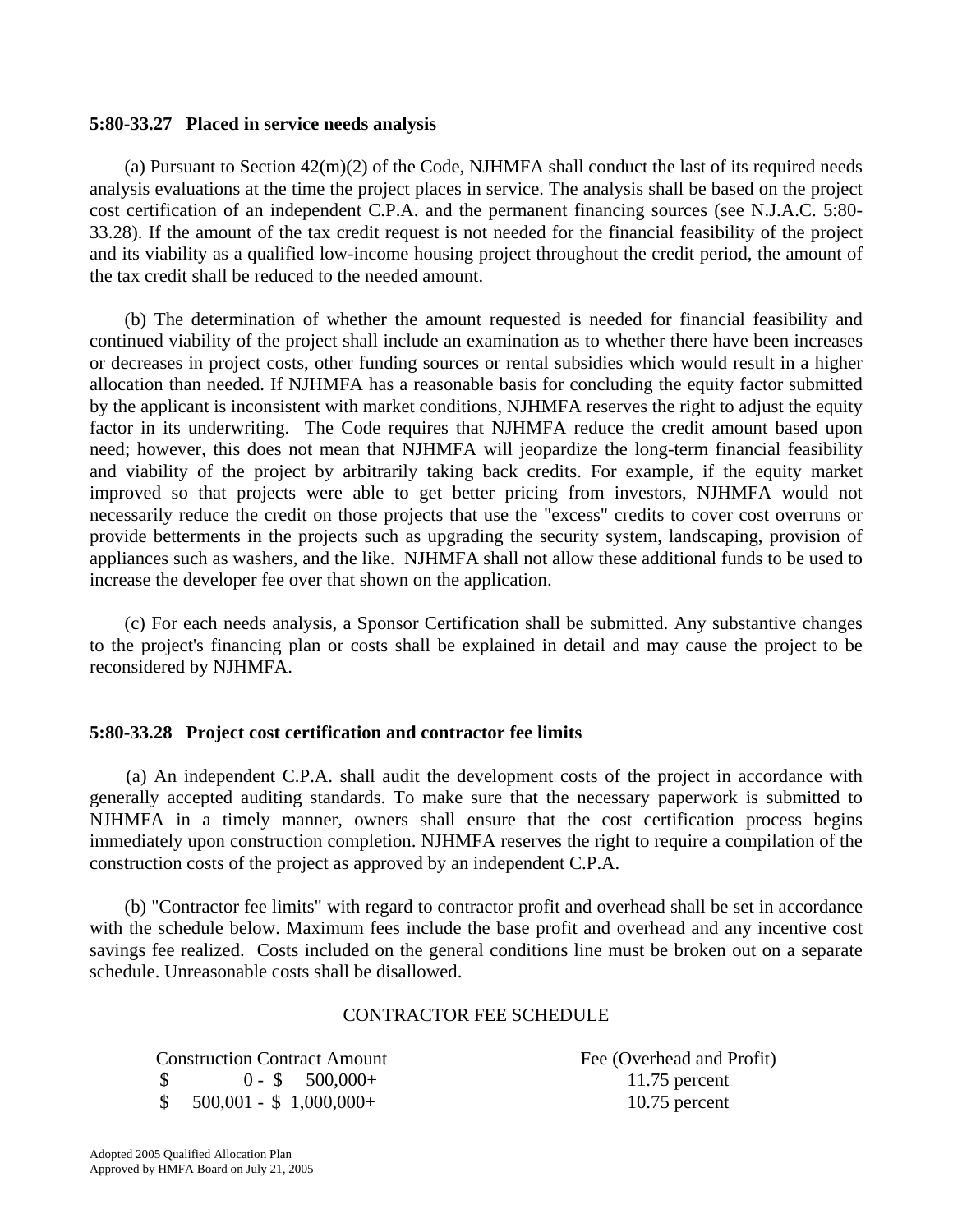### 5:80-33.27 Placed in service needs analysis

(a) Pursuant to Section 42(m)(2) of the Code, NJHMFA shall conduct the last of its required needs analysis evaluations at the time the project places in service. The analysis shall be based on the project cost certification of an independent C.P.A. and the permanent financing sources (see N.J.A.C. 5:80-33.28). If the amount of the tax credit request is not needed for the financial feasibility of the project and its viability as a qualified low-income housing project throughout the credit period, the amount of the tax credit shall be reduced to the needed amount.

(b) The determination of whether the amount requested is needed for financial feasibility and continued viability of the project shall include an examination as to whether there have been increases or decreases in project costs, other funding sources or rental subsidies which would result in a higher allocation than needed. If NJHMFA has a reasonable basis for concluding the equity factor submitted by the applicant is inconsistent with market conditions, NJHMFA reserves the right to adjust the equity factor in its underwriting. The Code requires that NJHMFA reduce the credit amount based upon need; however, this does not mean that NJHMFA will jeopardize the long-term financial feasibility and viability of the project by arbitrarily taking back credits. For example, if the equity market improved so that projects were able to get better pricing from investors, NJHMFA would not necessarily reduce the credit on those projects that use the "excess" credits to cover cost overruns or provide betterments in the projects such as upgrading the security system, landscaping, provision of appliances such as washers, and the like. NJHMFA shall not allow these additional funds to be used to increase the developer fee over that shown on the application.

(c) For each needs analysis, a Sponsor Certification shall be submitted. Any substantive changes to the project's financing plan or costs shall be explained in detail and may cause the project to be reconsidered by NJHMFA.

### 5:80-33.28 Project cost certification and contractor fee limits

(a) An independent C.P.A. shall audit the development costs of the project in accordance with generally accepted auditing standards. To make sure that the necessary paperwork is submitted to NJHMFA in a timely manner, owners shall ensure that the cost certification process begins immediately upon construction completion. NJHMFA reserves the right to require a compilation of the construction costs of the project as approved by an independent C.P.A.

(b) "Contractor fee limits" with regard to contractor profit and overhead shall be set in accordance with the schedule below. Maximum fees include the base profit and overhead and any incentive cost savings fee realized. Costs included on the general conditions line must be broken out on a separate schedule. Unreasonable costs shall be disallowed.

CONTRACTOR FEE SCHEDULE

| Construction Contract Amount | Fee (Overhead and Profit) |
|---|---|
| $ 0 - $ 500,000+ | 11.75 percent |
| $ 500,001 - $ 1,000,000+ | 10.75 percent |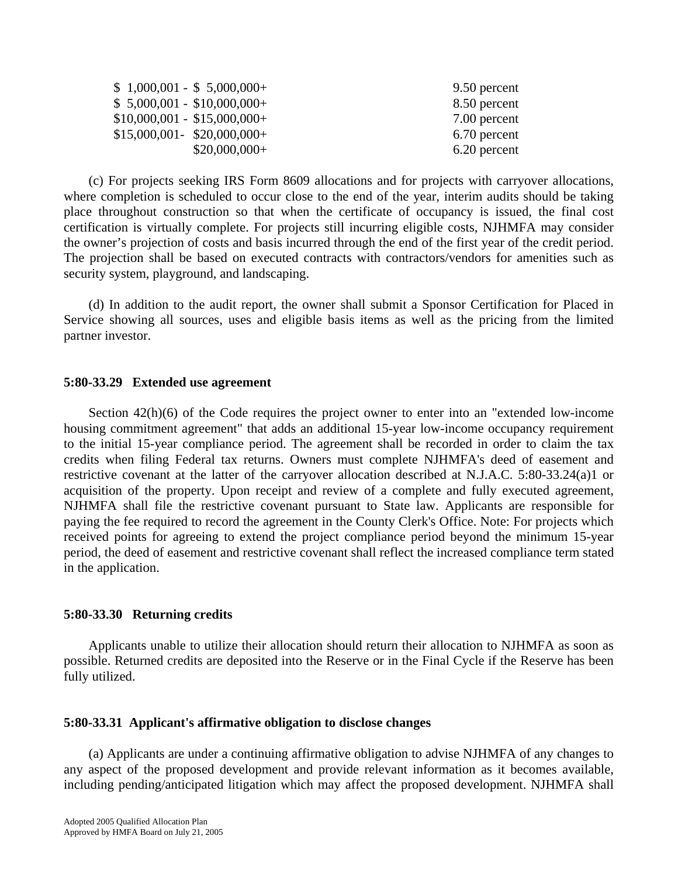| | |
|---|---|
| $ 1,000,001 - $ 5,000,000+ | 9.50 percent |
| $ 5,000,001 - $10,000,000+ | 8.50 percent |
| $10,000,001 - $15,000,000+ | 7.00 percent |
| $15,000,001- $20,000,000+ | 6.70 percent |
| $20,000,000+ | 6.20 percent |

(c) For projects seeking IRS Form 8609 allocations and for projects with carryover allocations, where completion is scheduled to occur close to the end of the year, interim audits should be taking place throughout construction so that when the certificate of occupancy is issued, the final cost certification is virtually complete. For projects still incurring eligible costs, NJHMFA may consider the owner's projection of costs and basis incurred through the end of the first year of the credit period. The projection shall be based on executed contracts with contractors/vendors for amenities such as security system, playground, and landscaping.

(d) In addition to the audit report, the owner shall submit a Sponsor Certification for Placed in Service showing all sources, uses and eligible basis items as well as the pricing from the limited partner investor.

**5:80-33.29 Extended use agreement**

Section 42(h)(6) of the Code requires the project owner to enter into an "extended low-income housing commitment agreement" that adds an additional 15-year low-income occupancy requirement to the initial 15-year compliance period. The agreement shall be recorded in order to claim the tax credits when filing Federal tax returns. Owners must complete NJHMFA's deed of easement and restrictive covenant at the latter of the carryover allocation described at N.J.A.C. 5:80-33.24(a)1 or acquisition of the property. Upon receipt and review of a complete and fully executed agreement, NJHMFA shall file the restrictive covenant pursuant to State law. Applicants are responsible for paying the fee required to record the agreement in the County Clerk's Office. Note: For projects which received points for agreeing to extend the project compliance period beyond the minimum 15-year period, the deed of easement and restrictive covenant shall reflect the increased compliance term stated in the application.

**5:80-33.30 Returning credits**

Applicants unable to utilize their allocation should return their allocation to NJHMFA as soon as possible. Returned credits are deposited into the Reserve or in the Final Cycle if the Reserve has been fully utilized.

**5:80-33.31 Applicant's affirmative obligation to disclose changes**

(a) Applicants are under a continuing affirmative obligation to advise NJHMFA of any changes to any aspect of the proposed development and provide relevant information as it becomes available, including pending/anticipated litigation which may affect the proposed development. NJHMFA shall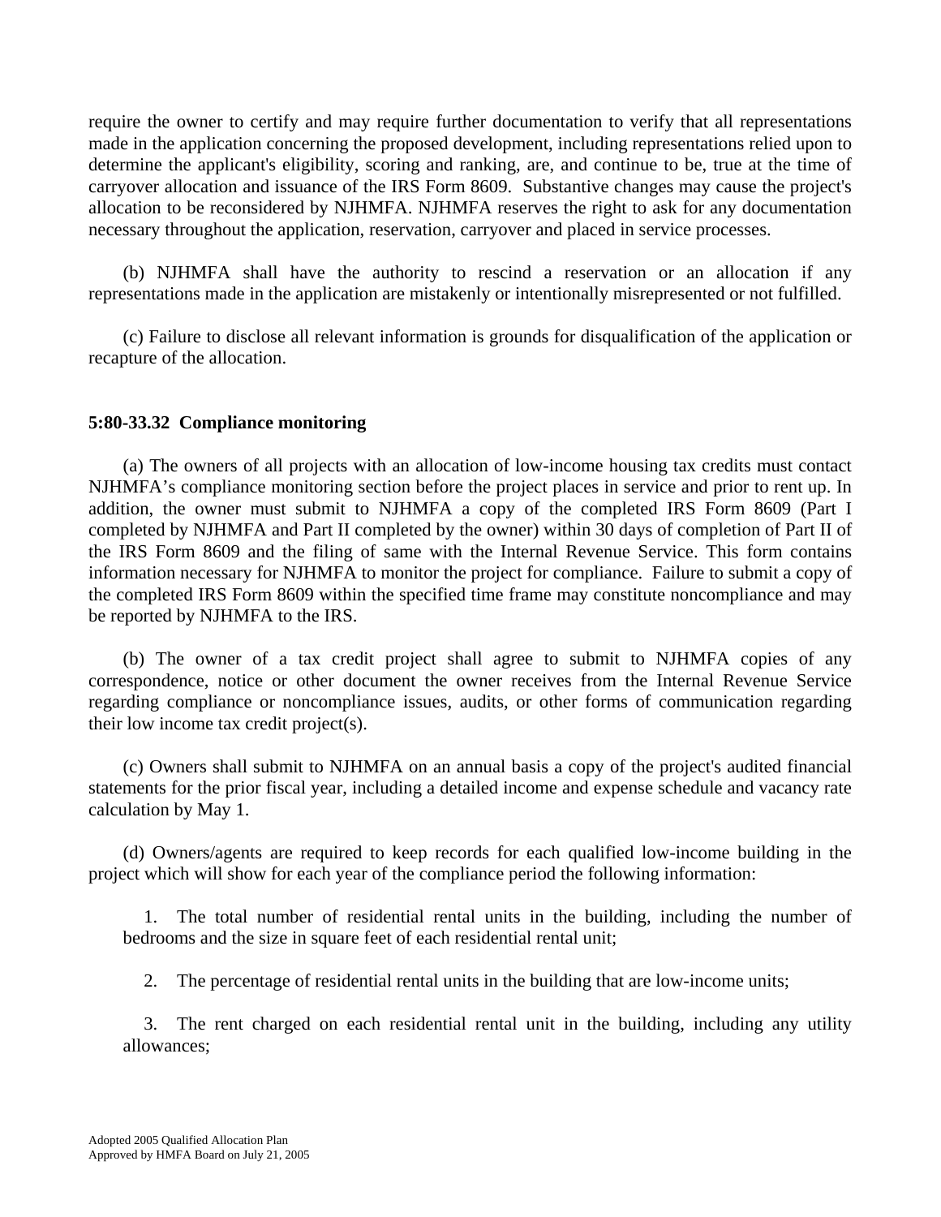require the owner to certify and may require further documentation to verify that all representations made in the application concerning the proposed development, including representations relied upon to determine the applicant's eligibility, scoring and ranking, are, and continue to be, true at the time of carryover allocation and issuance of the IRS Form 8609. Substantive changes may cause the project's allocation to be reconsidered by NJHMFA. NJHMFA reserves the right to ask for any documentation necessary throughout the application, reservation, carryover and placed in service processes.

(b) NJHMFA shall have the authority to rescind a reservation or an allocation if any representations made in the application are mistakenly or intentionally misrepresented or not fulfilled.

(c) Failure to disclose all relevant information is grounds for disqualification of the application or recapture of the allocation.

**5:80-33.32 Compliance monitoring**

(a) The owners of all projects with an allocation of low-income housing tax credits must contact NJHMFA's compliance monitoring section before the project places in service and prior to rent up. In addition, the owner must submit to NJHMFA a copy of the completed IRS Form 8609 (Part I completed by NJHMFA and Part II completed by the owner) within 30 days of completion of Part II of the IRS Form 8609 and the filing of same with the Internal Revenue Service. This form contains information necessary for NJHMFA to monitor the project for compliance. Failure to submit a copy of the completed IRS Form 8609 within the specified time frame may constitute noncompliance and may be reported by NJHMFA to the IRS.

(b) The owner of a tax credit project shall agree to submit to NJHMFA copies of any correspondence, notice or other document the owner receives from the Internal Revenue Service regarding compliance or noncompliance issues, audits, or other forms of communication regarding their low income tax credit project(s).

(c) Owners shall submit to NJHMFA on an annual basis a copy of the project's audited financial statements for the prior fiscal year, including a detailed income and expense schedule and vacancy rate calculation by May 1.

(d) Owners/agents are required to keep records for each qualified low-income building in the project which will show for each year of the compliance period the following information:

1. The total number of residential rental units in the building, including the number of bedrooms and the size in square feet of each residential rental unit;

2. The percentage of residential rental units in the building that are low-income units;

3. The rent charged on each residential rental unit in the building, including any utility allowances;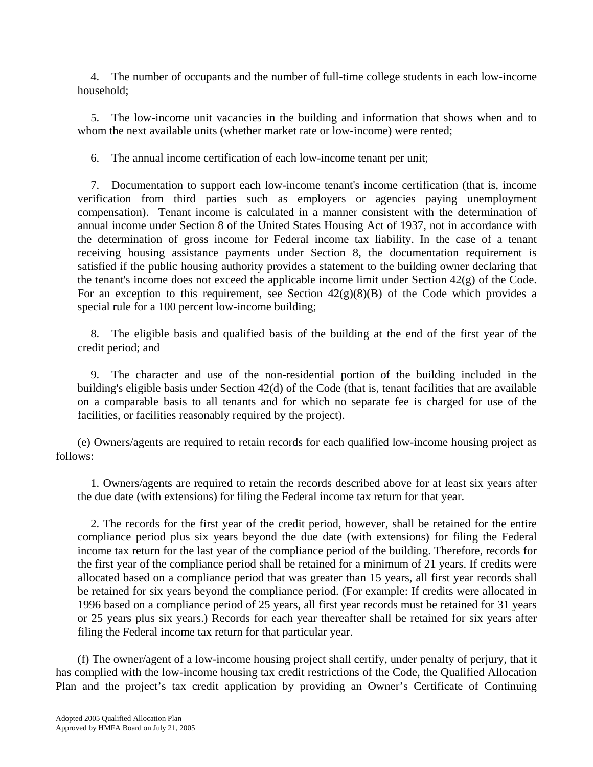4. The number of occupants and the number of full-time college students in each low-income household;

5. The low-income unit vacancies in the building and information that shows when and to whom the next available units (whether market rate or low-income) were rented;

6. The annual income certification of each low-income tenant per unit;

7. Documentation to support each low-income tenant's income certification (that is, income verification from third parties such as employers or agencies paying unemployment compensation). Tenant income is calculated in a manner consistent with the determination of annual income under Section 8 of the United States Housing Act of 1937, not in accordance with the determination of gross income for Federal income tax liability. In the case of a tenant receiving housing assistance payments under Section 8, the documentation requirement is satisfied if the public housing authority provides a statement to the building owner declaring that the tenant's income does not exceed the applicable income limit under Section 42(g) of the Code. For an exception to this requirement, see Section 42(g)(8)(B) of the Code which provides a special rule for a 100 percent low-income building;

8. The eligible basis and qualified basis of the building at the end of the first year of the credit period; and

9. The character and use of the non-residential portion of the building included in the building's eligible basis under Section 42(d) of the Code (that is, tenant facilities that are available on a comparable basis to all tenants and for which no separate fee is charged for use of the facilities, or facilities reasonably required by the project).

(e) Owners/agents are required to retain records for each qualified low-income housing project as follows:

1. Owners/agents are required to retain the records described above for at least six years after the due date (with extensions) for filing the Federal income tax return for that year.

2. The records for the first year of the credit period, however, shall be retained for the entire compliance period plus six years beyond the due date (with extensions) for filing the Federal income tax return for the last year of the compliance period of the building. Therefore, records for the first year of the compliance period shall be retained for a minimum of 21 years. If credits were allocated based on a compliance period that was greater than 15 years, all first year records shall be retained for six years beyond the compliance period. (For example: If credits were allocated in 1996 based on a compliance period of 25 years, all first year records must be retained for 31 years or 25 years plus six years.) Records for each year thereafter shall be retained for six years after filing the Federal income tax return for that particular year.

(f) The owner/agent of a low-income housing project shall certify, under penalty of perjury, that it has complied with the low-income housing tax credit restrictions of the Code, the Qualified Allocation Plan and the project's tax credit application by providing an Owner's Certificate of Continuing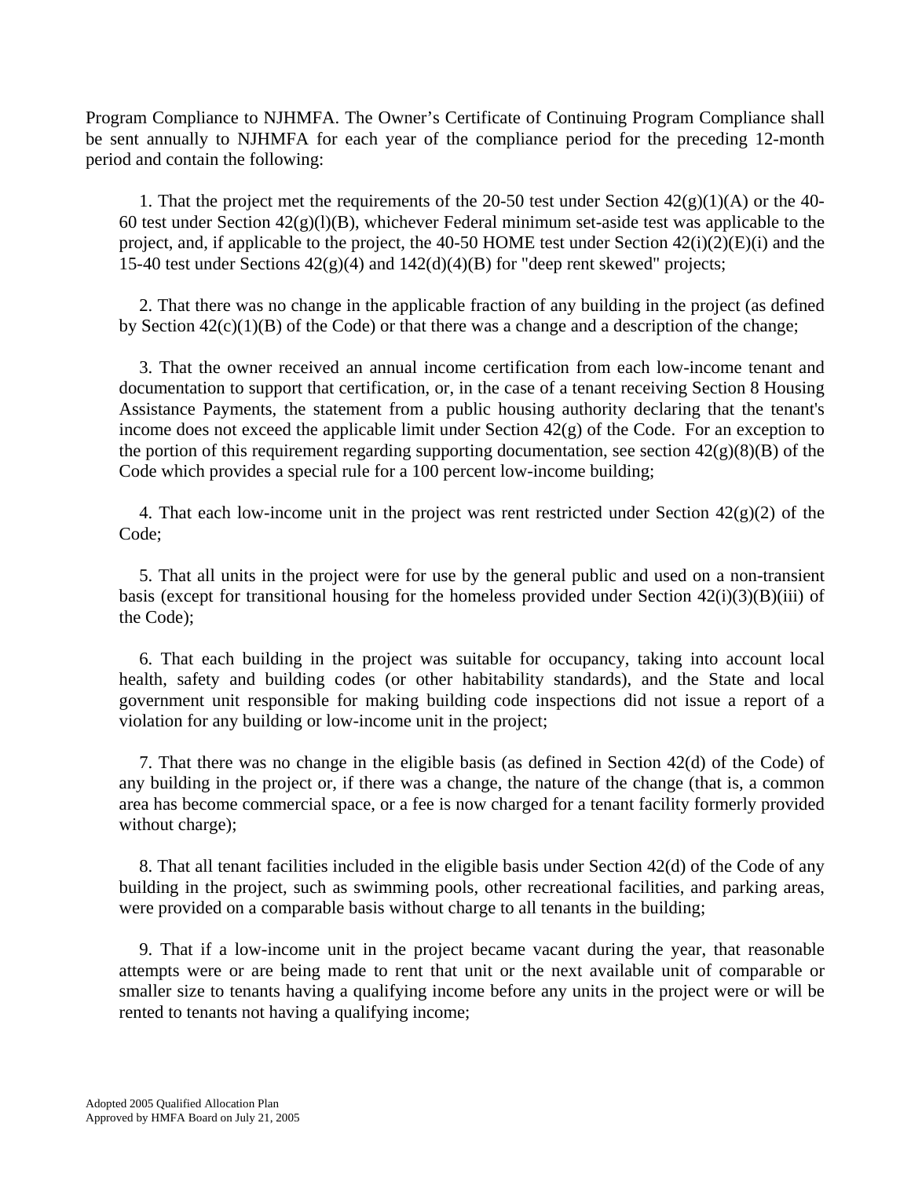Program Compliance to NJHMFA. The Owner's Certificate of Continuing Program Compliance shall be sent annually to NJHMFA for each year of the compliance period for the preceding 12-month period and contain the following:

1. That the project met the requirements of the 20-50 test under Section 42(g)(1)(A) or the 40-60 test under Section 42(g)(l)(B), whichever Federal minimum set-aside test was applicable to the project, and, if applicable to the project, the 40-50 HOME test under Section 42(i)(2)(E)(i) and the 15-40 test under Sections 42(g)(4) and 142(d)(4)(B) for "deep rent skewed" projects;

2. That there was no change in the applicable fraction of any building in the project (as defined by Section 42(c)(1)(B) of the Code) or that there was a change and a description of the change;

3. That the owner received an annual income certification from each low-income tenant and documentation to support that certification, or, in the case of a tenant receiving Section 8 Housing Assistance Payments, the statement from a public housing authority declaring that the tenant's income does not exceed the applicable limit under Section 42(g) of the Code. For an exception to the portion of this requirement regarding supporting documentation, see section 42(g)(8)(B) of the Code which provides a special rule for a 100 percent low-income building;

4. That each low-income unit in the project was rent restricted under Section 42(g)(2) of the Code;

5. That all units in the project were for use by the general public and used on a non-transient basis (except for transitional housing for the homeless provided under Section 42(i)(3)(B)(iii) of the Code);

6. That each building in the project was suitable for occupancy, taking into account local health, safety and building codes (or other habitability standards), and the State and local government unit responsible for making building code inspections did not issue a report of a violation for any building or low-income unit in the project;

7. That there was no change in the eligible basis (as defined in Section 42(d) of the Code) of any building in the project or, if there was a change, the nature of the change (that is, a common area has become commercial space, or a fee is now charged for a tenant facility formerly provided without charge);

8. That all tenant facilities included in the eligible basis under Section 42(d) of the Code of any building in the project, such as swimming pools, other recreational facilities, and parking areas, were provided on a comparable basis without charge to all tenants in the building;

9. That if a low-income unit in the project became vacant during the year, that reasonable attempts were or are being made to rent that unit or the next available unit of comparable or smaller size to tenants having a qualifying income before any units in the project were or will be rented to tenants not having a qualifying income;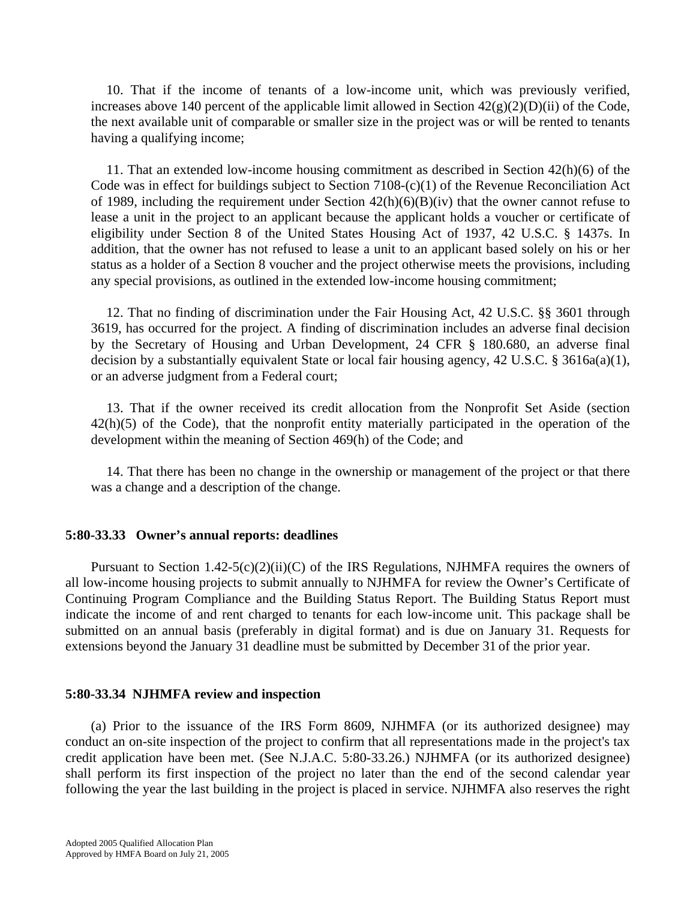10. That if the income of tenants of a low-income unit, which was previously verified, increases above 140 percent of the applicable limit allowed in Section 42(g)(2)(D)(ii) of the Code, the next available unit of comparable or smaller size in the project was or will be rented to tenants having a qualifying income;

11. That an extended low-income housing commitment as described in Section 42(h)(6) of the Code was in effect for buildings subject to Section 7108-(c)(1) of the Revenue Reconciliation Act of 1989, including the requirement under Section 42(h)(6)(B)(iv) that the owner cannot refuse to lease a unit in the project to an applicant because the applicant holds a voucher or certificate of eligibility under Section 8 of the United States Housing Act of 1937, 42 U.S.C. § 1437s. In addition, that the owner has not refused to lease a unit to an applicant based solely on his or her status as a holder of a Section 8 voucher and the project otherwise meets the provisions, including any special provisions, as outlined in the extended low-income housing commitment;

12. That no finding of discrimination under the Fair Housing Act, 42 U.S.C. §§ 3601 through 3619, has occurred for the project. A finding of discrimination includes an adverse final decision by the Secretary of Housing and Urban Development, 24 CFR § 180.680, an adverse final decision by a substantially equivalent State or local fair housing agency, 42 U.S.C. § 3616a(a)(1), or an adverse judgment from a Federal court;

13. That if the owner received its credit allocation from the Nonprofit Set Aside (section 42(h)(5) of the Code), that the nonprofit entity materially participated in the operation of the development within the meaning of Section 469(h) of the Code; and

14. That there has been no change in the ownership or management of the project or that there was a change and a description of the change.

### 5:80-33.33 Owner's annual reports: deadlines

Pursuant to Section 1.42-5(c)(2)(ii)(C) of the IRS Regulations, NJHMFA requires the owners of all low-income housing projects to submit annually to NJHMFA for review the Owner's Certificate of Continuing Program Compliance and the Building Status Report. The Building Status Report must indicate the income of and rent charged to tenants for each low-income unit. This package shall be submitted on an annual basis (preferably in digital format) and is due on January 31. Requests for extensions beyond the January 31 deadline must be submitted by December 31 of the prior year.

### 5:80-33.34 NJHMFA review and inspection

(a) Prior to the issuance of the IRS Form 8609, NJHMFA (or its authorized designee) may conduct an on-site inspection of the project to confirm that all representations made in the project's tax credit application have been met. (See N.J.A.C. 5:80-33.26.) NJHMFA (or its authorized designee) shall perform its first inspection of the project no later than the end of the second calendar year following the year the last building in the project is placed in service. NJHMFA also reserves the right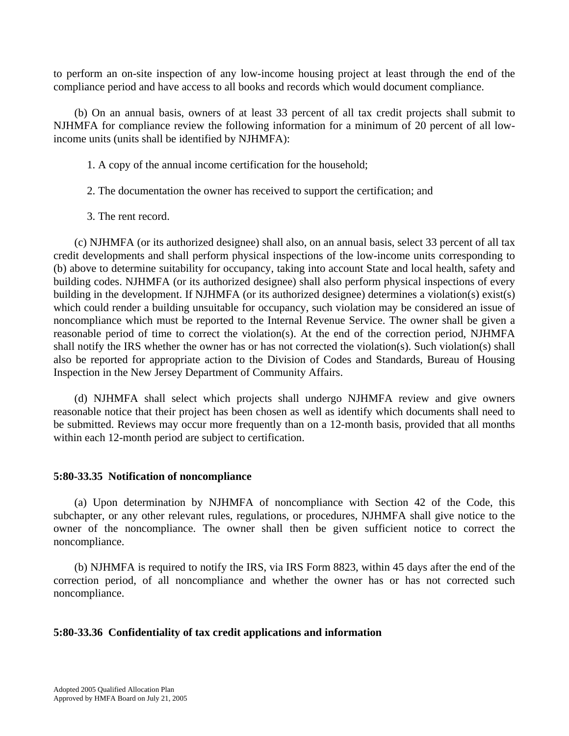to perform an on-site inspection of any low-income housing project at least through the end of the compliance period and have access to all books and records which would document compliance.

(b) On an annual basis, owners of at least 33 percent of all tax credit projects shall submit to NJHMFA for compliance review the following information for a minimum of 20 percent of all low-income units (units shall be identified by NJHMFA):

1. A copy of the annual income certification for the household;

2. The documentation the owner has received to support the certification; and

3. The rent record.

(c) NJHMFA (or its authorized designee) shall also, on an annual basis, select 33 percent of all tax credit developments and shall perform physical inspections of the low-income units corresponding to (b) above to determine suitability for occupancy, taking into account State and local health, safety and building codes. NJHMFA (or its authorized designee) shall also perform physical inspections of every building in the development. If NJHMFA (or its authorized designee) determines a violation(s) exist(s) which could render a building unsuitable for occupancy, such violation may be considered an issue of noncompliance which must be reported to the Internal Revenue Service. The owner shall be given a reasonable period of time to correct the violation(s). At the end of the correction period, NJHMFA shall notify the IRS whether the owner has or has not corrected the violation(s). Such violation(s) shall also be reported for appropriate action to the Division of Codes and Standards, Bureau of Housing Inspection in the New Jersey Department of Community Affairs.

(d) NJHMFA shall select which projects shall undergo NJHMFA review and give owners reasonable notice that their project has been chosen as well as identify which documents shall need to be submitted. Reviews may occur more frequently than on a 12-month basis, provided that all months within each 12-month period are subject to certification.

### 5:80-33.35 Notification of noncompliance

(a) Upon determination by NJHMFA of noncompliance with Section 42 of the Code, this subchapter, or any other relevant rules, regulations, or procedures, NJHMFA shall give notice to the owner of the noncompliance. The owner shall then be given sufficient notice to correct the noncompliance.

(b) NJHMFA is required to notify the IRS, via IRS Form 8823, within 45 days after the end of the correction period, of all noncompliance and whether the owner has or has not corrected such noncompliance.

### 5:80-33.36 Confidentiality of tax credit applications and information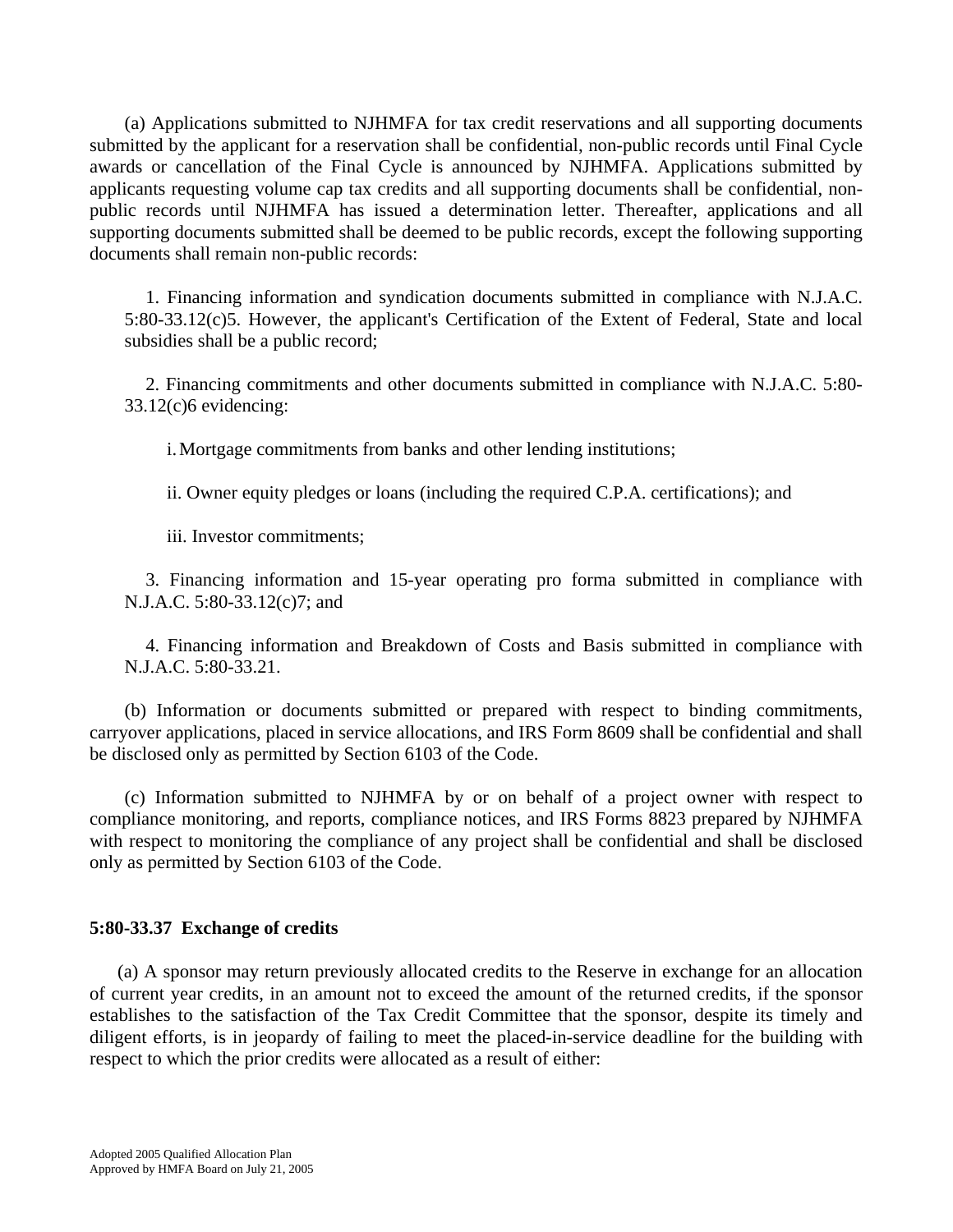(a) Applications submitted to NJHMFA for tax credit reservations and all supporting documents submitted by the applicant for a reservation shall be confidential, non-public records until Final Cycle awards or cancellation of the Final Cycle is announced by NJHMFA. Applications submitted by applicants requesting volume cap tax credits and all supporting documents shall be confidential, non-public records until NJHMFA has issued a determination letter. Thereafter, applications and all supporting documents submitted shall be deemed to be public records, except the following supporting documents shall remain non-public records:

1. Financing information and syndication documents submitted in compliance with N.J.A.C. 5:80-33.12(c)5. However, the applicant's Certification of the Extent of Federal, State and local subsidies shall be a public record;

2. Financing commitments and other documents submitted in compliance with N.J.A.C. 5:80-33.12(c)6 evidencing:

    i. Mortgage commitments from banks and other lending institutions;

    ii. Owner equity pledges or loans (including the required C.P.A. certifications); and

    iii. Investor commitments;

3. Financing information and 15-year operating pro forma submitted in compliance with N.J.A.C. 5:80-33.12(c)7; and

4. Financing information and Breakdown of Costs and Basis submitted in compliance with N.J.A.C. 5:80-33.21.

(b) Information or documents submitted or prepared with respect to binding commitments, carryover applications, placed in service allocations, and IRS Form 8609 shall be confidential and shall be disclosed only as permitted by Section 6103 of the Code.

(c) Information submitted to NJHMFA by or on behalf of a project owner with respect to compliance monitoring, and reports, compliance notices, and IRS Forms 8823 prepared by NJHMFA with respect to monitoring the compliance of any project shall be confidential and shall be disclosed only as permitted by Section 6103 of the Code.

**5:80-33.37 Exchange of credits**

(a) A sponsor may return previously allocated credits to the Reserve in exchange for an allocation of current year credits, in an amount not to exceed the amount of the returned credits, if the sponsor establishes to the satisfaction of the Tax Credit Committee that the sponsor, despite its timely and diligent efforts, is in jeopardy of failing to meet the placed-in-service deadline for the building with respect to which the prior credits were allocated as a result of either: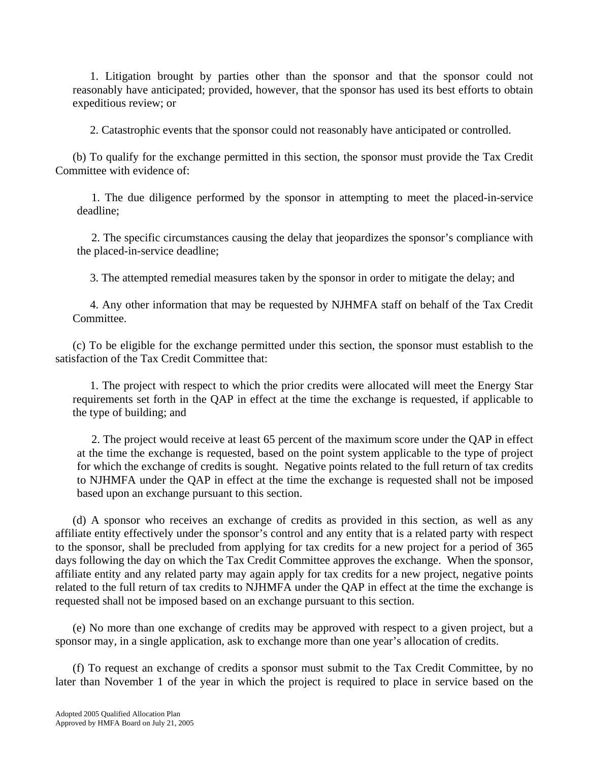1. Litigation brought by parties other than the sponsor and that the sponsor could not reasonably have anticipated; provided, however, that the sponsor has used its best efforts to obtain expeditious review; or

2. Catastrophic events that the sponsor could not reasonably have anticipated or controlled.

(b) To qualify for the exchange permitted in this section, the sponsor must provide the Tax Credit Committee with evidence of:

1. The due diligence performed by the sponsor in attempting to meet the placed-in-service deadline;

2. The specific circumstances causing the delay that jeopardizes the sponsor's compliance with the placed-in-service deadline;

3. The attempted remedial measures taken by the sponsor in order to mitigate the delay; and

4. Any other information that may be requested by NJHMFA staff on behalf of the Tax Credit Committee.

(c) To be eligible for the exchange permitted under this section, the sponsor must establish to the satisfaction of the Tax Credit Committee that:

1. The project with respect to which the prior credits were allocated will meet the Energy Star requirements set forth in the QAP in effect at the time the exchange is requested, if applicable to the type of building; and

2. The project would receive at least 65 percent of the maximum score under the QAP in effect at the time the exchange is requested, based on the point system applicable to the type of project for which the exchange of credits is sought. Negative points related to the full return of tax credits to NJHMFA under the QAP in effect at the time the exchange is requested shall not be imposed based upon an exchange pursuant to this section.

(d) A sponsor who receives an exchange of credits as provided in this section, as well as any affiliate entity effectively under the sponsor's control and any entity that is a related party with respect to the sponsor, shall be precluded from applying for tax credits for a new project for a period of 365 days following the day on which the Tax Credit Committee approves the exchange. When the sponsor, affiliate entity and any related party may again apply for tax credits for a new project, negative points related to the full return of tax credits to NJHMFA under the QAP in effect at the time the exchange is requested shall not be imposed based on an exchange pursuant to this section.

(e) No more than one exchange of credits may be approved with respect to a given project, but a sponsor may, in a single application, ask to exchange more than one year's allocation of credits.

(f) To request an exchange of credits a sponsor must submit to the Tax Credit Committee, by no later than November 1 of the year in which the project is required to place in service based on the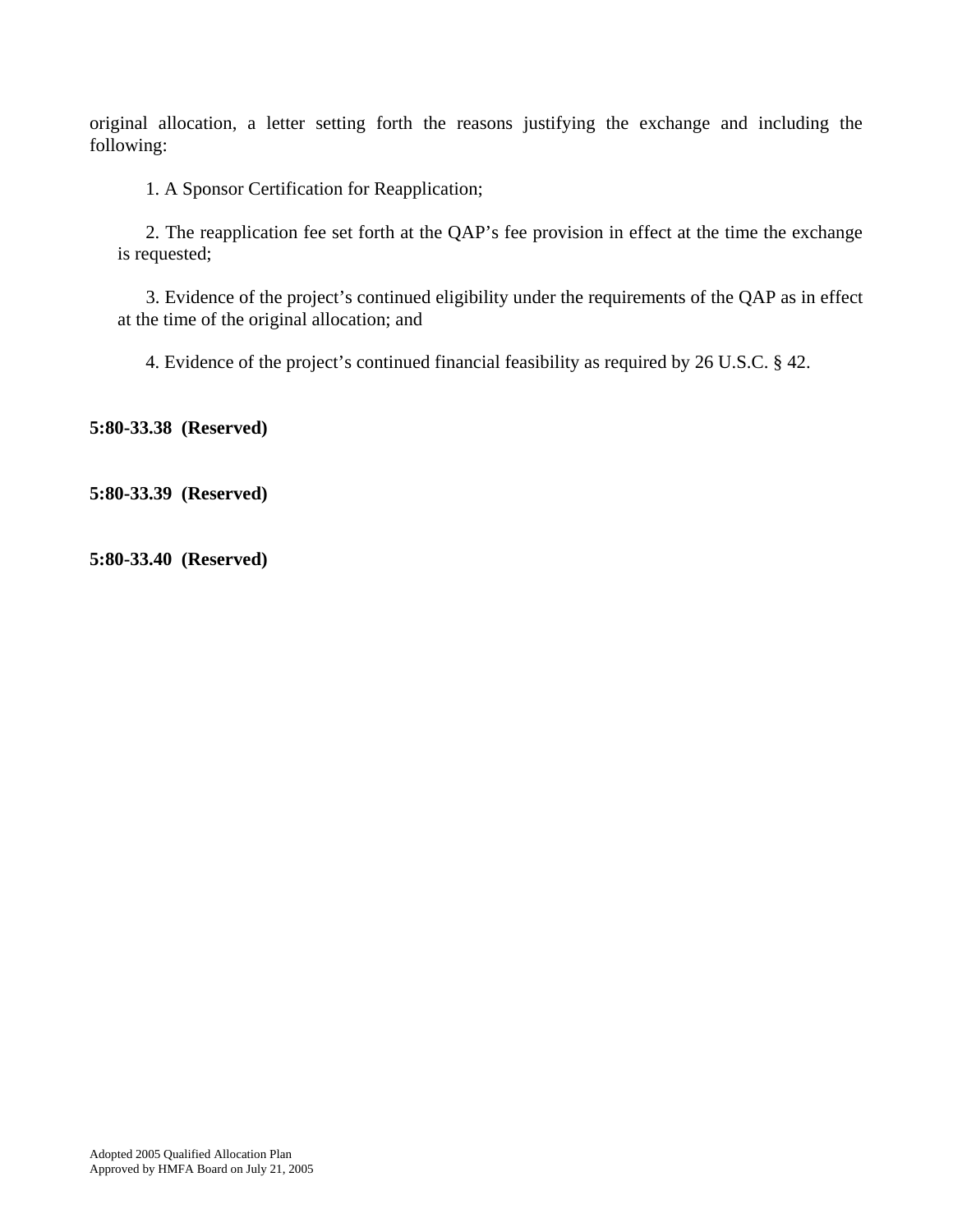original allocation, a letter setting forth the reasons justifying the exchange and including the following:

1. A Sponsor Certification for Reapplication;

2. The reapplication fee set forth at the QAP's fee provision in effect at the time the exchange is requested;

3. Evidence of the project's continued eligibility under the requirements of the QAP as in effect at the time of the original allocation; and

4. Evidence of the project's continued financial feasibility as required by 26 U.S.C. § 42.

**5:80-33.38 (Reserved)**

**5:80-33.39 (Reserved)**

**5:80-33.40 (Reserved)**